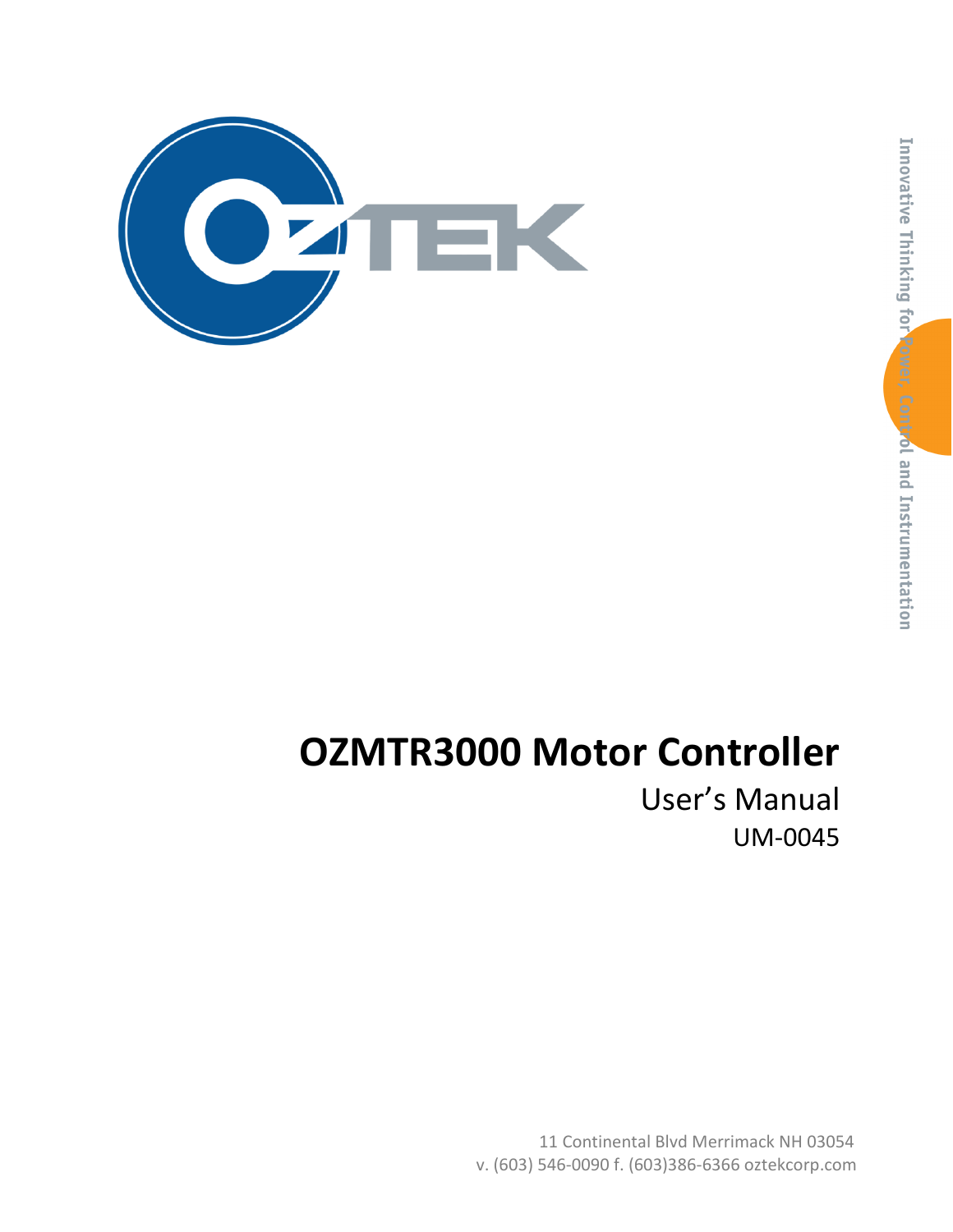Innovative Thinking for Power, Control and Instrumentation

# OZMTR3000 Motor Controller

## User's Manual

UM-0045

11 Continental Blvd Merrimack NH 03054
v. (603) 546-0090 f. (603)386-6366 oztekcorp.com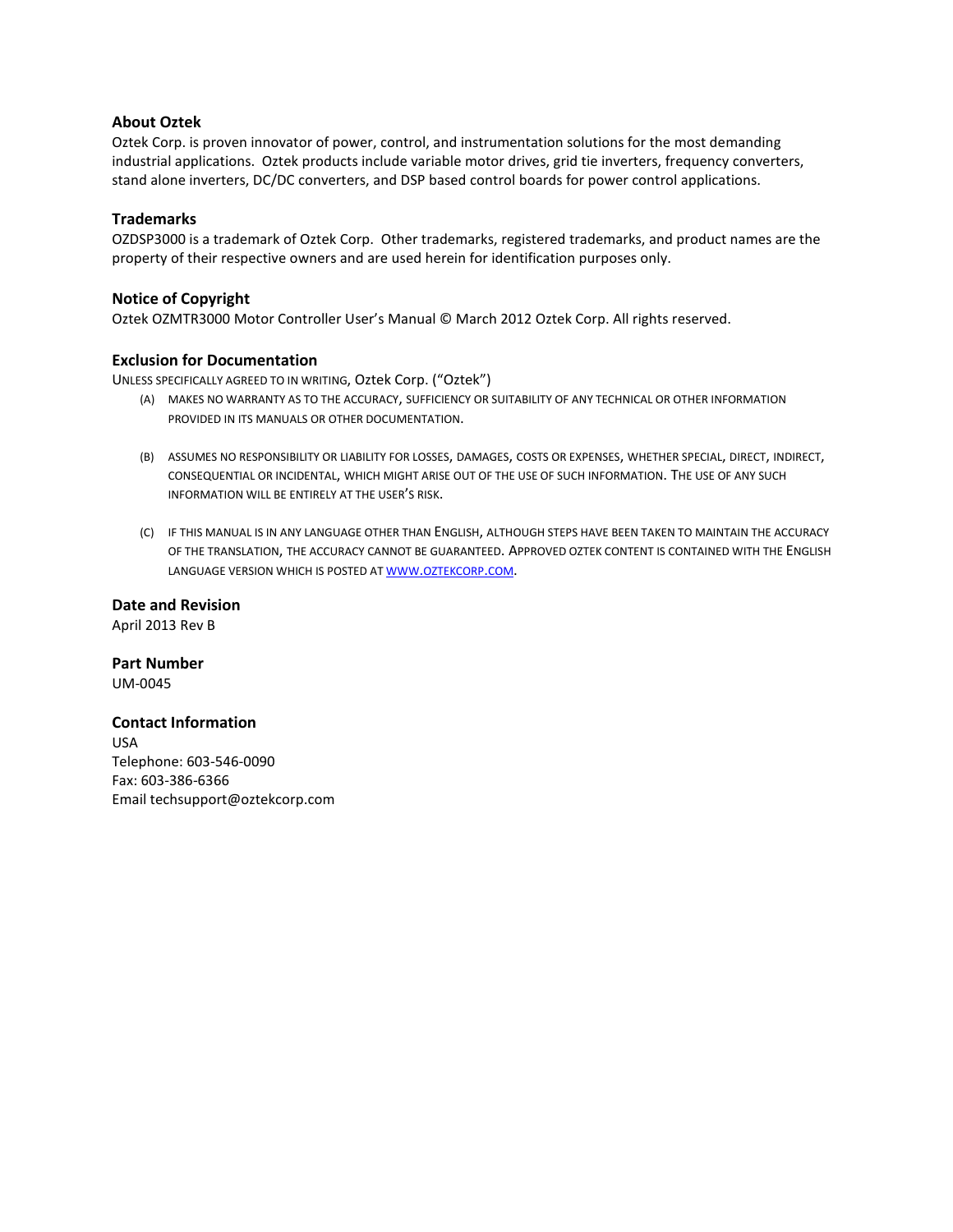## About Oztek

Oztek Corp. is proven innovator of power, control, and instrumentation solutions for the most demanding industrial applications. Oztek products include variable motor drives, grid tie inverters, frequency converters, stand alone inverters, DC/DC converters, and DSP based control boards for power control applications.

## Trademarks

OZDSP3000 is a trademark of Oztek Corp. Other trademarks, registered trademarks, and product names are the property of their respective owners and are used herein for identification purposes only.

## Notice of Copyright

Oztek OZMTR3000 Motor Controller User's Manual © March 2012 Oztek Corp. All rights reserved.

## Exclusion for Documentation

UNLESS SPECIFICALLY AGREED TO IN WRITING, Oztek Corp. ("Oztek")

(A) MAKES NO WARRANTY AS TO THE ACCURACY, SUFFICIENCY OR SUITABILITY OF ANY TECHNICAL OR OTHER INFORMATION PROVIDED IN ITS MANUALS OR OTHER DOCUMENTATION.

(B) ASSUMES NO RESPONSIBILITY OR LIABILITY FOR LOSSES, DAMAGES, COSTS OR EXPENSES, WHETHER SPECIAL, DIRECT, INDIRECT, CONSEQUENTIAL OR INCIDENTAL, WHICH MIGHT ARISE OUT OF THE USE OF SUCH INFORMATION. THE USE OF ANY SUCH INFORMATION WILL BE ENTIRELY AT THE USER'S RISK.

(C) IF THIS MANUAL IS IN ANY LANGUAGE OTHER THAN ENGLISH, ALTHOUGH STEPS HAVE BEEN TAKEN TO MAINTAIN THE ACCURACY OF THE TRANSLATION, THE ACCURACY CANNOT BE GUARANTEED. APPROVED OZTEK CONTENT IS CONTAINED WITH THE ENGLISH LANGUAGE VERSION WHICH IS POSTED AT WWW.OZTEKCORP.COM.

## Date and Revision

April 2013 Rev B

## Part Number

UM-0045

## Contact Information

USA
Telephone: 603-546-0090
Fax: 603-386-6366
Email techsupport@oztekcorp.com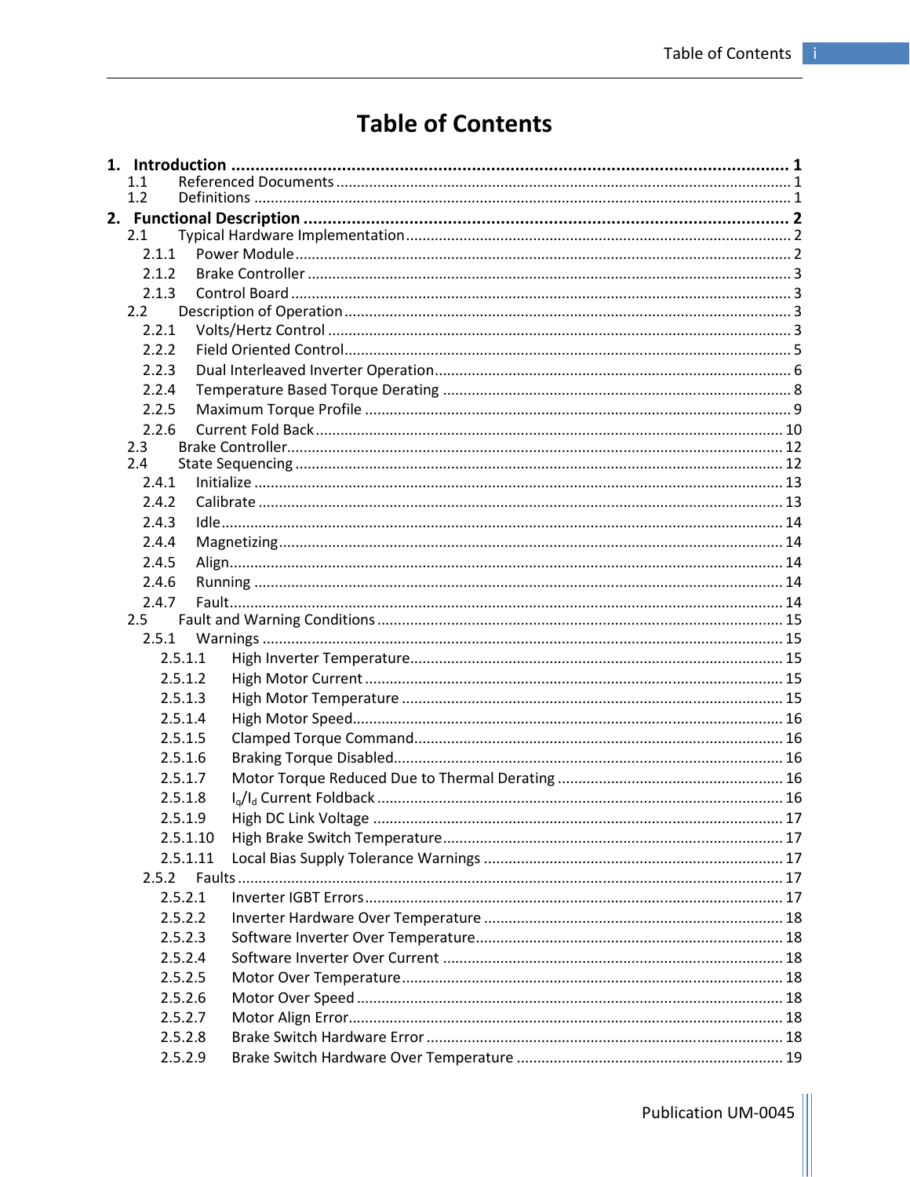# Table of Contents

**1. Introduction ........................................................................................................ 1**

1.1 Referenced Documents .......................................................................................... 1

1.2 Definitions ............................................................................................................. 1

**2. Functional Description ........................................................................................ 2**

2.1 Typical Hardware Implementation .......................................................................... 2

2.1.1 Power Module ...................................................................................................... 2

2.1.2 Brake Controller .................................................................................................... 3

2.1.3 Control Board ....................................................................................................... 3

2.2 Description of Operation ......................................................................................... 3

2.2.1 Volts/Hertz Control ............................................................................................... 3

2.2.2 Field Oriented Control ........................................................................................... 5

2.2.3 Dual Interleaved Inverter Operation ....................................................................... 6

2.2.4 Temperature Based Torque Derating ....................................................................... 8

2.2.5 Maximum Torque Profile ........................................................................................ 9

2.2.6 Current Fold Back ................................................................................................ 10

2.3 Brake Controller ................................................................................................... 12

2.4 State Sequencing .................................................................................................. 12

2.4.1 Initialize .............................................................................................................. 13

2.4.2 Calibrate ............................................................................................................. 13

2.4.3 Idle ..................................................................................................................... 14

2.4.4 Magnetizing ......................................................................................................... 14

2.4.5 Align ................................................................................................................... 14

2.4.6 Running .............................................................................................................. 14

2.4.7 Fault ................................................................................................................... 14

2.5 Fault and Warning Conditions ................................................................................ 15

2.5.1 Warnings ............................................................................................................. 15

2.5.1.1 High Inverter Temperature .................................................................................. 15

2.5.1.2 High Motor Current ............................................................................................. 15

2.5.1.3 High Motor Temperature ..................................................................................... 15

2.5.1.4 High Motor Speed ............................................................................................... 16

2.5.1.5 Clamped Torque Command .................................................................................. 16

2.5.1.6 Braking Torque Disabled ...................................................................................... 16

2.5.1.7 Motor Torque Reduced Due to Thermal Derating .................................................. 16

2.5.1.8 $I_q/I_d$ Current Foldback ................................................................................. 16

2.5.1.9 High DC Link Voltage .......................................................................................... 17

2.5.1.10 High Brake Switch Temperature ......................................................................... 17

2.5.1.11 Local Bias Supply Tolerance Warnings ................................................................ 17

2.5.2 Faults .................................................................................................................. 17

2.5.2.1 Inverter IGBT Errors ............................................................................................ 17

2.5.2.2 Inverter Hardware Over Temperature .................................................................. 18

2.5.2.3 Software Inverter Over Temperature .................................................................... 18

2.5.2.4 Software Inverter Over Current ............................................................................ 18

2.5.2.5 Motor Over Temperature ..................................................................................... 18

2.5.2.6 Motor Over Speed ............................................................................................... 18

2.5.2.7 Motor Align Error ................................................................................................ 18

2.5.2.8 Brake Switch Hardware Error ............................................................................... 18

2.5.2.9 Brake Switch Hardware Over Temperature ........................................................... 19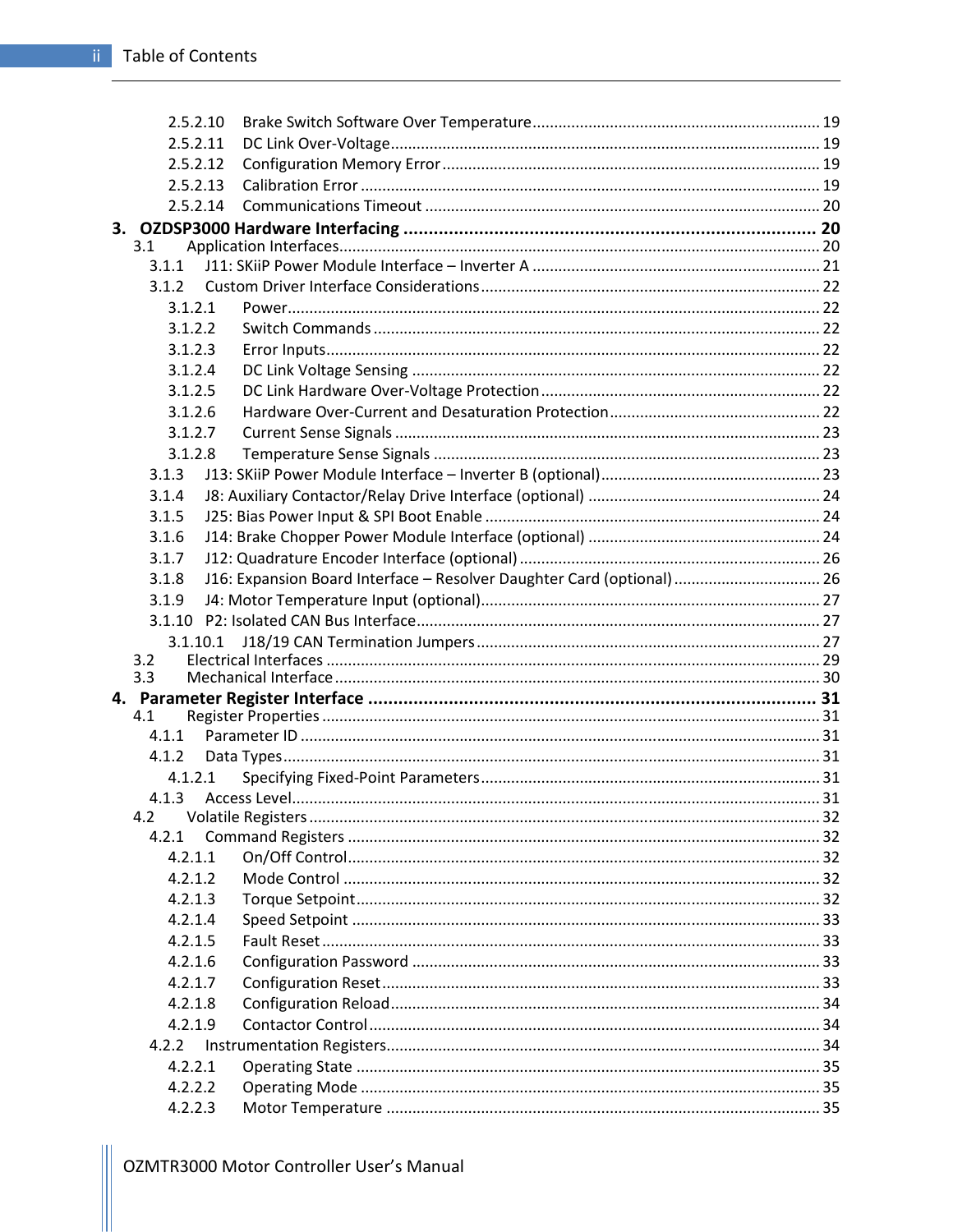2.5.2.10 Brake Switch Software Over Temperature ........ 19
2.5.2.11 DC Link Over-Voltage ........ 19
2.5.2.12 Configuration Memory Error ........ 19
2.5.2.13 Calibration Error ........ 19
2.5.2.14 Communications Timeout ........ 20

**3. OZDSP3000 Hardware Interfacing ........ 20**

3.1 Application Interfaces ........ 20
3.1.1 J11: SKiiP Power Module Interface – Inverter A ........ 21
3.1.2 Custom Driver Interface Considerations ........ 22
3.1.2.1 Power ........ 22
3.1.2.2 Switch Commands ........ 22
3.1.2.3 Error Inputs ........ 22
3.1.2.4 DC Link Voltage Sensing ........ 22
3.1.2.5 DC Link Hardware Over-Voltage Protection ........ 22
3.1.2.6 Hardware Over-Current and Desaturation Protection ........ 22
3.1.2.7 Current Sense Signals ........ 23
3.1.2.8 Temperature Sense Signals ........ 23
3.1.3 J13: SKiiP Power Module Interface – Inverter B (optional) ........ 23
3.1.4 J8: Auxiliary Contactor/Relay Drive Interface (optional) ........ 24
3.1.5 J25: Bias Power Input & SPI Boot Enable ........ 24
3.1.6 J14: Brake Chopper Power Module Interface (optional) ........ 24
3.1.7 J12: Quadrature Encoder Interface (optional) ........ 26
3.1.8 J16: Expansion Board Interface – Resolver Daughter Card (optional) ........ 26
3.1.9 J4: Motor Temperature Input (optional) ........ 27
3.1.10 P2: Isolated CAN Bus Interface ........ 27
3.1.10.1 J18/19 CAN Termination Jumpers ........ 27
3.2 Electrical Interfaces ........ 29
3.3 Mechanical Interface ........ 30

**4. Parameter Register Interface ........ 31**

4.1 Register Properties ........ 31
4.1.1 Parameter ID ........ 31
4.1.2 Data Types ........ 31
4.1.2.1 Specifying Fixed-Point Parameters ........ 31
4.1.3 Access Level ........ 31
4.2 Volatile Registers ........ 32
4.2.1 Command Registers ........ 32
4.2.1.1 On/Off Control ........ 32
4.2.1.2 Mode Control ........ 32
4.2.1.3 Torque Setpoint ........ 32
4.2.1.4 Speed Setpoint ........ 33
4.2.1.5 Fault Reset ........ 33
4.2.1.6 Configuration Password ........ 33
4.2.1.7 Configuration Reset ........ 33
4.2.1.8 Configuration Reload ........ 34
4.2.1.9 Contactor Control ........ 34
4.2.2 Instrumentation Registers ........ 34
4.2.2.1 Operating State ........ 35
4.2.2.2 Operating Mode ........ 35
4.2.2.3 Motor Temperature ........ 35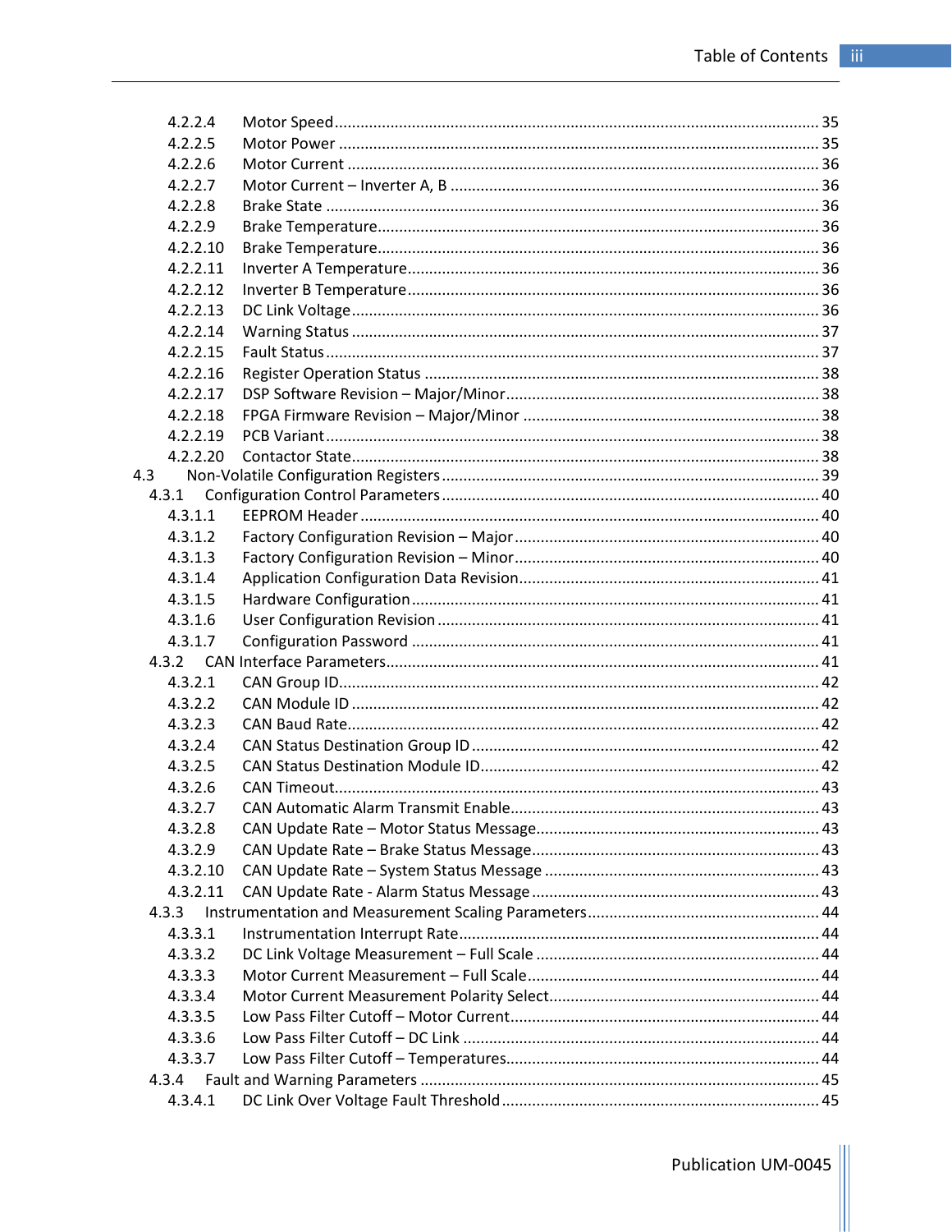4.2.2.4 Motor Speed ........................................................ 35
4.2.2.5 Motor Power ........................................................ 35
4.2.2.6 Motor Current ........................................................ 36
4.2.2.7 Motor Current – Inverter A, B ........................................................ 36
4.2.2.8 Brake State ........................................................ 36
4.2.2.9 Brake Temperature ........................................................ 36
4.2.2.10 Brake Temperature ........................................................ 36
4.2.2.11 Inverter A Temperature ........................................................ 36
4.2.2.12 Inverter B Temperature ........................................................ 36
4.2.2.13 DC Link Voltage ........................................................ 36
4.2.2.14 Warning Status ........................................................ 37
4.2.2.15 Fault Status ........................................................ 37
4.2.2.16 Register Operation Status ........................................................ 38
4.2.2.17 DSP Software Revision – Major/Minor ........................................................ 38
4.2.2.18 FPGA Firmware Revision – Major/Minor ........................................................ 38
4.2.2.19 PCB Variant ........................................................ 38
4.2.2.20 Contactor State ........................................................ 38

4.3 Non-Volatile Configuration Registers ........................................................ 39

4.3.1 Configuration Control Parameters ........................................................ 40

4.3.1.1 EEPROM Header ........................................................ 40
4.3.1.2 Factory Configuration Revision – Major ........................................................ 40
4.3.1.3 Factory Configuration Revision – Minor ........................................................ 40
4.3.1.4 Application Configuration Data Revision ........................................................ 41
4.3.1.5 Hardware Configuration ........................................................ 41
4.3.1.6 User Configuration Revision ........................................................ 41
4.3.1.7 Configuration Password ........................................................ 41

4.3.2 CAN Interface Parameters ........................................................ 41

4.3.2.1 CAN Group ID ........................................................ 42
4.3.2.2 CAN Module ID ........................................................ 42
4.3.2.3 CAN Baud Rate ........................................................ 42
4.3.2.4 CAN Status Destination Group ID ........................................................ 42
4.3.2.5 CAN Status Destination Module ID ........................................................ 42
4.3.2.6 CAN Timeout ........................................................ 43
4.3.2.7 CAN Automatic Alarm Transmit Enable ........................................................ 43
4.3.2.8 CAN Update Rate – Motor Status Message ........................................................ 43
4.3.2.9 CAN Update Rate – Brake Status Message ........................................................ 43
4.3.2.10 CAN Update Rate – System Status Message ........................................................ 43
4.3.2.11 CAN Update Rate - Alarm Status Message ........................................................ 43

4.3.3 Instrumentation and Measurement Scaling Parameters ........................................................ 44

4.3.3.1 Instrumentation Interrupt Rate ........................................................ 44
4.3.3.2 DC Link Voltage Measurement – Full Scale ........................................................ 44
4.3.3.3 Motor Current Measurement – Full Scale ........................................................ 44
4.3.3.4 Motor Current Measurement Polarity Select ........................................................ 44
4.3.3.5 Low Pass Filter Cutoff – Motor Current ........................................................ 44
4.3.3.6 Low Pass Filter Cutoff – DC Link ........................................................ 44
4.3.3.7 Low Pass Filter Cutoff – Temperatures ........................................................ 44

4.3.4 Fault and Warning Parameters ........................................................ 45

4.3.4.1 DC Link Over Voltage Fault Threshold ........................................................ 45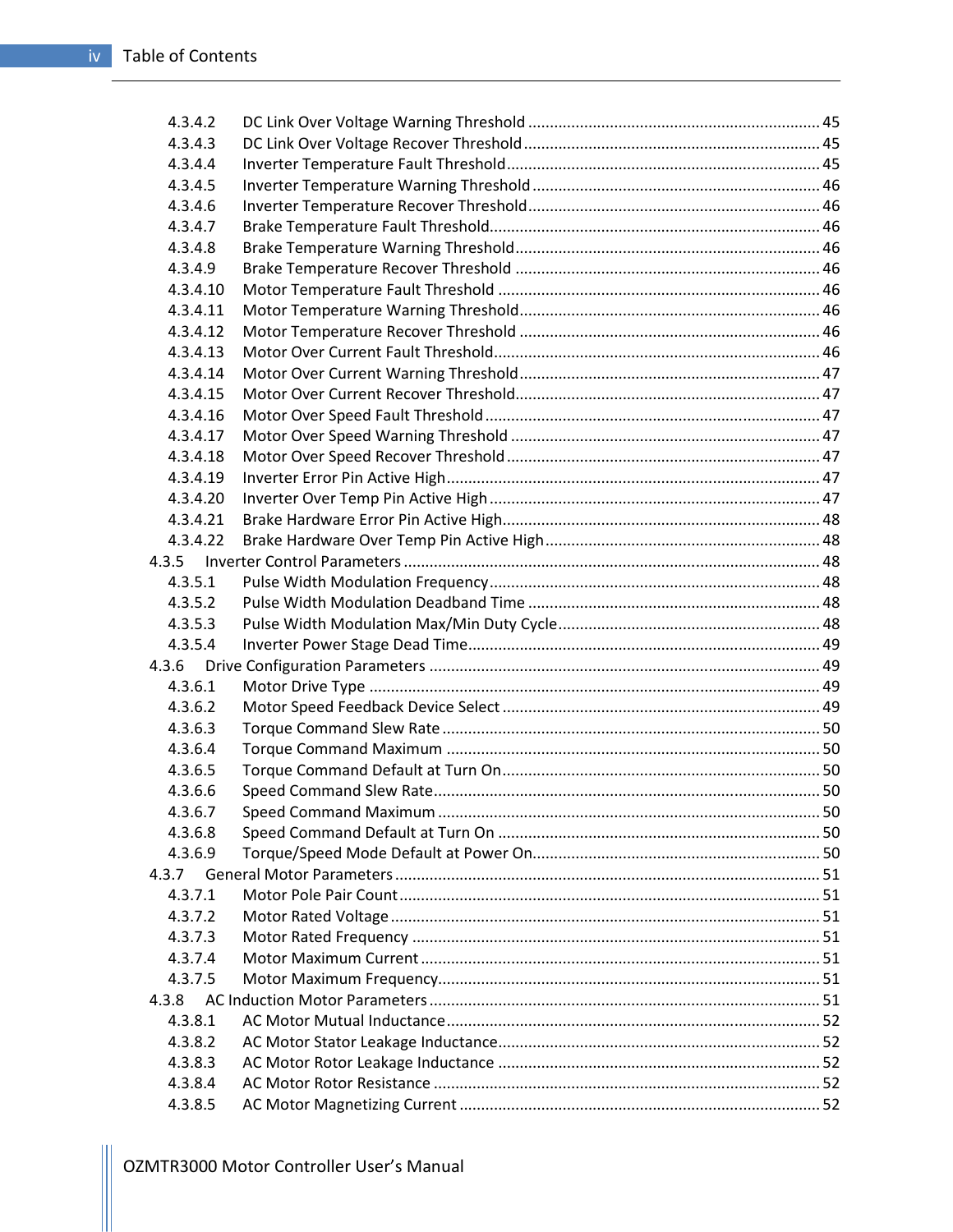4.3.4.2 DC Link Over Voltage Warning Threshold ........ 45
4.3.4.3 DC Link Over Voltage Recover Threshold ........ 45
4.3.4.4 Inverter Temperature Fault Threshold ........ 45
4.3.4.5 Inverter Temperature Warning Threshold ........ 46
4.3.4.6 Inverter Temperature Recover Threshold ........ 46
4.3.4.7 Brake Temperature Fault Threshold ........ 46
4.3.4.8 Brake Temperature Warning Threshold ........ 46
4.3.4.9 Brake Temperature Recover Threshold ........ 46
4.3.4.10 Motor Temperature Fault Threshold ........ 46
4.3.4.11 Motor Temperature Warning Threshold ........ 46
4.3.4.12 Motor Temperature Recover Threshold ........ 46
4.3.4.13 Motor Over Current Fault Threshold ........ 46
4.3.4.14 Motor Over Current Warning Threshold ........ 47
4.3.4.15 Motor Over Current Recover Threshold ........ 47
4.3.4.16 Motor Over Speed Fault Threshold ........ 47
4.3.4.17 Motor Over Speed Warning Threshold ........ 47
4.3.4.18 Motor Over Speed Recover Threshold ........ 47
4.3.4.19 Inverter Error Pin Active High ........ 47
4.3.4.20 Inverter Over Temp Pin Active High ........ 47
4.3.4.21 Brake Hardware Error Pin Active High ........ 48
4.3.4.22 Brake Hardware Over Temp Pin Active High ........ 48

4.3.5 Inverter Control Parameters ........ 48
4.3.5.1 Pulse Width Modulation Frequency ........ 48
4.3.5.2 Pulse Width Modulation Deadband Time ........ 48
4.3.5.3 Pulse Width Modulation Max/Min Duty Cycle ........ 48
4.3.5.4 Inverter Power Stage Dead Time ........ 49

4.3.6 Drive Configuration Parameters ........ 49
4.3.6.1 Motor Drive Type ........ 49
4.3.6.2 Motor Speed Feedback Device Select ........ 49
4.3.6.3 Torque Command Slew Rate ........ 50
4.3.6.4 Torque Command Maximum ........ 50
4.3.6.5 Torque Command Default at Turn On ........ 50
4.3.6.6 Speed Command Slew Rate ........ 50
4.3.6.7 Speed Command Maximum ........ 50
4.3.6.8 Speed Command Default at Turn On ........ 50
4.3.6.9 Torque/Speed Mode Default at Power On ........ 50

4.3.7 General Motor Parameters ........ 51
4.3.7.1 Motor Pole Pair Count ........ 51
4.3.7.2 Motor Rated Voltage ........ 51
4.3.7.3 Motor Rated Frequency ........ 51
4.3.7.4 Motor Maximum Current ........ 51
4.3.7.5 Motor Maximum Frequency ........ 51

4.3.8 AC Induction Motor Parameters ........ 51
4.3.8.1 AC Motor Mutual Inductance ........ 52
4.3.8.2 AC Motor Stator Leakage Inductance ........ 52
4.3.8.3 AC Motor Rotor Leakage Inductance ........ 52
4.3.8.4 AC Motor Rotor Resistance ........ 52
4.3.8.5 AC Motor Magnetizing Current ........ 52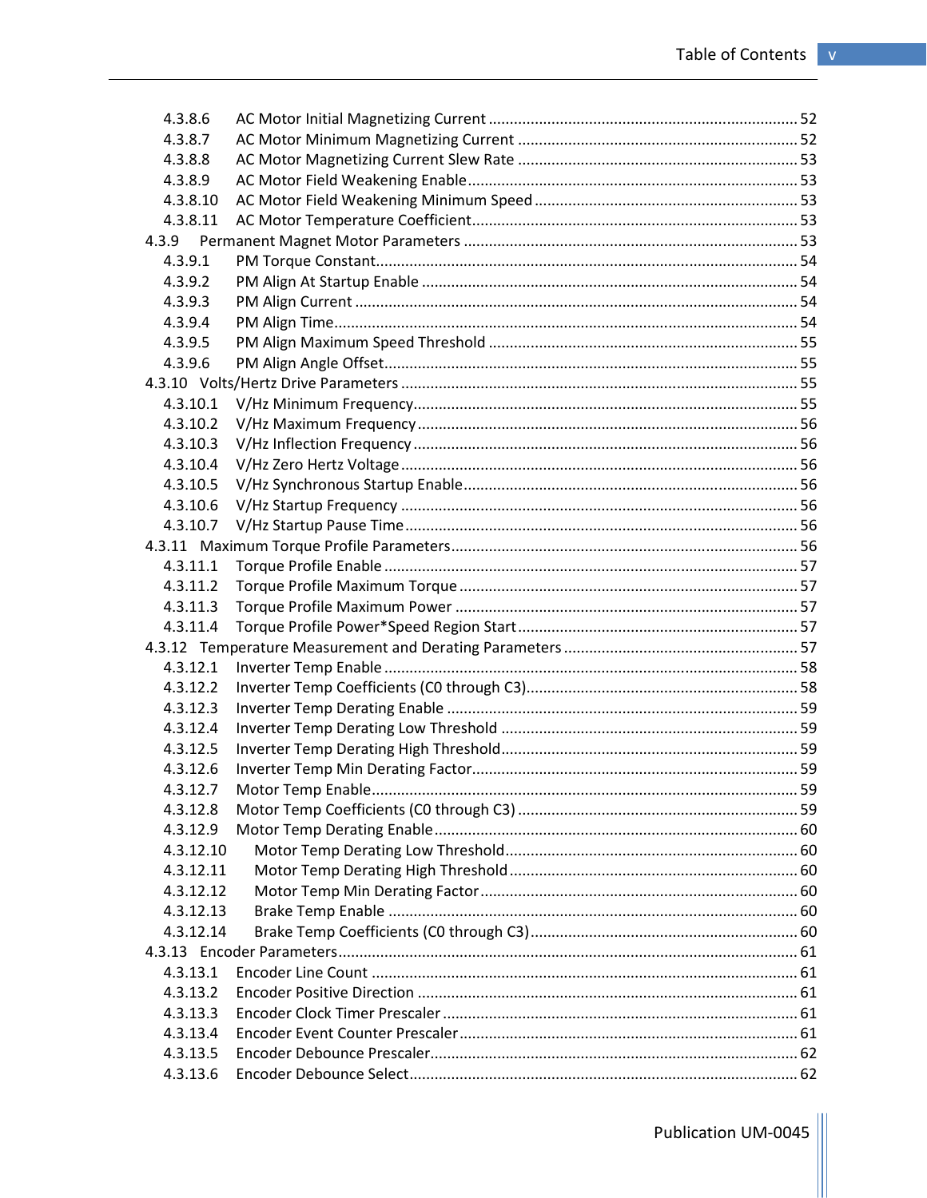4.3.8.6 AC Motor Initial Magnetizing Current ........................................................................ 52
4.3.8.7 AC Motor Minimum Magnetizing Current ................................................................... 52
4.3.8.8 AC Motor Magnetizing Current Slew Rate .................................................................. 53
4.3.8.9 AC Motor Field Weakening Enable ............................................................................. 53
4.3.8.10 AC Motor Field Weakening Minimum Speed .............................................................. 53
4.3.8.11 AC Motor Temperature Coefficient ............................................................................. 53

4.3.9 Permanent Magnet Motor Parameters ............................................................................... 53
4.3.9.1 PM Torque Constant .................................................................................................... 54
4.3.9.2 PM Align At Startup Enable ......................................................................................... 54
4.3.9.3 PM Align Current ......................................................................................................... 54
4.3.9.4 PM Align Time ............................................................................................................. 54
4.3.9.5 PM Align Maximum Speed Threshold .......................................................................... 55
4.3.9.6 PM Align Angle Offset .................................................................................................. 55

4.3.10 Volts/Hertz Drive Parameters .............................................................................................. 55
4.3.10.1 V/Hz Minimum Frequency ........................................................................................... 55
4.3.10.2 V/Hz Maximum Frequency .......................................................................................... 56
4.3.10.3 V/Hz Inflection Frequency ........................................................................................... 56
4.3.10.4 V/Hz Zero Hertz Voltage .............................................................................................. 56
4.3.10.5 V/Hz Synchronous Startup Enable ............................................................................... 56
4.3.10.6 V/Hz Startup Frequency .............................................................................................. 56
4.3.10.7 V/Hz Startup Pause Time ............................................................................................. 56

4.3.11 Maximum Torque Profile Parameters .................................................................................. 56
4.3.11.1 Torque Profile Enable .................................................................................................. 57
4.3.11.2 Torque Profile Maximum Torque ................................................................................ 57
4.3.11.3 Torque Profile Maximum Power ................................................................................. 57
4.3.11.4 Torque Profile Power*Speed Region Start .................................................................. 57

4.3.12 Temperature Measurement and Derating Parameters ........................................................ 57
4.3.12.1 Inverter Temp Enable .................................................................................................. 58
4.3.12.2 Inverter Temp Coefficients (C0 through C3) ................................................................ 58
4.3.12.3 Inverter Temp Derating Enable ................................................................................... 59
4.3.12.4 Inverter Temp Derating Low Threshold ...................................................................... 59
4.3.12.5 Inverter Temp Derating High Threshold ...................................................................... 59
4.3.12.6 Inverter Temp Min Derating Factor ............................................................................. 59
4.3.12.7 Motor Temp Enable ..................................................................................................... 59
4.3.12.8 Motor Temp Coefficients (C0 through C3) .................................................................. 59
4.3.12.9 Motor Temp Derating Enable ...................................................................................... 60
4.3.12.10 Motor Temp Derating Low Threshold ......................................................................... 60
4.3.12.11 Motor Temp Derating High Threshold ......................................................................... 60
4.3.12.12 Motor Temp Min Derating Factor ................................................................................ 60
4.3.12.13 Brake Temp Enable ...................................................................................................... 60
4.3.12.14 Brake Temp Coefficients (C0 through C3) .................................................................... 60

4.3.13 Encoder Parameters ............................................................................................................. 61
4.3.13.1 Encoder Line Count ..................................................................................................... 61
4.3.13.2 Encoder Positive Direction .......................................................................................... 61
4.3.13.3 Encoder Clock Timer Prescaler .................................................................................... 61
4.3.13.4 Encoder Event Counter Prescaler ................................................................................ 61
4.3.13.5 Encoder Debounce Prescaler ....................................................................................... 62
4.3.13.6 Encoder Debounce Select ............................................................................................ 62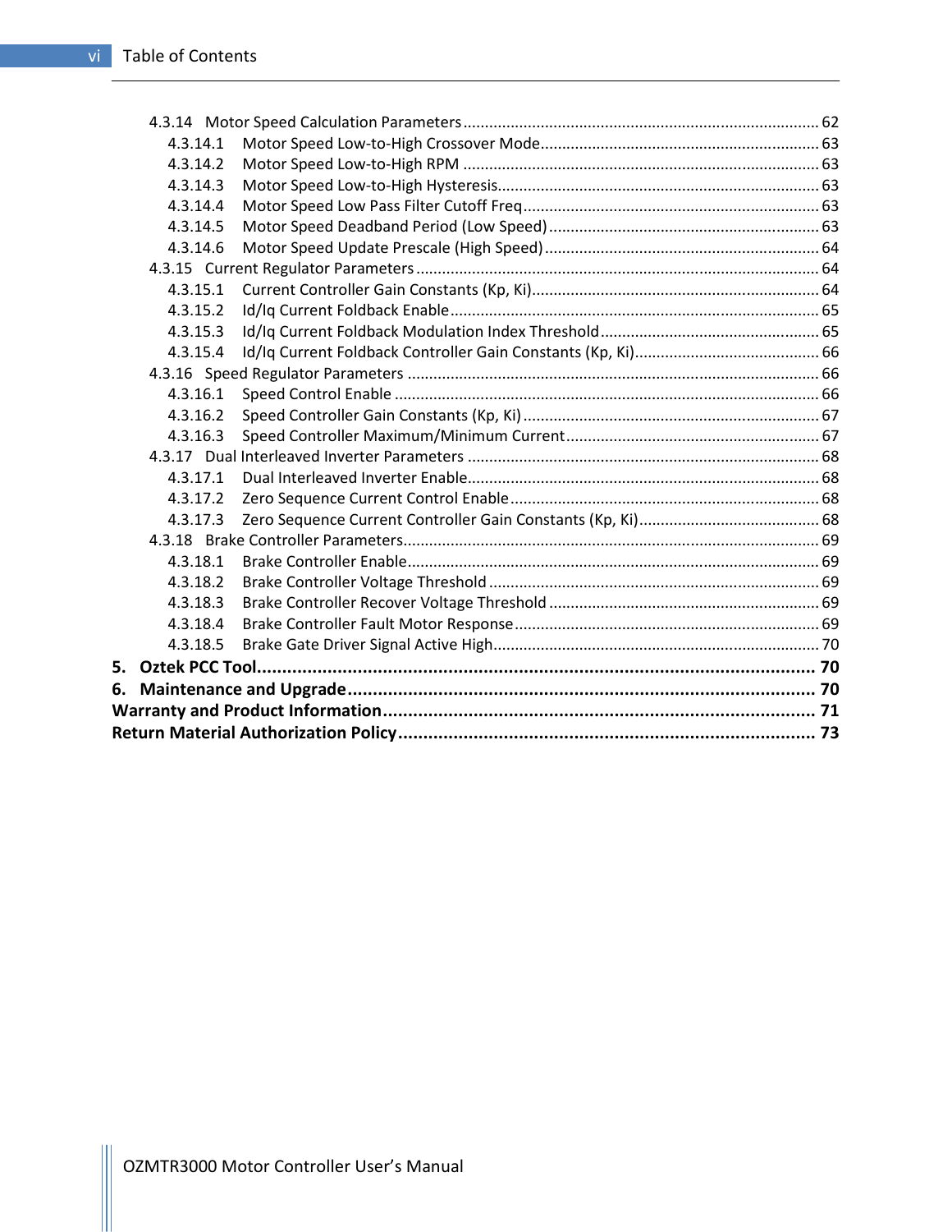4.3.14 Motor Speed Calculation Parameters .......... 62
    4.3.14.1 Motor Speed Low-to-High Crossover Mode .......... 63
    4.3.14.2 Motor Speed Low-to-High RPM .......... 63
    4.3.14.3 Motor Speed Low-to-High Hysteresis .......... 63
    4.3.14.4 Motor Speed Low Pass Filter Cutoff Freq .......... 63
    4.3.14.5 Motor Speed Deadband Period (Low Speed) .......... 63
    4.3.14.6 Motor Speed Update Prescale (High Speed) .......... 64
4.3.15 Current Regulator Parameters .......... 64
    4.3.15.1 Current Controller Gain Constants (Kp, Ki) .......... 64
    4.3.15.2 Id/Iq Current Foldback Enable .......... 65
    4.3.15.3 Id/Iq Current Foldback Modulation Index Threshold .......... 65
    4.3.15.4 Id/Iq Current Foldback Controller Gain Constants (Kp, Ki) .......... 66
4.3.16 Speed Regulator Parameters .......... 66
    4.3.16.1 Speed Control Enable .......... 66
    4.3.16.2 Speed Controller Gain Constants (Kp, Ki) .......... 67
    4.3.16.3 Speed Controller Maximum/Minimum Current .......... 67
4.3.17 Dual Interleaved Inverter Parameters .......... 68
    4.3.17.1 Dual Interleaved Inverter Enable .......... 68
    4.3.17.2 Zero Sequence Current Control Enable .......... 68
    4.3.17.3 Zero Sequence Current Controller Gain Constants (Kp, Ki) .......... 68
4.3.18 Brake Controller Parameters .......... 69
    4.3.18.1 Brake Controller Enable .......... 69
    4.3.18.2 Brake Controller Voltage Threshold .......... 69
    4.3.18.3 Brake Controller Recover Voltage Threshold .......... 69
    4.3.18.4 Brake Controller Fault Motor Response .......... 69
    4.3.18.5 Brake Gate Driver Signal Active High .......... 70

**5. Oztek PCC Tool .......... 70**

**6. Maintenance and Upgrade .......... 70**

**Warranty and Product Information .......... 71**

**Return Material Authorization Policy .......... 73**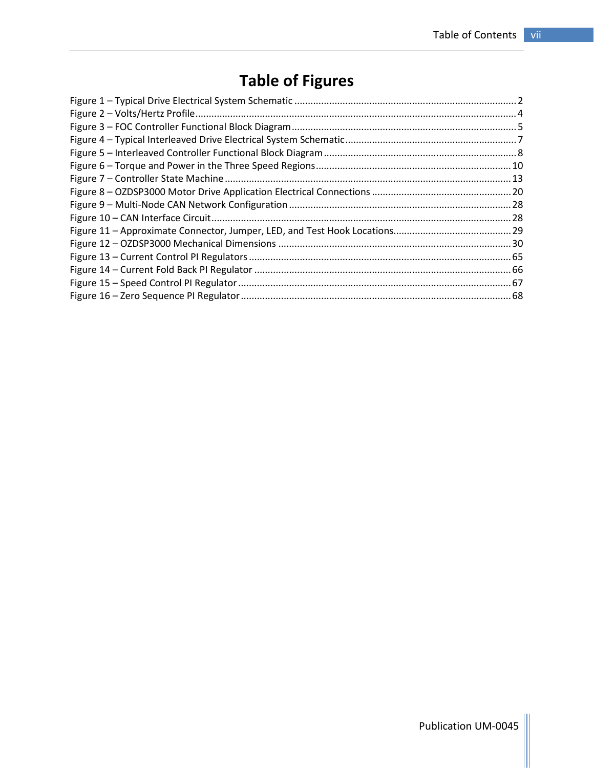# Table of Figures

Figure 1 – Typical Drive Electrical System Schematic ........................................................................ 2
Figure 2 – Volts/Hertz Profile ........................................................................................................ 4
Figure 3 – FOC Controller Functional Block Diagram ........................................................................ 5
Figure 4 – Typical Interleaved Drive Electrical System Schematic ........................................................ 7
Figure 5 – Interleaved Controller Functional Block Diagram ................................................................ 8
Figure 6 – Torque and Power in the Three Speed Regions .................................................................. 10
Figure 7 – Controller State Machine ............................................................................................... 13
Figure 8 – OZDSP3000 Motor Drive Application Electrical Connections ................................................ 20
Figure 9 – Multi-Node CAN Network Configuration ........................................................................... 28
Figure 10 – CAN Interface Circuit ................................................................................................... 28
Figure 11 – Approximate Connector, Jumper, LED, and Test Hook Locations ......................................... 29
Figure 12 – OZDSP3000 Mechanical Dimensions .............................................................................. 30
Figure 13 – Current Control PI Regulators ....................................................................................... 65
Figure 14 – Current Fold Back PI Regulator ..................................................................................... 66
Figure 15 – Speed Control PI Regulator ........................................................................................... 67
Figure 16 – Zero Sequence PI Regulator .......................................................................................... 68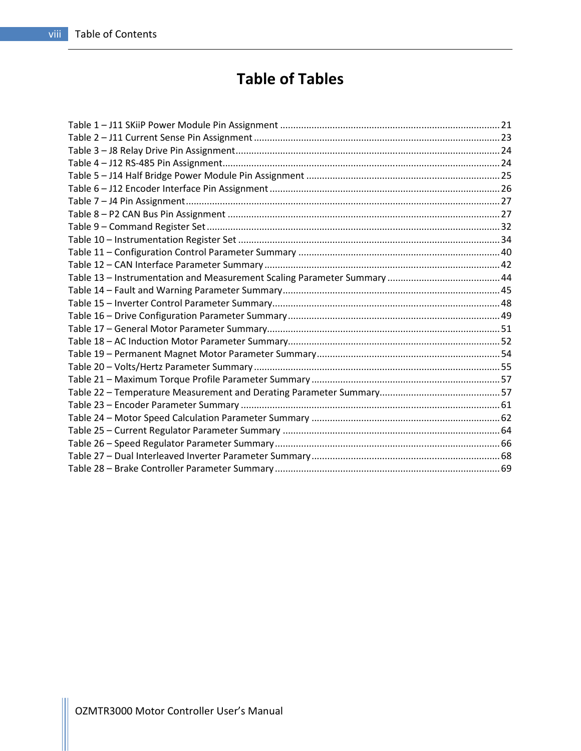# Table of Tables

Table 1 – J11 SKiiP Power Module Pin Assignment ..... 21
Table 2 – J11 Current Sense Pin Assignment ..... 23
Table 3 – J8 Relay Drive Pin Assignment ..... 24
Table 4 – J12 RS-485 Pin Assignment ..... 24
Table 5 – J14 Half Bridge Power Module Pin Assignment ..... 25
Table 6 – J12 Encoder Interface Pin Assignment ..... 26
Table 7 – J4 Pin Assignment ..... 27
Table 8 – P2 CAN Bus Pin Assignment ..... 27
Table 9 – Command Register Set ..... 32
Table 10 – Instrumentation Register Set ..... 34
Table 11 – Configuration Control Parameter Summary ..... 40
Table 12 – CAN Interface Parameter Summary ..... 42
Table 13 – Instrumentation and Measurement Scaling Parameter Summary ..... 44
Table 14 – Fault and Warning Parameter Summary ..... 45
Table 15 – Inverter Control Parameter Summary ..... 48
Table 16 – Drive Configuration Parameter Summary ..... 49
Table 17 – General Motor Parameter Summary ..... 51
Table 18 – AC Induction Motor Parameter Summary ..... 52
Table 19 – Permanent Magnet Motor Parameter Summary ..... 54
Table 20 – Volts/Hertz Parameter Summary ..... 55
Table 21 – Maximum Torque Profile Parameter Summary ..... 57
Table 22 – Temperature Measurement and Derating Parameter Summary ..... 57
Table 23 – Encoder Parameter Summary ..... 61
Table 24 – Motor Speed Calculation Parameter Summary ..... 62
Table 25 – Current Regulator Parameter Summary ..... 64
Table 26 – Speed Regulator Parameter Summary ..... 66
Table 27 – Dual Interleaved Inverter Parameter Summary ..... 68
Table 28 – Brake Controller Parameter Summary ..... 69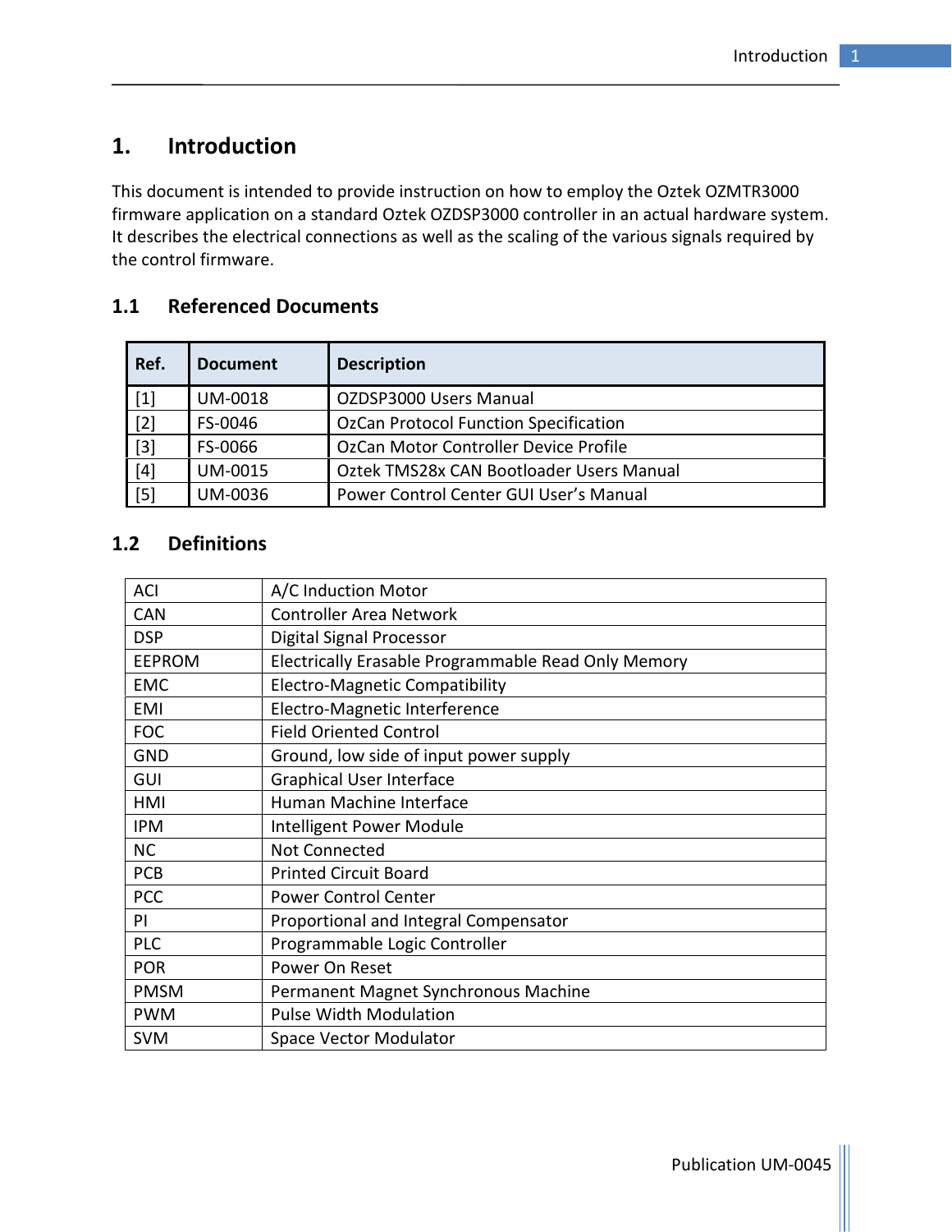# 1. Introduction

This document is intended to provide instruction on how to employ the Oztek OZMTR3000 firmware application on a standard Oztek OZDSP3000 controller in an actual hardware system. It describes the electrical connections as well as the scaling of the various signals required by the control firmware.

## 1.1 Referenced Documents

| Ref. | Document | Description |
|---|---|---|
| [1] | UM-0018 | OZDSP3000 Users Manual |
| [2] | FS-0046 | OzCan Protocol Function Specification |
| [3] | FS-0066 | OzCan Motor Controller Device Profile |
| [4] | UM-0015 | Oztek TMS28x CAN Bootloader Users Manual |
| [5] | UM-0036 | Power Control Center GUI User's Manual |

## 1.2 Definitions

| | |
|---|---|
| ACI | A/C Induction Motor |
| CAN | Controller Area Network |
| DSP | Digital Signal Processor |
| EEPROM | Electrically Erasable Programmable Read Only Memory |
| EMC | Electro-Magnetic Compatibility |
| EMI | Electro-Magnetic Interference |
| FOC | Field Oriented Control |
| GND | Ground, low side of input power supply |
| GUI | Graphical User Interface |
| HMI | Human Machine Interface |
| IPM | Intelligent Power Module |
| NC | Not Connected |
| PCB | Printed Circuit Board |
| PCC | Power Control Center |
| PI | Proportional and Integral Compensator |
| PLC | Programmable Logic Controller |
| POR | Power On Reset |
| PMSM | Permanent Magnet Synchronous Machine |
| PWM | Pulse Width Modulation |
| SVM | Space Vector Modulator |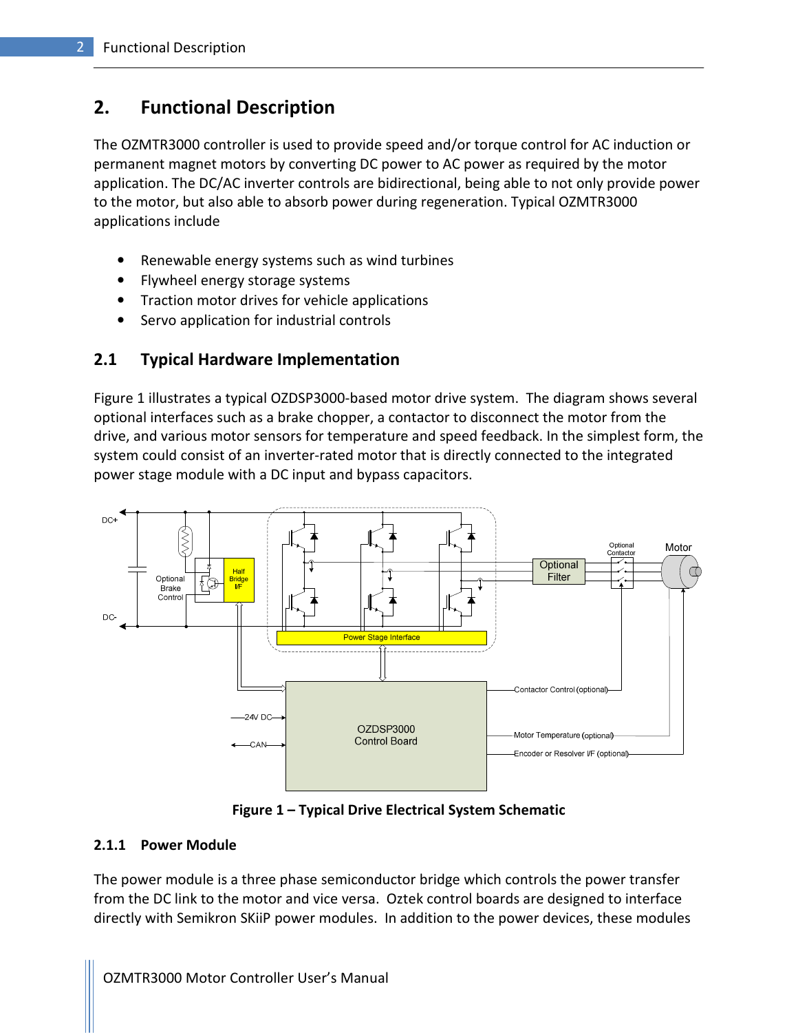# 2. Functional Description

The OZMTR3000 controller is used to provide speed and/or torque control for AC induction or permanent magnet motors by converting DC power to AC power as required by the motor application. The DC/AC inverter controls are bidirectional, being able to not only provide power to the motor, but also able to absorb power during regeneration. Typical OZMTR3000 applications include

- Renewable energy systems such as wind turbines
- Flywheel energy storage systems
- Traction motor drives for vehicle applications
- Servo application for industrial controls

## 2.1 Typical Hardware Implementation

Figure 1 illustrates a typical OZDSP3000-based motor drive system. The diagram shows several optional interfaces such as a brake chopper, a contactor to disconnect the motor from the drive, and various motor sensors for temperature and speed feedback. In the simplest form, the system could consist of an inverter-rated motor that is directly connected to the integrated power stage module with a DC input and bypass capacitors.

**Figure 1 – Typical Drive Electrical System Schematic**

### 2.1.1 Power Module

The power module is a three phase semiconductor bridge which controls the power transfer from the DC link to the motor and vice versa. Oztek control boards are designed to interface directly with Semikron SKiiP power modules. In addition to the power devices, these modules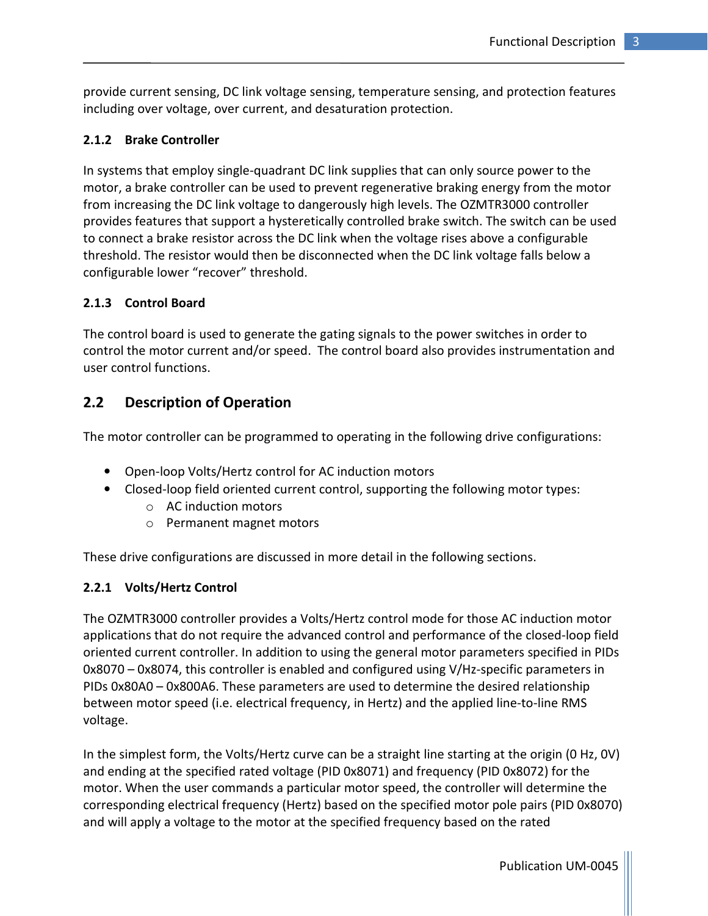provide current sensing, DC link voltage sensing, temperature sensing, and protection features including over voltage, over current, and desaturation protection.

### 2.1.2 Brake Controller

In systems that employ single-quadrant DC link supplies that can only source power to the motor, a brake controller can be used to prevent regenerative braking energy from the motor from increasing the DC link voltage to dangerously high levels. The OZMTR3000 controller provides features that support a hysteretically controlled brake switch. The switch can be used to connect a brake resistor across the DC link when the voltage rises above a configurable threshold. The resistor would then be disconnected when the DC link voltage falls below a configurable lower "recover" threshold.

### 2.1.3 Control Board

The control board is used to generate the gating signals to the power switches in order to control the motor current and/or speed. The control board also provides instrumentation and user control functions.

## 2.2 Description of Operation

The motor controller can be programmed to operating in the following drive configurations:

- Open-loop Volts/Hertz control for AC induction motors
- Closed-loop field oriented current control, supporting the following motor types:
    - AC induction motors
    - Permanent magnet motors

These drive configurations are discussed in more detail in the following sections.

### 2.2.1 Volts/Hertz Control

The OZMTR3000 controller provides a Volts/Hertz control mode for those AC induction motor applications that do not require the advanced control and performance of the closed-loop field oriented current controller. In addition to using the general motor parameters specified in PIDs 0x8070 – 0x8074, this controller is enabled and configured using V/Hz-specific parameters in PIDs 0x80A0 – 0x800A6. These parameters are used to determine the desired relationship between motor speed (i.e. electrical frequency, in Hertz) and the applied line-to-line RMS voltage.

In the simplest form, the Volts/Hertz curve can be a straight line starting at the origin (0 Hz, 0V) and ending at the specified rated voltage (PID 0x8071) and frequency (PID 0x8072) for the motor. When the user commands a particular motor speed, the controller will determine the corresponding electrical frequency (Hertz) based on the specified motor pole pairs (PID 0x8070) and will apply a voltage to the motor at the specified frequency based on the rated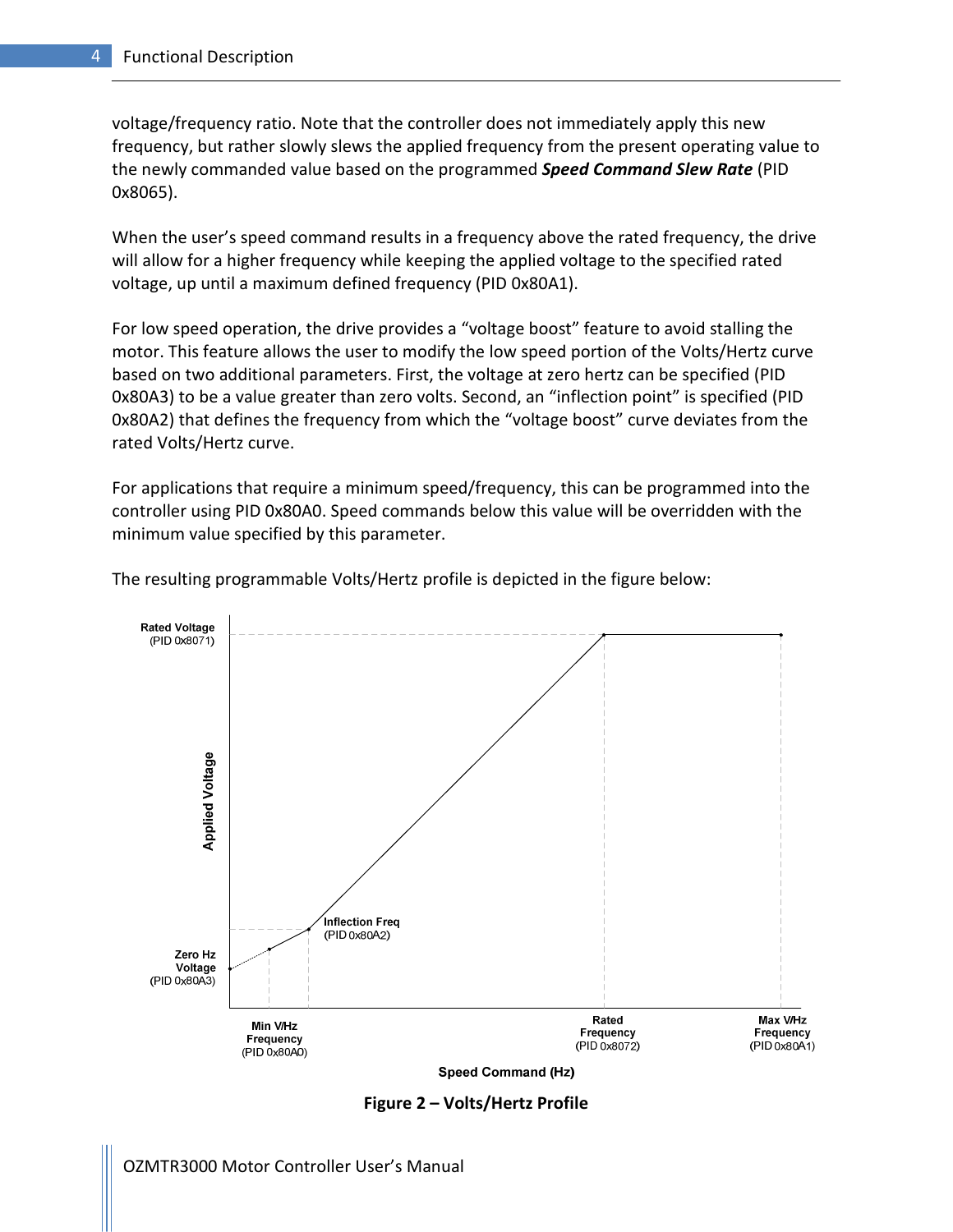voltage/frequency ratio. Note that the controller does not immediately apply this new frequency, but rather slowly slews the applied frequency from the present operating value to the newly commanded value based on the programmed ***Speed Command Slew Rate*** (PID 0x8065).

When the user's speed command results in a frequency above the rated frequency, the drive will allow for a higher frequency while keeping the applied voltage to the specified rated voltage, up until a maximum defined frequency (PID 0x80A1).

For low speed operation, the drive provides a "voltage boost" feature to avoid stalling the motor. This feature allows the user to modify the low speed portion of the Volts/Hertz curve based on two additional parameters. First, the voltage at zero hertz can be specified (PID 0x80A3) to be a value greater than zero volts. Second, an "inflection point" is specified (PID 0x80A2) that defines the frequency from which the "voltage boost" curve deviates from the rated Volts/Hertz curve.

For applications that require a minimum speed/frequency, this can be programmed into the controller using PID 0x80A0. Speed commands below this value will be overridden with the minimum value specified by this parameter.

The resulting programmable Volts/Hertz profile is depicted in the figure below:

**Figure 2 – Volts/Hertz Profile**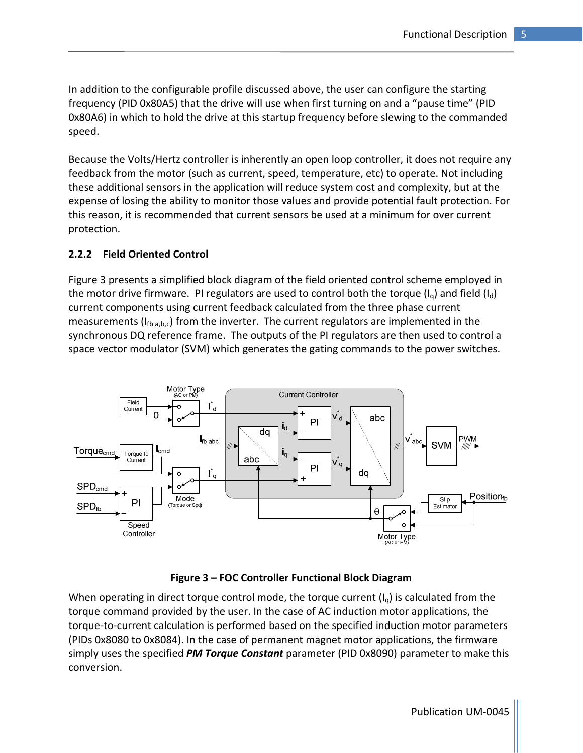In addition to the configurable profile discussed above, the user can configure the starting frequency (PID 0x80A5) that the drive will use when first turning on and a “pause time” (PID 0x80A6) in which to hold the drive at this startup frequency before slewing to the commanded speed.

Because the Volts/Hertz controller is inherently an open loop controller, it does not require any feedback from the motor (such as current, speed, temperature, etc) to operate. Not including these additional sensors in the application will reduce system cost and complexity, but at the expense of losing the ability to monitor those values and provide potential fault protection. For this reason, it is recommended that current sensors be used at a minimum for over current protection.

### 2.2.2 Field Oriented Control

Figure 3 presents a simplified block diagram of the field oriented control scheme employed in the motor drive firmware. PI regulators are used to control both the torque ($I_q$) and field ($I_d$) current components using current feedback calculated from the three phase current measurements ($I_{fb\ a,b,c}$) from the inverter. The current regulators are implemented in the synchronous DQ reference frame. The outputs of the PI regulators are then used to control a space vector modulator (SVM) which generates the gating commands to the power switches.

**Figure 3 – FOC Controller Functional Block Diagram**

When operating in direct torque control mode, the torque current ($I_q$) is calculated from the torque command provided by the user. In the case of AC induction motor applications, the torque-to-current calculation is performed based on the specified induction motor parameters (PIDs 0x8080 to 0x8084). In the case of permanent magnet motor applications, the firmware simply uses the specified ***PM Torque Constant*** parameter (PID 0x8090) parameter to make this conversion.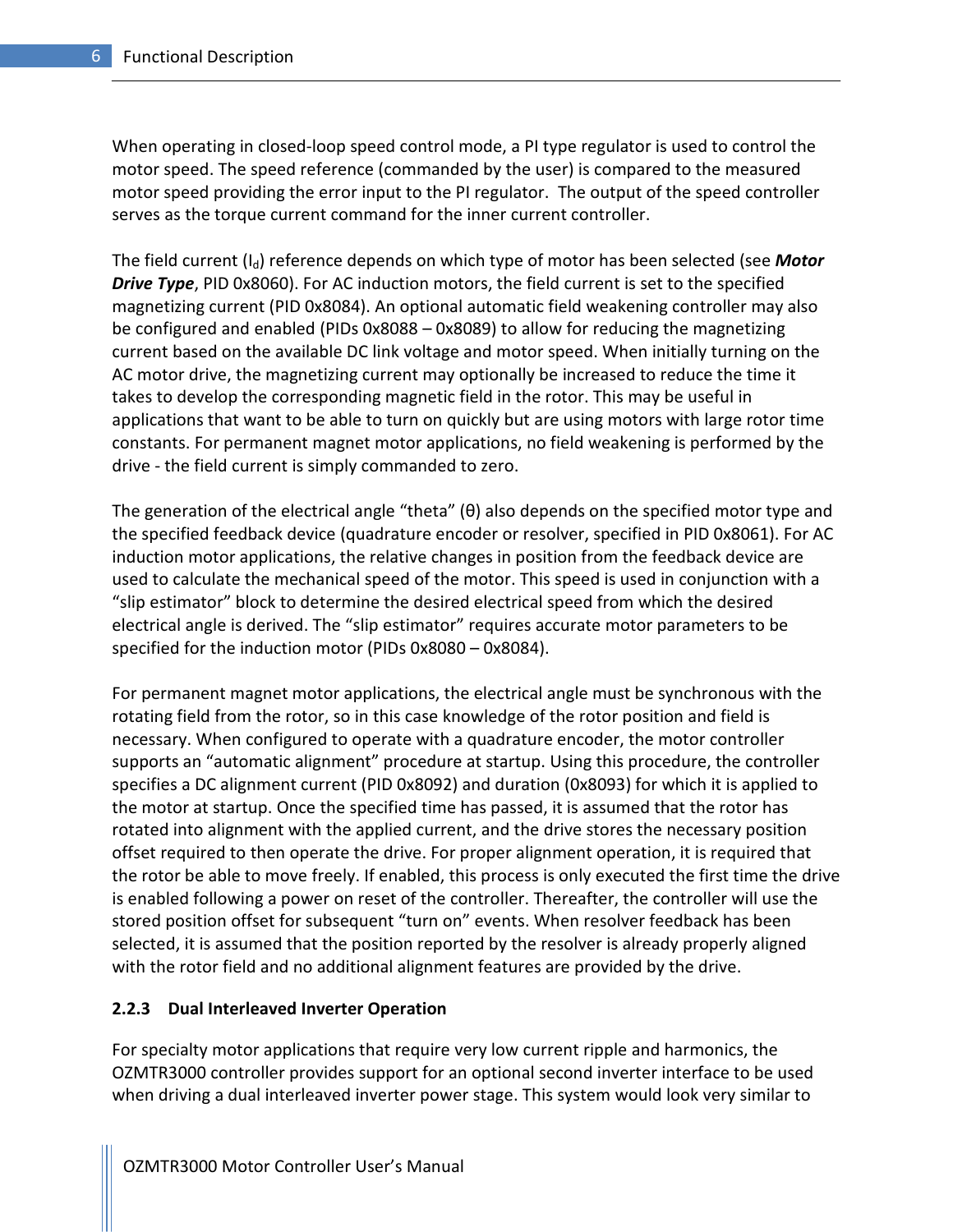When operating in closed-loop speed control mode, a PI type regulator is used to control the motor speed. The speed reference (commanded by the user) is compared to the measured motor speed providing the error input to the PI regulator. The output of the speed controller serves as the torque current command for the inner current controller.

The field current ($I_d$) reference depends on which type of motor has been selected (see ***Motor Drive Type***, PID 0x8060). For AC induction motors, the field current is set to the specified magnetizing current (PID 0x8084). An optional automatic field weakening controller may also be configured and enabled (PIDs 0x8088 – 0x8089) to allow for reducing the magnetizing current based on the available DC link voltage and motor speed. When initially turning on the AC motor drive, the magnetizing current may optionally be increased to reduce the time it takes to develop the corresponding magnetic field in the rotor. This may be useful in applications that want to be able to turn on quickly but are using motors with large rotor time constants. For permanent magnet motor applications, no field weakening is performed by the drive - the field current is simply commanded to zero.

The generation of the electrical angle “theta” (θ) also depends on the specified motor type and the specified feedback device (quadrature encoder or resolver, specified in PID 0x8061). For AC induction motor applications, the relative changes in position from the feedback device are used to calculate the mechanical speed of the motor. This speed is used in conjunction with a “slip estimator” block to determine the desired electrical speed from which the desired electrical angle is derived. The “slip estimator” requires accurate motor parameters to be specified for the induction motor (PIDs 0x8080 – 0x8084).

For permanent magnet motor applications, the electrical angle must be synchronous with the rotating field from the rotor, so in this case knowledge of the rotor position and field is necessary. When configured to operate with a quadrature encoder, the motor controller supports an “automatic alignment” procedure at startup. Using this procedure, the controller specifies a DC alignment current (PID 0x8092) and duration (0x8093) for which it is applied to the motor at startup. Once the specified time has passed, it is assumed that the rotor has rotated into alignment with the applied current, and the drive stores the necessary position offset required to then operate the drive. For proper alignment operation, it is required that the rotor be able to move freely. If enabled, this process is only executed the first time the drive is enabled following a power on reset of the controller. Thereafter, the controller will use the stored position offset for subsequent “turn on” events. When resolver feedback has been selected, it is assumed that the position reported by the resolver is already properly aligned with the rotor field and no additional alignment features are provided by the drive.

### 2.2.3 Dual Interleaved Inverter Operation

For specialty motor applications that require very low current ripple and harmonics, the OZMTR3000 controller provides support for an optional second inverter interface to be used when driving a dual interleaved inverter power stage. This system would look very similar to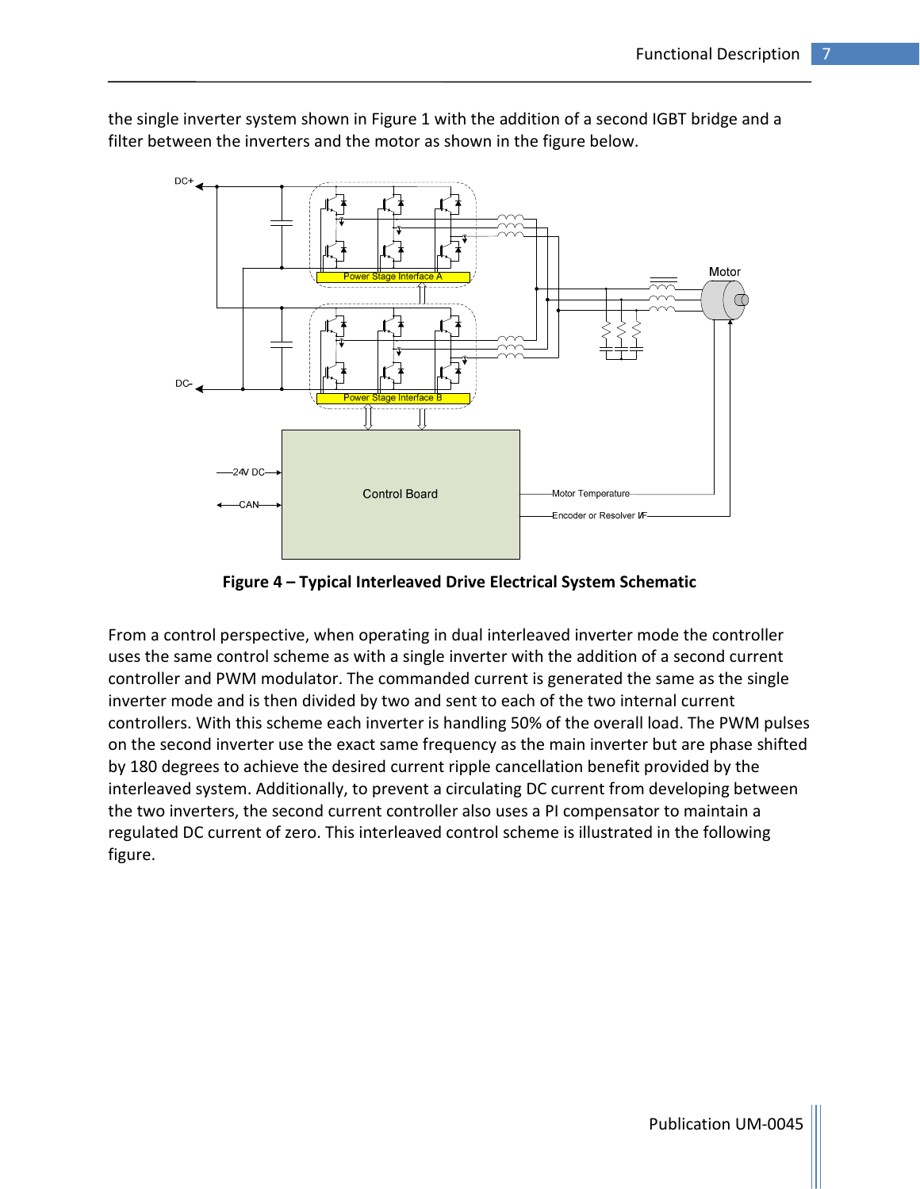the single inverter system shown in Figure 1 with the addition of a second IGBT bridge and a filter between the inverters and the motor as shown in the figure below.

**Figure 4 – Typical Interleaved Drive Electrical System Schematic**

From a control perspective, when operating in dual interleaved inverter mode the controller uses the same control scheme as with a single inverter with the addition of a second current controller and PWM modulator. The commanded current is generated the same as the single inverter mode and is then divided by two and sent to each of the two internal current controllers. With this scheme each inverter is handling 50% of the overall load. The PWM pulses on the second inverter use the exact same frequency as the main inverter but are phase shifted by 180 degrees to achieve the desired current ripple cancellation benefit provided by the interleaved system. Additionally, to prevent a circulating DC current from developing between the two inverters, the second current controller also uses a PI compensator to maintain a regulated DC current of zero. This interleaved control scheme is illustrated in the following figure.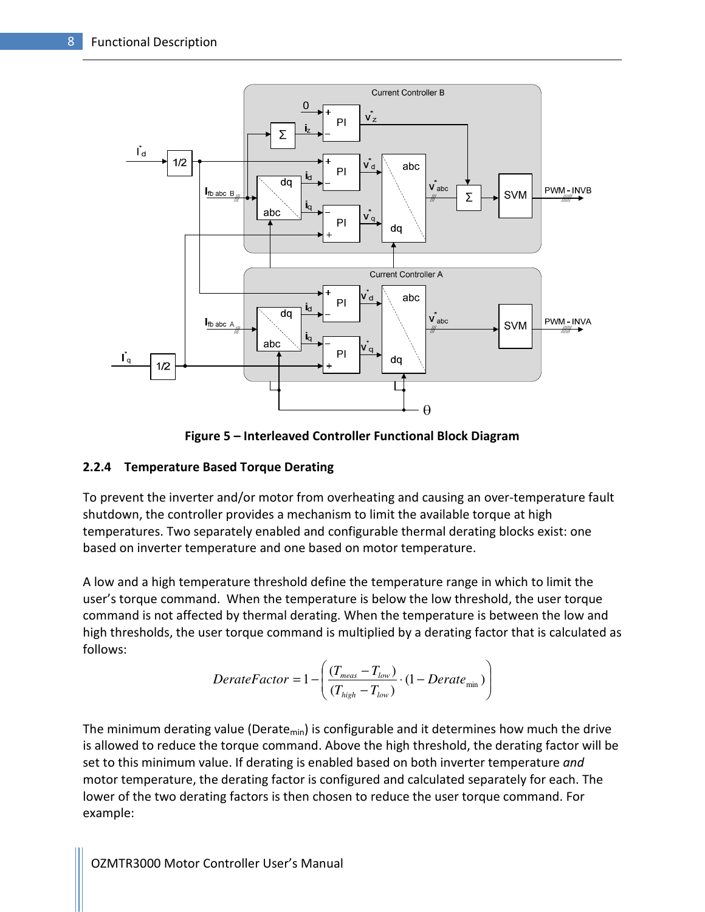Figure 5 – Interleaved Controller Functional Block Diagram

### 2.2.4 Temperature Based Torque Derating

To prevent the inverter and/or motor from overheating and causing an over-temperature fault shutdown, the controller provides a mechanism to limit the available torque at high temperatures. Two separately enabled and configurable thermal derating blocks exist: one based on inverter temperature and one based on motor temperature.

A low and a high temperature threshold define the temperature range in which to limit the user's torque command. When the temperature is below the low threshold, the user torque command is not affected by thermal derating. When the temperature is between the low and high thresholds, the user torque command is multiplied by a derating factor that is calculated as follows:

$$DerateFactor = 1 - \left( \frac{(T_{meas} - T_{low})}{(T_{high} - T_{low})} \cdot (1 - Derate_{\min}) \right)$$

The minimum derating value ($Derate_{min}$) is configurable and it determines how much the drive is allowed to reduce the torque command. Above the high threshold, the derating factor will be set to this minimum value. If derating is enabled based on both inverter temperature *and* motor temperature, the derating factor is configured and calculated separately for each. The lower of the two derating factors is then chosen to reduce the user torque command. For example: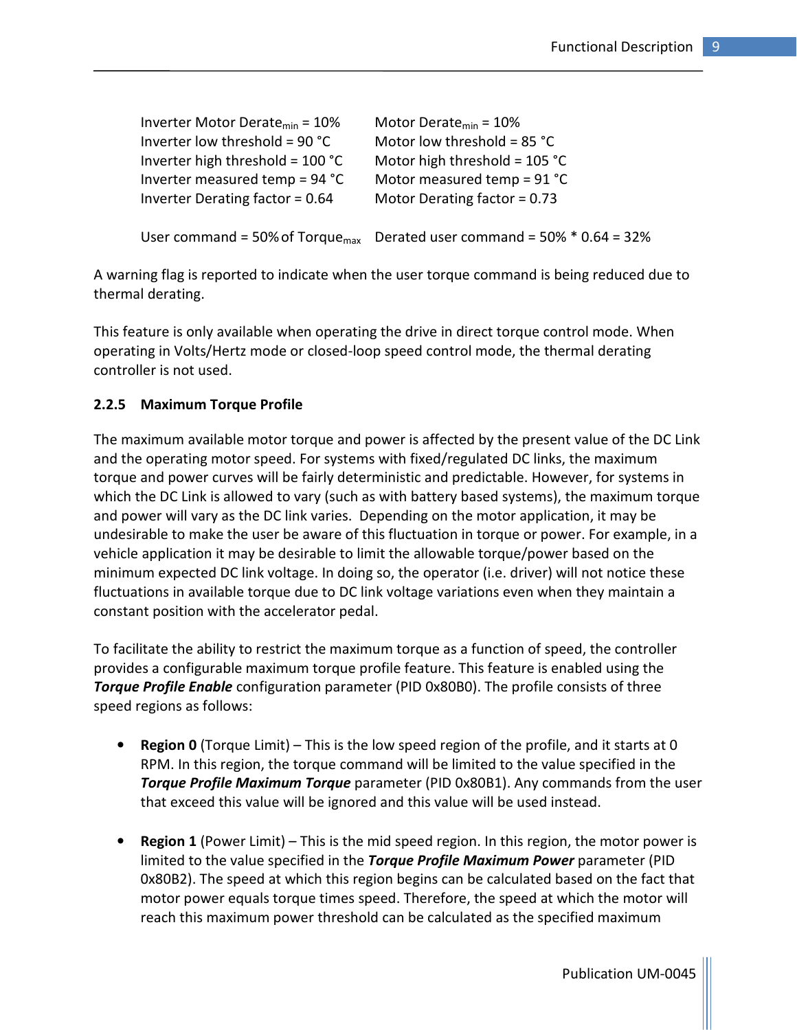| | |
|---|---|
| Inverter Motor $Derate_{min}$ = 10% | Motor $Derate_{min}$ = 10% |
| Inverter low threshold = 90 °C | Motor low threshold = 85 °C |
| Inverter high threshold = 100 °C | Motor high threshold = 105 °C |
| Inverter measured temp = 94 °C | Motor measured temp = 91 °C |
| Inverter Derating factor = 0.64 | Motor Derating factor = 0.73 |
| | |
| User command = 50% of $Torque_{max}$ | Derated user command = 50% * 0.64 = 32% |

A warning flag is reported to indicate when the user torque command is being reduced due to thermal derating.

This feature is only available when operating the drive in direct torque control mode. When operating in Volts/Hertz mode or closed-loop speed control mode, the thermal derating controller is not used.

### 2.2.5 Maximum Torque Profile

The maximum available motor torque and power is affected by the present value of the DC Link and the operating motor speed. For systems with fixed/regulated DC links, the maximum torque and power curves will be fairly deterministic and predictable. However, for systems in which the DC Link is allowed to vary (such as with battery based systems), the maximum torque and power will vary as the DC link varies. Depending on the motor application, it may be undesirable to make the user be aware of this fluctuation in torque or power. For example, in a vehicle application it may be desirable to limit the allowable torque/power based on the minimum expected DC link voltage. In doing so, the operator (i.e. driver) will not notice these fluctuations in available torque due to DC link voltage variations even when they maintain a constant position with the accelerator pedal.

To facilitate the ability to restrict the maximum torque as a function of speed, the controller provides a configurable maximum torque profile feature. This feature is enabled using the ***Torque Profile Enable*** configuration parameter (PID 0x80B0). The profile consists of three speed regions as follows:

- **Region 0** (Torque Limit) – This is the low speed region of the profile, and it starts at 0 RPM. In this region, the torque command will be limited to the value specified in the ***Torque Profile Maximum Torque*** parameter (PID 0x80B1). Any commands from the user that exceed this value will be ignored and this value will be used instead.

- **Region 1** (Power Limit) – This is the mid speed region. In this region, the motor power is limited to the value specified in the ***Torque Profile Maximum Power*** parameter (PID 0x80B2). The speed at which this region begins can be calculated based on the fact that motor power equals torque times speed. Therefore, the speed at which the motor will reach this maximum power threshold can be calculated as the specified maximum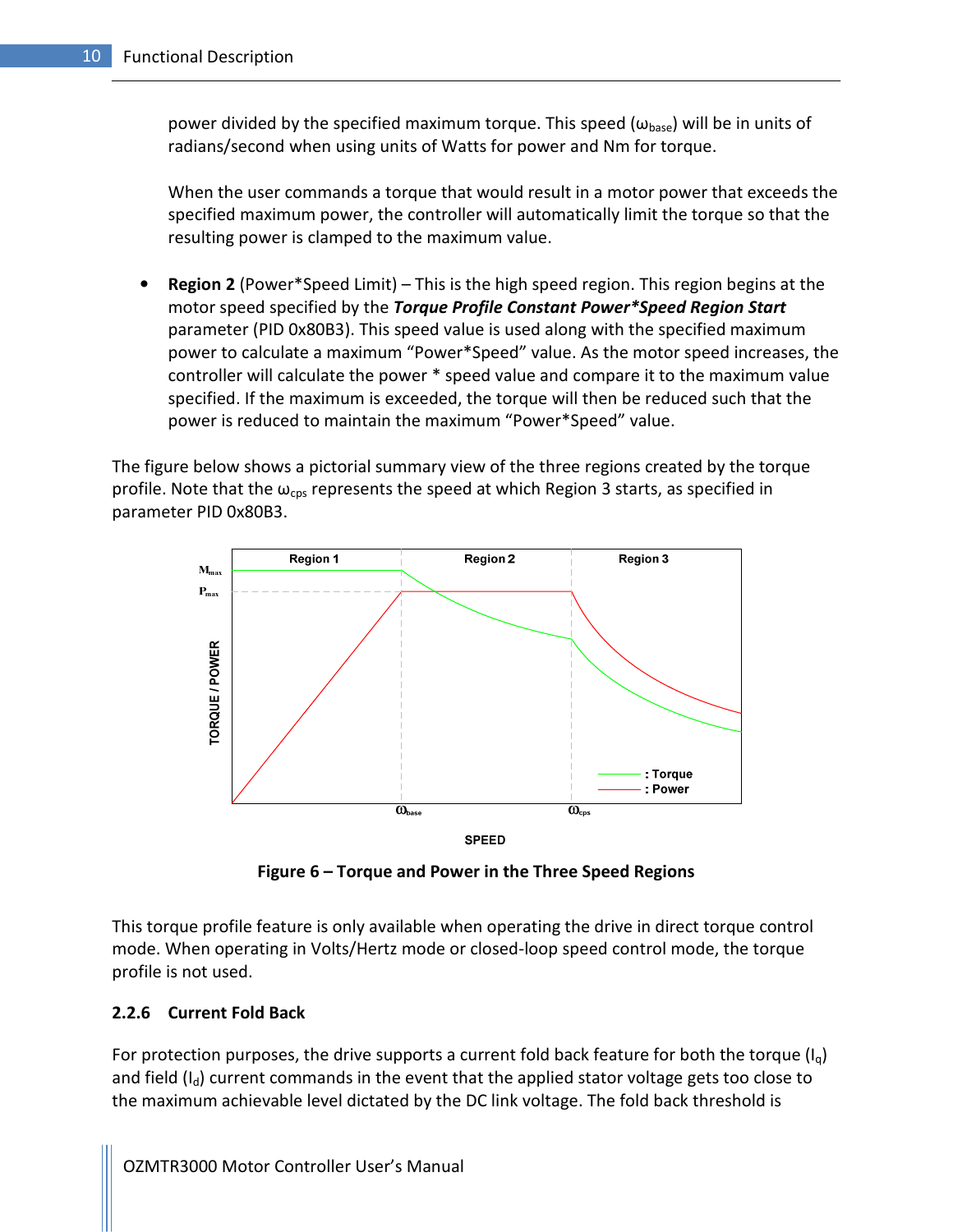power divided by the specified maximum torque. This speed ($\omega_{base}$) will be in units of radians/second when using units of Watts for power and Nm for torque.

When the user commands a torque that would result in a motor power that exceeds the specified maximum power, the controller will automatically limit the torque so that the resulting power is clamped to the maximum value.

- **Region 2** (Power*Speed Limit) – This is the high speed region. This region begins at the motor speed specified by the ***Torque Profile Constant Power*Speed Region Start*** parameter (PID 0x80B3). This speed value is used along with the specified maximum power to calculate a maximum "Power*Speed" value. As the motor speed increases, the controller will calculate the power * speed value and compare it to the maximum value specified. If the maximum is exceeded, the torque will then be reduced such that the power is reduced to maintain the maximum "Power*Speed" value.

The figure below shows a pictorial summary view of the three regions created by the torque profile. Note that the $\omega_{cps}$ represents the speed at which Region 3 starts, as specified in parameter PID 0x80B3.

**Figure 6 – Torque and Power in the Three Speed Regions**

This torque profile feature is only available when operating the drive in direct torque control mode. When operating in Volts/Hertz mode or closed-loop speed control mode, the torque profile is not used.

### 2.2.6 Current Fold Back

For protection purposes, the drive supports a current fold back feature for both the torque ($I_q$) and field ($I_d$) current commands in the event that the applied stator voltage gets too close to the maximum achievable level dictated by the DC link voltage. The fold back threshold is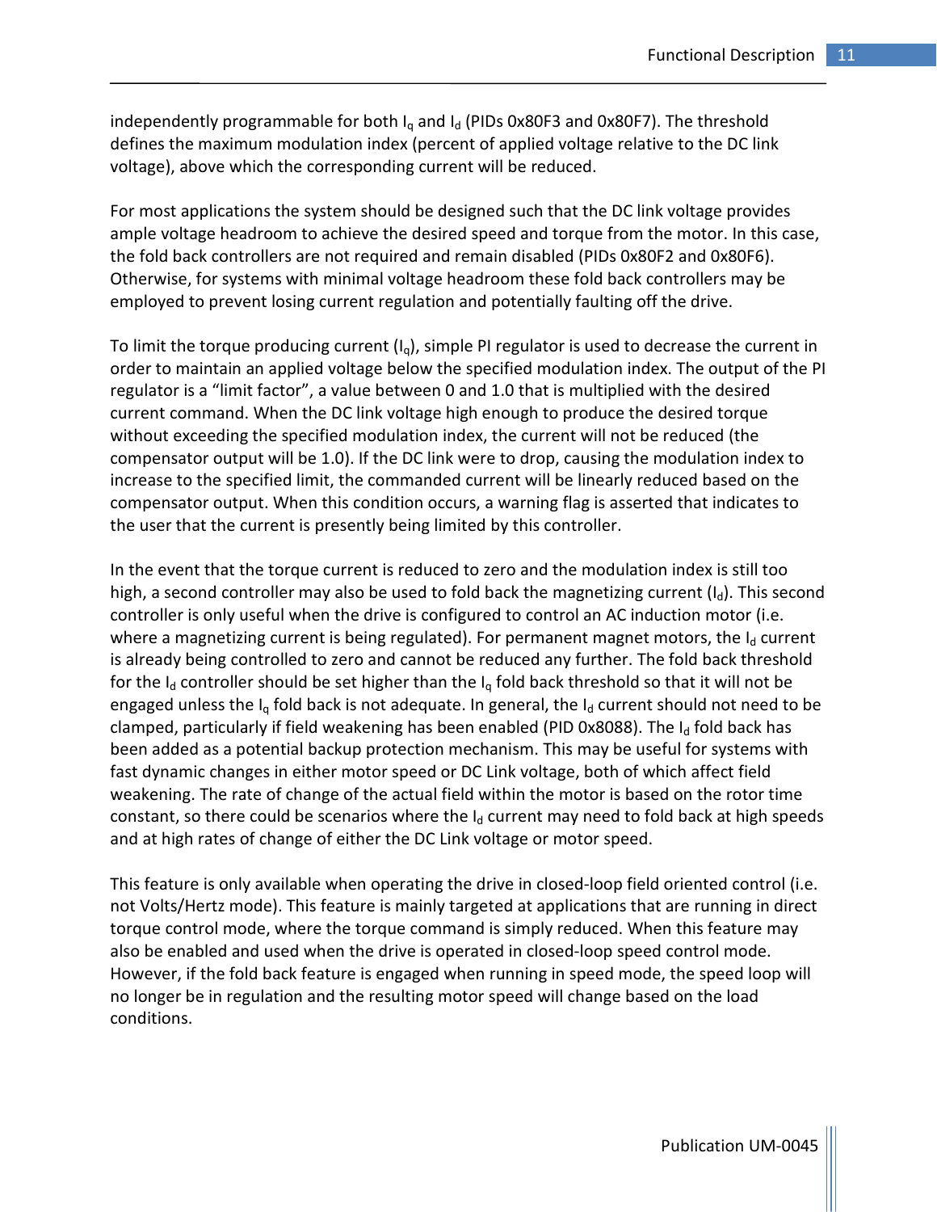independently programmable for both $I_q$ and $I_d$ (PIDs 0x80F3 and 0x80F7). The threshold defines the maximum modulation index (percent of applied voltage relative to the DC link voltage), above which the corresponding current will be reduced.

For most applications the system should be designed such that the DC link voltage provides ample voltage headroom to achieve the desired speed and torque from the motor. In this case, the fold back controllers are not required and remain disabled (PIDs 0x80F2 and 0x80F6). Otherwise, for systems with minimal voltage headroom these fold back controllers may be employed to prevent losing current regulation and potentially faulting off the drive.

To limit the torque producing current ($I_q$), simple PI regulator is used to decrease the current in order to maintain an applied voltage below the specified modulation index. The output of the PI regulator is a "limit factor", a value between 0 and 1.0 that is multiplied with the desired current command. When the DC link voltage high enough to produce the desired torque without exceeding the specified modulation index, the current will not be reduced (the compensator output will be 1.0). If the DC link were to drop, causing the modulation index to increase to the specified limit, the commanded current will be linearly reduced based on the compensator output. When this condition occurs, a warning flag is asserted that indicates to the user that the current is presently being limited by this controller.

In the event that the torque current is reduced to zero and the modulation index is still too high, a second controller may also be used to fold back the magnetizing current ($I_d$). This second controller is only useful when the drive is configured to control an AC induction motor (i.e. where a magnetizing current is being regulated). For permanent magnet motors, the $I_d$ current is already being controlled to zero and cannot be reduced any further. The fold back threshold for the $I_d$ controller should be set higher than the $I_q$ fold back threshold so that it will not be engaged unless the $I_q$ fold back is not adequate. In general, the $I_d$ current should not need to be clamped, particularly if field weakening has been enabled (PID 0x8088). The $I_d$ fold back has been added as a potential backup protection mechanism. This may be useful for systems with fast dynamic changes in either motor speed or DC Link voltage, both of which affect field weakening. The rate of change of the actual field within the motor is based on the rotor time constant, so there could be scenarios where the $I_d$ current may need to fold back at high speeds and at high rates of change of either the DC Link voltage or motor speed.

This feature is only available when operating the drive in closed-loop field oriented control (i.e. not Volts/Hertz mode). This feature is mainly targeted at applications that are running in direct torque control mode, where the torque command is simply reduced. When this feature may also be enabled and used when the drive is operated in closed-loop speed control mode. However, if the fold back feature is engaged when running in speed mode, the speed loop will no longer be in regulation and the resulting motor speed will change based on the load conditions.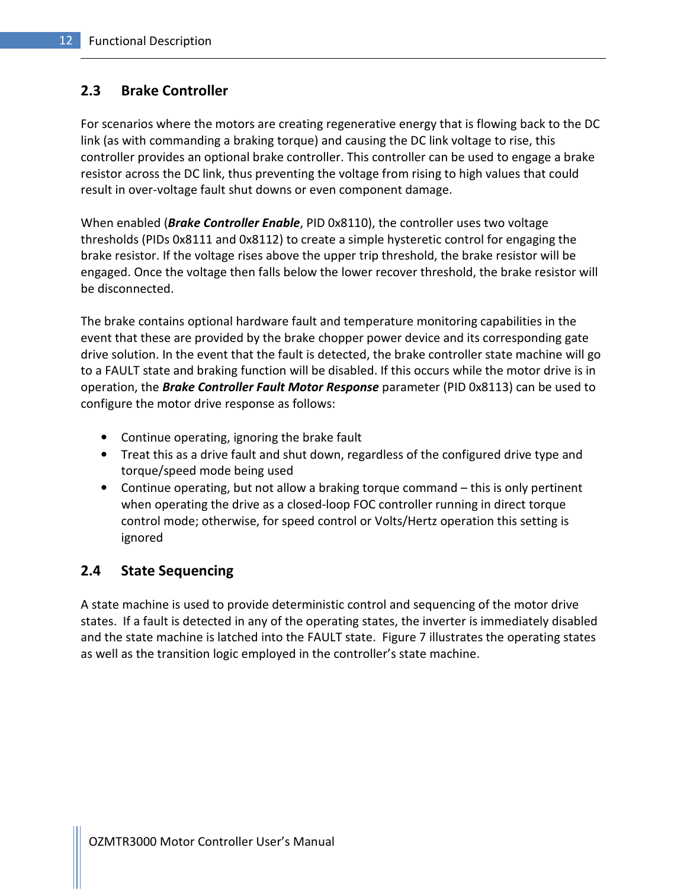## 2.3 Brake Controller

For scenarios where the motors are creating regenerative energy that is flowing back to the DC link (as with commanding a braking torque) and causing the DC link voltage to rise, this controller provides an optional brake controller. This controller can be used to engage a brake resistor across the DC link, thus preventing the voltage from rising to high values that could result in over-voltage fault shut downs or even component damage.

When enabled (***Brake Controller Enable***, PID 0x8110), the controller uses two voltage thresholds (PIDs 0x8111 and 0x8112) to create a simple hysteretic control for engaging the brake resistor. If the voltage rises above the upper trip threshold, the brake resistor will be engaged. Once the voltage then falls below the lower recover threshold, the brake resistor will be disconnected.

The brake contains optional hardware fault and temperature monitoring capabilities in the event that these are provided by the brake chopper power device and its corresponding gate drive solution. In the event that the fault is detected, the brake controller state machine will go to a FAULT state and braking function will be disabled. If this occurs while the motor drive is in operation, the ***Brake Controller Fault Motor Response*** parameter (PID 0x8113) can be used to configure the motor drive response as follows:

- Continue operating, ignoring the brake fault
- Treat this as a drive fault and shut down, regardless of the configured drive type and torque/speed mode being used
- Continue operating, but not allow a braking torque command – this is only pertinent when operating the drive as a closed-loop FOC controller running in direct torque control mode; otherwise, for speed control or Volts/Hertz operation this setting is ignored

## 2.4 State Sequencing

A state machine is used to provide deterministic control and sequencing of the motor drive states. If a fault is detected in any of the operating states, the inverter is immediately disabled and the state machine is latched into the FAULT state. Figure 7 illustrates the operating states as well as the transition logic employed in the controller's state machine.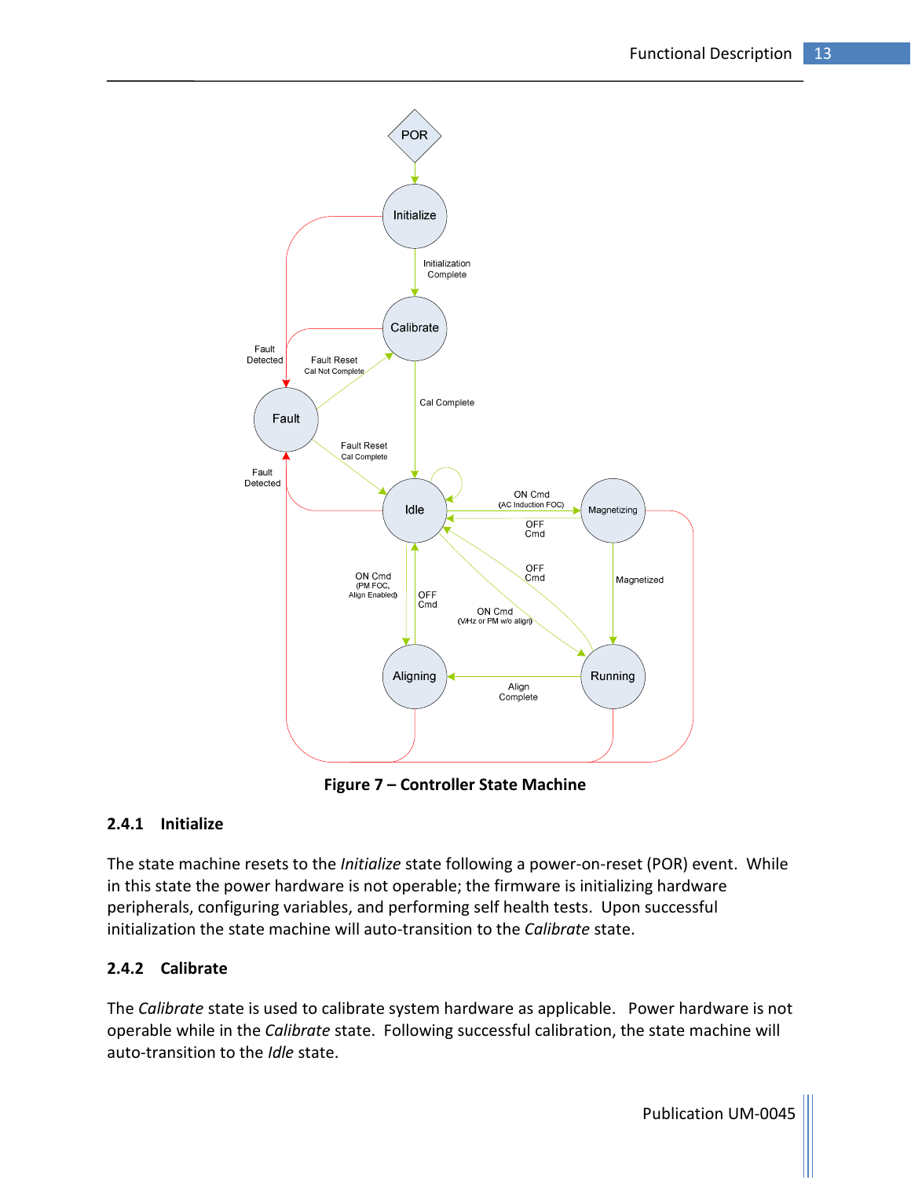Figure 7 – Controller State Machine

### 2.4.1 Initialize

The state machine resets to the *Initialize* state following a power-on-reset (POR) event. While in this state the power hardware is not operable; the firmware is initializing hardware peripherals, configuring variables, and performing self health tests. Upon successful initialization the state machine will auto-transition to the *Calibrate* state.

### 2.4.2 Calibrate

The *Calibrate* state is used to calibrate system hardware as applicable. Power hardware is not operable while in the *Calibrate* state. Following successful calibration, the state machine will auto-transition to the *Idle* state.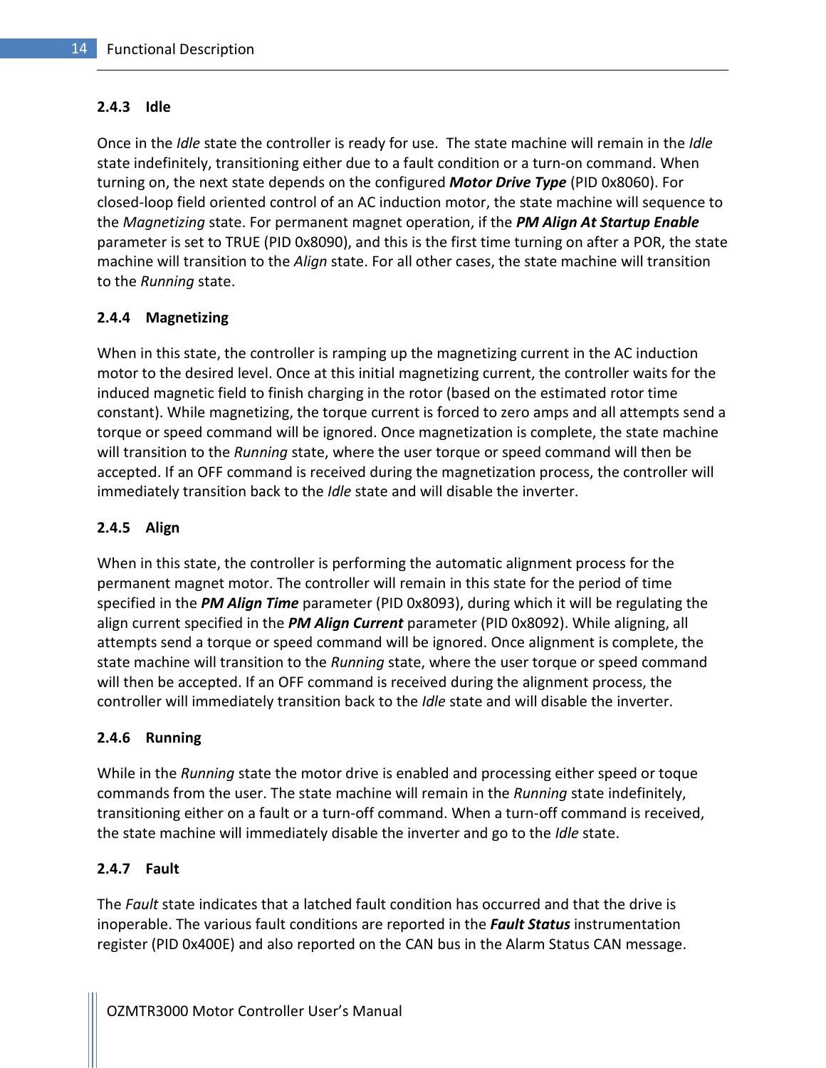### 2.4.3 Idle

Once in the *Idle* state the controller is ready for use. The state machine will remain in the *Idle* state indefinitely, transitioning either due to a fault condition or a turn-on command. When turning on, the next state depends on the configured ***Motor Drive Type*** (PID 0x8060). For closed-loop field oriented control of an AC induction motor, the state machine will sequence to the *Magnetizing* state. For permanent magnet operation, if the ***PM Align At Startup Enable*** parameter is set to TRUE (PID 0x8090), and this is the first time turning on after a POR, the state machine will transition to the *Align* state. For all other cases, the state machine will transition to the *Running* state.

### 2.4.4 Magnetizing

When in this state, the controller is ramping up the magnetizing current in the AC induction motor to the desired level. Once at this initial magnetizing current, the controller waits for the induced magnetic field to finish charging in the rotor (based on the estimated rotor time constant). While magnetizing, the torque current is forced to zero amps and all attempts send a torque or speed command will be ignored. Once magnetization is complete, the state machine will transition to the *Running* state, where the user torque or speed command will then be accepted. If an OFF command is received during the magnetization process, the controller will immediately transition back to the *Idle* state and will disable the inverter.

### 2.4.5 Align

When in this state, the controller is performing the automatic alignment process for the permanent magnet motor. The controller will remain in this state for the period of time specified in the ***PM Align Time*** parameter (PID 0x8093), during which it will be regulating the align current specified in the ***PM Align Current*** parameter (PID 0x8092). While aligning, all attempts send a torque or speed command will be ignored. Once alignment is complete, the state machine will transition to the *Running* state, where the user torque or speed command will then be accepted. If an OFF command is received during the alignment process, the controller will immediately transition back to the *Idle* state and will disable the inverter.

### 2.4.6 Running

While in the *Running* state the motor drive is enabled and processing either speed or toque commands from the user. The state machine will remain in the *Running* state indefinitely, transitioning either on a fault or a turn-off command. When a turn-off command is received, the state machine will immediately disable the inverter and go to the *Idle* state.

### 2.4.7 Fault

The *Fault* state indicates that a latched fault condition has occurred and that the drive is inoperable. The various fault conditions are reported in the ***Fault Status*** instrumentation register (PID 0x400E) and also reported on the CAN bus in the Alarm Status CAN message.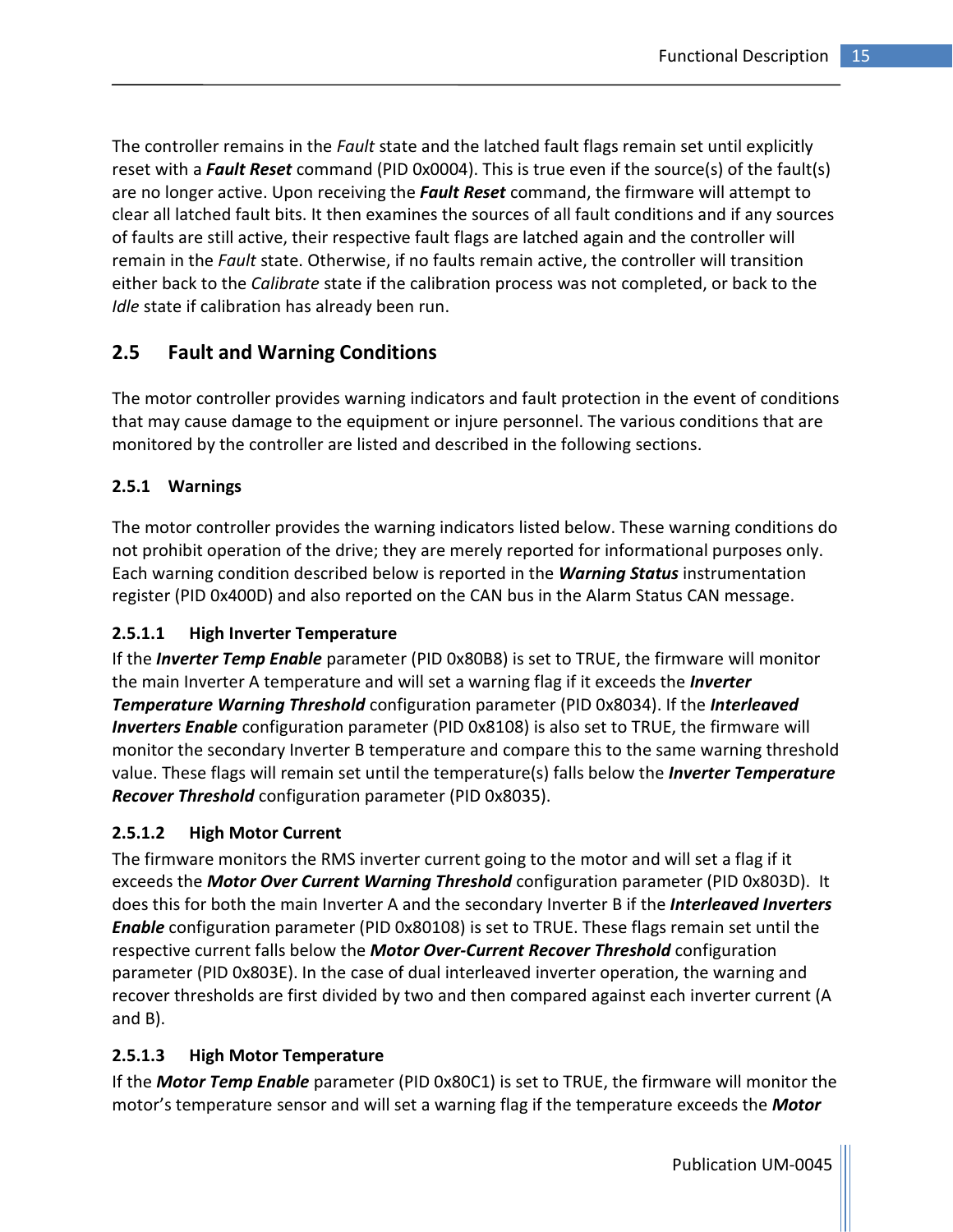The controller remains in the *Fault* state and the latched fault flags remain set until explicitly reset with a ***Fault Reset*** command (PID 0x0004). This is true even if the source(s) of the fault(s) are no longer active. Upon receiving the ***Fault Reset*** command, the firmware will attempt to clear all latched fault bits. It then examines the sources of all fault conditions and if any sources of faults are still active, their respective fault flags are latched again and the controller will remain in the *Fault* state. Otherwise, if no faults remain active, the controller will transition either back to the *Calibrate* state if the calibration process was not completed, or back to the *Idle* state if calibration has already been run.

## 2.5 Fault and Warning Conditions

The motor controller provides warning indicators and fault protection in the event of conditions that may cause damage to the equipment or injure personnel. The various conditions that are monitored by the controller are listed and described in the following sections.

### 2.5.1 Warnings

The motor controller provides the warning indicators listed below. These warning conditions do not prohibit operation of the drive; they are merely reported for informational purposes only. Each warning condition described below is reported in the ***Warning Status*** instrumentation register (PID 0x400D) and also reported on the CAN bus in the Alarm Status CAN message.

#### 2.5.1.1 High Inverter Temperature

If the ***Inverter Temp Enable*** parameter (PID 0x80B8) is set to TRUE, the firmware will monitor the main Inverter A temperature and will set a warning flag if it exceeds the ***Inverter Temperature Warning Threshold*** configuration parameter (PID 0x8034). If the ***Interleaved Inverters Enable*** configuration parameter (PID 0x8108) is also set to TRUE, the firmware will monitor the secondary Inverter B temperature and compare this to the same warning threshold value. These flags will remain set until the temperature(s) falls below the ***Inverter Temperature Recover Threshold*** configuration parameter (PID 0x8035).

#### 2.5.1.2 High Motor Current

The firmware monitors the RMS inverter current going to the motor and will set a flag if it exceeds the ***Motor Over Current Warning Threshold*** configuration parameter (PID 0x803D). It does this for both the main Inverter A and the secondary Inverter B if the ***Interleaved Inverters Enable*** configuration parameter (PID 0x80108) is set to TRUE. These flags remain set until the respective current falls below the ***Motor Over-Current Recover Threshold*** configuration parameter (PID 0x803E). In the case of dual interleaved inverter operation, the warning and recover thresholds are first divided by two and then compared against each inverter current (A and B).

#### 2.5.1.3 High Motor Temperature

If the ***Motor Temp Enable*** parameter (PID 0x80C1) is set to TRUE, the firmware will monitor the motor's temperature sensor and will set a warning flag if the temperature exceeds the ***Motor***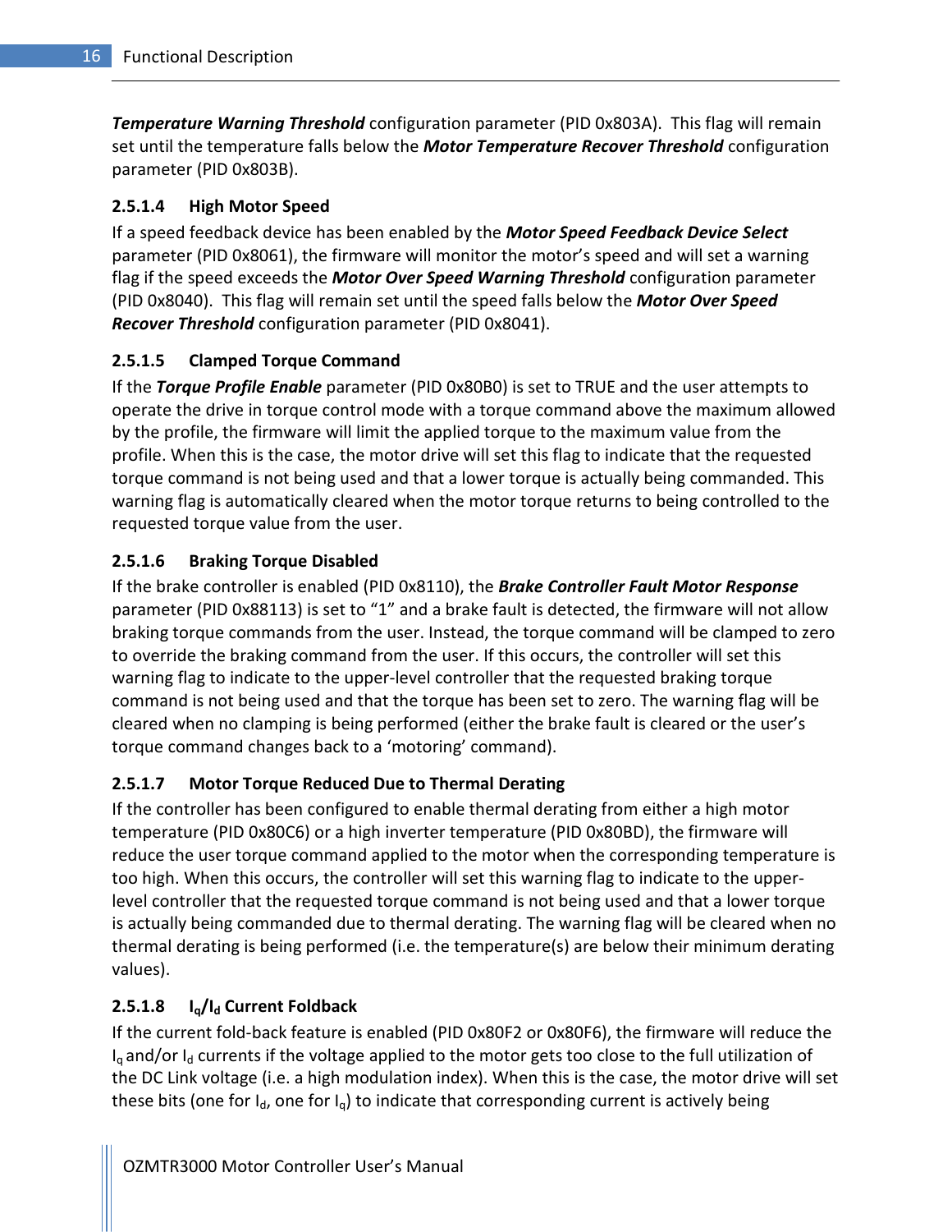***Temperature Warning Threshold*** configuration parameter (PID 0x803A).  This flag will remain set until the temperature falls below the ***Motor Temperature Recover Threshold*** configuration parameter (PID 0x803B).

#### 2.5.1.4 High Motor Speed

If a speed feedback device has been enabled by the ***Motor Speed Feedback Device Select*** parameter (PID 0x8061), the firmware will monitor the motor's speed and will set a warning flag if the speed exceeds the ***Motor Over Speed Warning Threshold*** configuration parameter (PID 0x8040).  This flag will remain set until the speed falls below the ***Motor Over Speed Recover Threshold*** configuration parameter (PID 0x8041).

#### 2.5.1.5 Clamped Torque Command

If the ***Torque Profile Enable*** parameter (PID 0x80B0) is set to TRUE and the user attempts to operate the drive in torque control mode with a torque command above the maximum allowed by the profile, the firmware will limit the applied torque to the maximum value from the profile. When this is the case, the motor drive will set this flag to indicate that the requested torque command is not being used and that a lower torque is actually being commanded. This warning flag is automatically cleared when the motor torque returns to being controlled to the requested torque value from the user.

#### 2.5.1.6 Braking Torque Disabled

If the brake controller is enabled (PID 0x8110), the ***Brake Controller Fault Motor Response*** parameter (PID 0x88113) is set to "1" and a brake fault is detected, the firmware will not allow braking torque commands from the user. Instead, the torque command will be clamped to zero to override the braking command from the user. If this occurs, the controller will set this warning flag to indicate to the upper-level controller that the requested braking torque command is not being used and that the torque has been set to zero. The warning flag will be cleared when no clamping is being performed (either the brake fault is cleared or the user's torque command changes back to a 'motoring' command).

#### 2.5.1.7 Motor Torque Reduced Due to Thermal Derating

If the controller has been configured to enable thermal derating from either a high motor temperature (PID 0x80C6) or a high inverter temperature (PID 0x80BD), the firmware will reduce the user torque command applied to the motor when the corresponding temperature is too high. When this occurs, the controller will set this warning flag to indicate to the upper-level controller that the requested torque command is not being used and that a lower torque is actually being commanded due to thermal derating. The warning flag will be cleared when no thermal derating is being performed (i.e. the temperature(s) are below their minimum derating values).

#### 2.5.1.8 $I_q$/$I_d$ Current Foldback

If the current fold-back feature is enabled (PID 0x80F2 or 0x80F6), the firmware will reduce the $I_q$ and/or $I_d$ currents if the voltage applied to the motor gets too close to the full utilization of the DC Link voltage (i.e. a high modulation index). When this is the case, the motor drive will set these bits (one for $I_d$, one for $I_q$) to indicate that corresponding current is actively being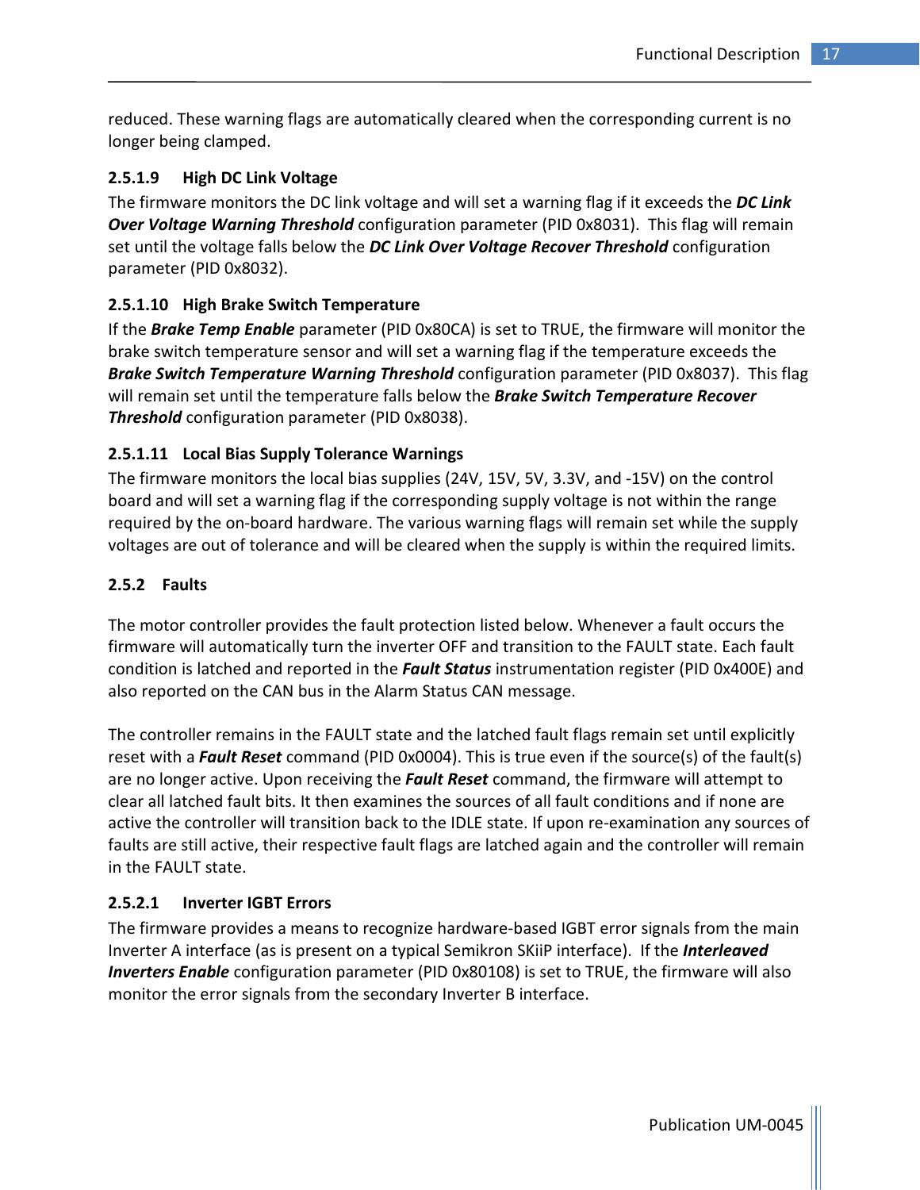reduced. These warning flags are automatically cleared when the corresponding current is no longer being clamped.

#### 2.5.1.9 High DC Link Voltage

The firmware monitors the DC link voltage and will set a warning flag if it exceeds the ***DC Link Over Voltage Warning Threshold*** configuration parameter (PID 0x8031). This flag will remain set until the voltage falls below the ***DC Link Over Voltage Recover Threshold*** configuration parameter (PID 0x8032).

#### 2.5.1.10 High Brake Switch Temperature

If the ***Brake Temp Enable*** parameter (PID 0x80CA) is set to TRUE, the firmware will monitor the brake switch temperature sensor and will set a warning flag if the temperature exceeds the ***Brake Switch Temperature Warning Threshold*** configuration parameter (PID 0x8037). This flag will remain set until the temperature falls below the ***Brake Switch Temperature Recover Threshold*** configuration parameter (PID 0x8038).

#### 2.5.1.11 Local Bias Supply Tolerance Warnings

The firmware monitors the local bias supplies (24V, 15V, 5V, 3.3V, and -15V) on the control board and will set a warning flag if the corresponding supply voltage is not within the range required by the on-board hardware. The various warning flags will remain set while the supply voltages are out of tolerance and will be cleared when the supply is within the required limits.

### 2.5.2 Faults

The motor controller provides the fault protection listed below. Whenever a fault occurs the firmware will automatically turn the inverter OFF and transition to the FAULT state. Each fault condition is latched and reported in the ***Fault Status*** instrumentation register (PID 0x400E) and also reported on the CAN bus in the Alarm Status CAN message.

The controller remains in the FAULT state and the latched fault flags remain set until explicitly reset with a ***Fault Reset*** command (PID 0x0004). This is true even if the source(s) of the fault(s) are no longer active. Upon receiving the ***Fault Reset*** command, the firmware will attempt to clear all latched fault bits. It then examines the sources of all fault conditions and if none are active the controller will transition back to the IDLE state. If upon re-examination any sources of faults are still active, their respective fault flags are latched again and the controller will remain in the FAULT state.

#### 2.5.2.1 Inverter IGBT Errors

The firmware provides a means to recognize hardware-based IGBT error signals from the main Inverter A interface (as is present on a typical Semikron SKiiP interface). If the ***Interleaved Inverters Enable*** configuration parameter (PID 0x80108) is set to TRUE, the firmware will also monitor the error signals from the secondary Inverter B interface.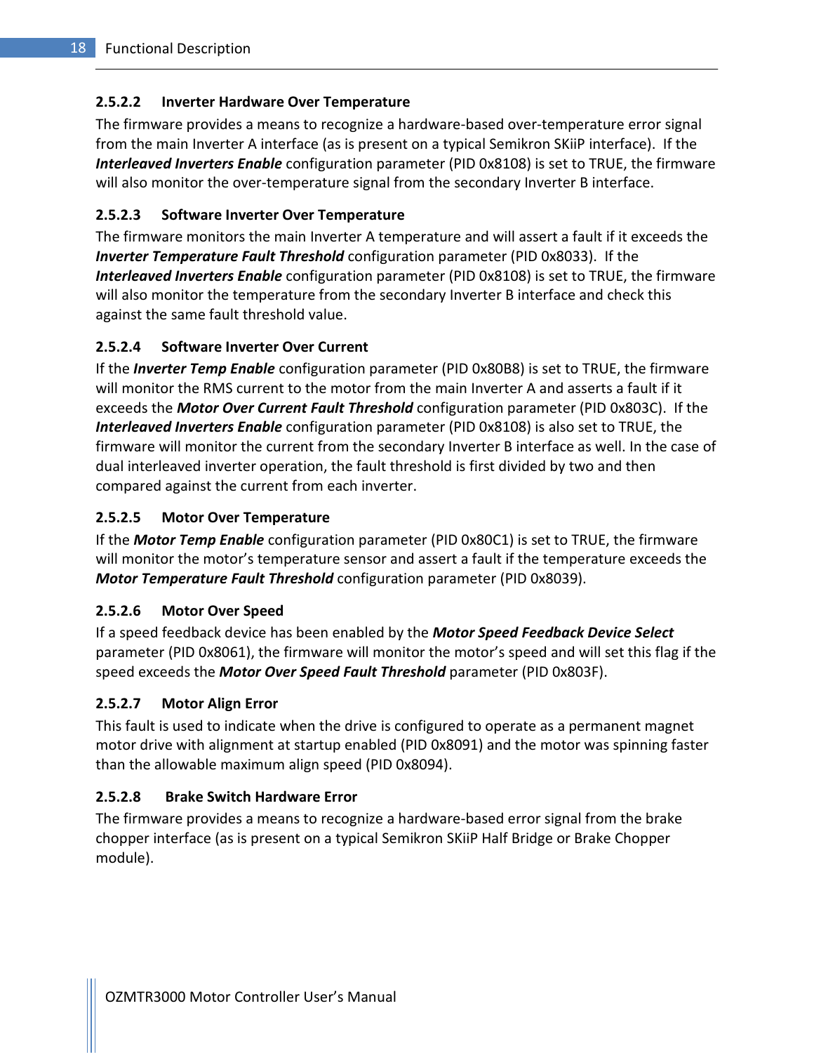#### 2.5.2.2 Inverter Hardware Over Temperature

The firmware provides a means to recognize a hardware-based over-temperature error signal from the main Inverter A interface (as is present on a typical Semikron SKiiP interface). If the ***Interleaved Inverters Enable*** configuration parameter (PID 0x8108) is set to TRUE, the firmware will also monitor the over-temperature signal from the secondary Inverter B interface.

#### 2.5.2.3 Software Inverter Over Temperature

The firmware monitors the main Inverter A temperature and will assert a fault if it exceeds the ***Inverter Temperature Fault Threshold*** configuration parameter (PID 0x8033). If the ***Interleaved Inverters Enable*** configuration parameter (PID 0x8108) is set to TRUE, the firmware will also monitor the temperature from the secondary Inverter B interface and check this against the same fault threshold value.

#### 2.5.2.4 Software Inverter Over Current

If the ***Inverter Temp Enable*** configuration parameter (PID 0x80B8) is set to TRUE, the firmware will monitor the RMS current to the motor from the main Inverter A and asserts a fault if it exceeds the ***Motor Over Current Fault Threshold*** configuration parameter (PID 0x803C). If the ***Interleaved Inverters Enable*** configuration parameter (PID 0x8108) is also set to TRUE, the firmware will monitor the current from the secondary Inverter B interface as well. In the case of dual interleaved inverter operation, the fault threshold is first divided by two and then compared against the current from each inverter.

#### 2.5.2.5 Motor Over Temperature

If the ***Motor Temp Enable*** configuration parameter (PID 0x80C1) is set to TRUE, the firmware will monitor the motor's temperature sensor and assert a fault if the temperature exceeds the ***Motor Temperature Fault Threshold*** configuration parameter (PID 0x8039).

#### 2.5.2.6 Motor Over Speed

If a speed feedback device has been enabled by the ***Motor Speed Feedback Device Select*** parameter (PID 0x8061), the firmware will monitor the motor's speed and will set this flag if the speed exceeds the ***Motor Over Speed Fault Threshold*** parameter (PID 0x803F).

#### 2.5.2.7 Motor Align Error

This fault is used to indicate when the drive is configured to operate as a permanent magnet motor drive with alignment at startup enabled (PID 0x8091) and the motor was spinning faster than the allowable maximum align speed (PID 0x8094).

#### 2.5.2.8 Brake Switch Hardware Error

The firmware provides a means to recognize a hardware-based error signal from the brake chopper interface (as is present on a typical Semikron SKiiP Half Bridge or Brake Chopper module).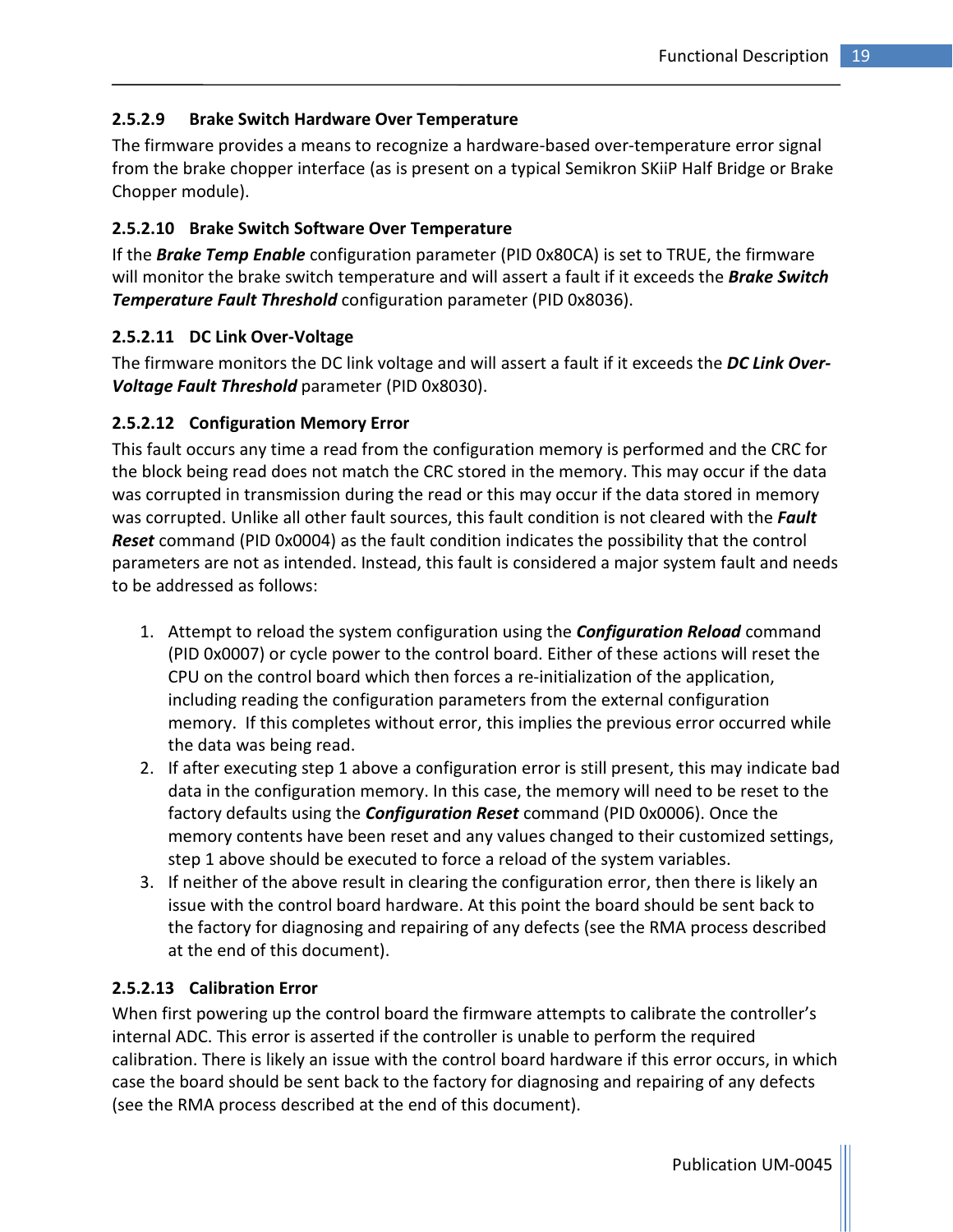#### 2.5.2.9 Brake Switch Hardware Over Temperature

The firmware provides a means to recognize a hardware-based over-temperature error signal from the brake chopper interface (as is present on a typical Semikron SKiiP Half Bridge or Brake Chopper module).

#### 2.5.2.10 Brake Switch Software Over Temperature

If the ***Brake Temp Enable*** configuration parameter (PID 0x80CA) is set to TRUE, the firmware will monitor the brake switch temperature and will assert a fault if it exceeds the ***Brake Switch Temperature Fault Threshold*** configuration parameter (PID 0x8036).

#### 2.5.2.11 DC Link Over-Voltage

The firmware monitors the DC link voltage and will assert a fault if it exceeds the ***DC Link Over-Voltage Fault Threshold*** parameter (PID 0x8030).

#### 2.5.2.12 Configuration Memory Error

This fault occurs any time a read from the configuration memory is performed and the CRC for the block being read does not match the CRC stored in the memory. This may occur if the data was corrupted in transmission during the read or this may occur if the data stored in memory was corrupted. Unlike all other fault sources, this fault condition is not cleared with the ***Fault Reset*** command (PID 0x0004) as the fault condition indicates the possibility that the control parameters are not as intended. Instead, this fault is considered a major system fault and needs to be addressed as follows:

1. Attempt to reload the system configuration using the ***Configuration Reload*** command (PID 0x0007) or cycle power to the control board. Either of these actions will reset the CPU on the control board which then forces a re-initialization of the application, including reading the configuration parameters from the external configuration memory. If this completes without error, this implies the previous error occurred while the data was being read.
2. If after executing step 1 above a configuration error is still present, this may indicate bad data in the configuration memory. In this case, the memory will need to be reset to the factory defaults using the ***Configuration Reset*** command (PID 0x0006). Once the memory contents have been reset and any values changed to their customized settings, step 1 above should be executed to force a reload of the system variables.
3. If neither of the above result in clearing the configuration error, then there is likely an issue with the control board hardware. At this point the board should be sent back to the factory for diagnosing and repairing of any defects (see the RMA process described at the end of this document).

#### 2.5.2.13 Calibration Error

When first powering up the control board the firmware attempts to calibrate the controller's internal ADC. This error is asserted if the controller is unable to perform the required calibration. There is likely an issue with the control board hardware if this error occurs, in which case the board should be sent back to the factory for diagnosing and repairing of any defects (see the RMA process described at the end of this document).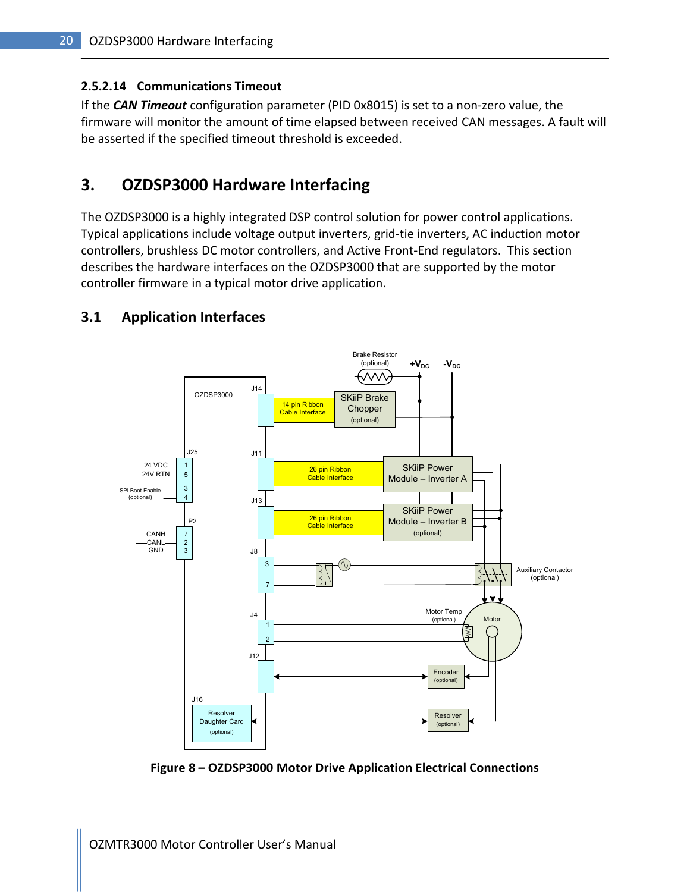#### 2.5.2.14 Communications Timeout

If the ***CAN Timeout*** configuration parameter (PID 0x8015) is set to a non-zero value, the firmware will monitor the amount of time elapsed between received CAN messages. A fault will be asserted if the specified timeout threshold is exceeded.

# 3. OZDSP3000 Hardware Interfacing

The OZDSP3000 is a highly integrated DSP control solution for power control applications. Typical applications include voltage output inverters, grid-tie inverters, AC induction motor controllers, brushless DC motor controllers, and Active Front-End regulators. This section describes the hardware interfaces on the OZDSP3000 that are supported by the motor controller firmware in a typical motor drive application.

## 3.1 Application Interfaces

**Figure 8 – OZDSP3000 Motor Drive Application Electrical Connections**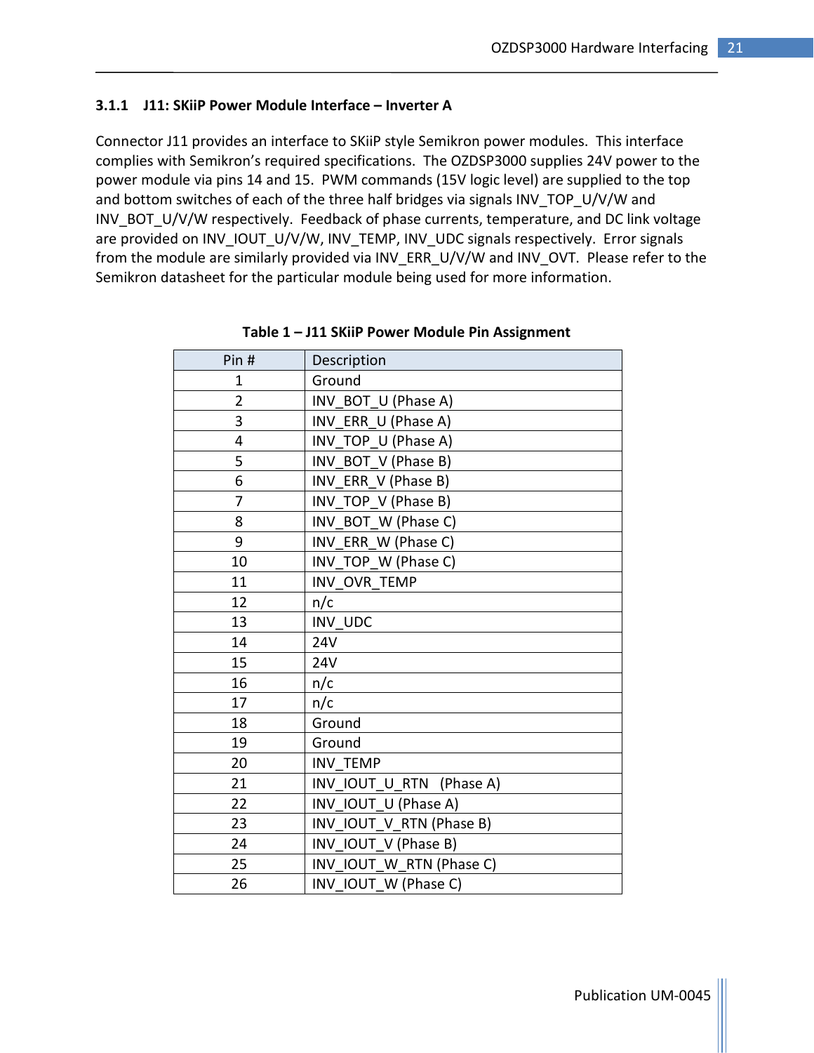### 3.1.1 J11: SKiiP Power Module Interface – Inverter A

Connector J11 provides an interface to SKiiP style Semikron power modules. This interface complies with Semikron's required specifications. The OZDSP3000 supplies 24V power to the power module via pins 14 and 15. PWM commands (15V logic level) are supplied to the top and bottom switches of each of the three half bridges via signals INV_TOP_U/V/W and INV_BOT_U/V/W respectively. Feedback of phase currents, temperature, and DC link voltage are provided on INV_IOUT_U/V/W, INV_TEMP, INV_UDC signals respectively. Error signals from the module are similarly provided via INV_ERR_U/V/W and INV_OVT. Please refer to the Semikron datasheet for the particular module being used for more information.

**Table 1 – J11 SKiiP Power Module Pin Assignment**

| Pin # | Description |
|---|---|
| 1 | Ground |
| 2 | INV_BOT_U (Phase A) |
| 3 | INV_ERR_U (Phase A) |
| 4 | INV_TOP_U (Phase A) |
| 5 | INV_BOT_V (Phase B) |
| 6 | INV_ERR_V (Phase B) |
| 7 | INV_TOP_V (Phase B) |
| 8 | INV_BOT_W (Phase C) |
| 9 | INV_ERR_W (Phase C) |
| 10 | INV_TOP_W (Phase C) |
| 11 | INV_OVR_TEMP |
| 12 | n/c |
| 13 | INV_UDC |
| 14 | 24V |
| 15 | 24V |
| 16 | n/c |
| 17 | n/c |
| 18 | Ground |
| 19 | Ground |
| 20 | INV_TEMP |
| 21 | INV_IOUT_U_RTN (Phase A) |
| 22 | INV_IOUT_U (Phase A) |
| 23 | INV_IOUT_V_RTN (Phase B) |
| 24 | INV_IOUT_V (Phase B) |
| 25 | INV_IOUT_W_RTN (Phase C) |
| 26 | INV_IOUT_W (Phase C) |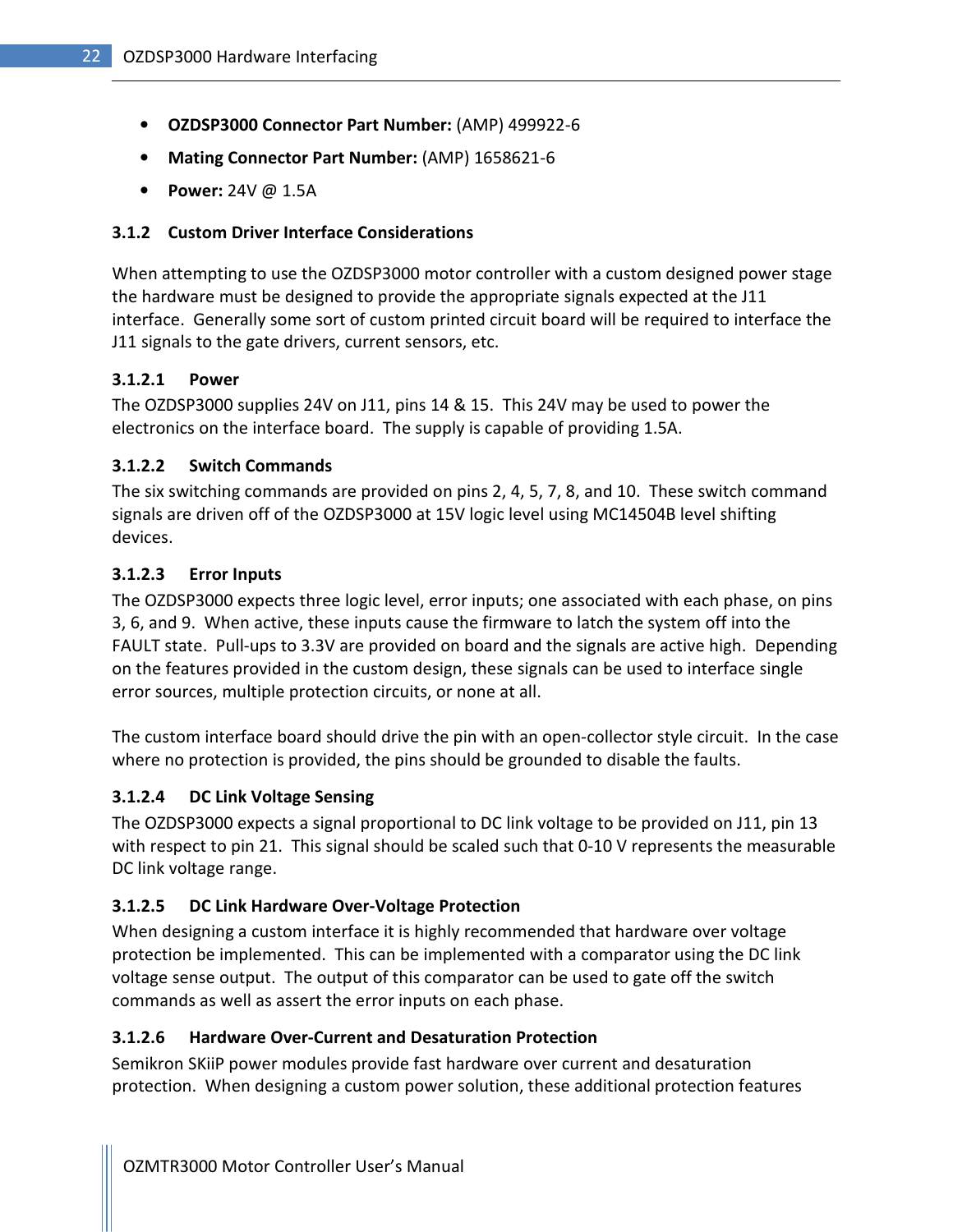- **OZDSP3000 Connector Part Number:** (AMP) 499922-6
- **Mating Connector Part Number:** (AMP) 1658621-6
- **Power:** 24V @ 1.5A

### 3.1.2 Custom Driver Interface Considerations

When attempting to use the OZDSP3000 motor controller with a custom designed power stage the hardware must be designed to provide the appropriate signals expected at the J11 interface. Generally some sort of custom printed circuit board will be required to interface the J11 signals to the gate drivers, current sensors, etc.

#### 3.1.2.1 Power

The OZDSP3000 supplies 24V on J11, pins 14 & 15. This 24V may be used to power the electronics on the interface board. The supply is capable of providing 1.5A.

#### 3.1.2.2 Switch Commands

The six switching commands are provided on pins 2, 4, 5, 7, 8, and 10. These switch command signals are driven off of the OZDSP3000 at 15V logic level using MC14504B level shifting devices.

#### 3.1.2.3 Error Inputs

The OZDSP3000 expects three logic level, error inputs; one associated with each phase, on pins 3, 6, and 9. When active, these inputs cause the firmware to latch the system off into the FAULT state. Pull-ups to 3.3V are provided on board and the signals are active high. Depending on the features provided in the custom design, these signals can be used to interface single error sources, multiple protection circuits, or none at all.

The custom interface board should drive the pin with an open-collector style circuit. In the case where no protection is provided, the pins should be grounded to disable the faults.

#### 3.1.2.4 DC Link Voltage Sensing

The OZDSP3000 expects a signal proportional to DC link voltage to be provided on J11, pin 13 with respect to pin 21. This signal should be scaled such that 0-10 V represents the measurable DC link voltage range.

#### 3.1.2.5 DC Link Hardware Over-Voltage Protection

When designing a custom interface it is highly recommended that hardware over voltage protection be implemented. This can be implemented with a comparator using the DC link voltage sense output. The output of this comparator can be used to gate off the switch commands as well as assert the error inputs on each phase.

#### 3.1.2.6 Hardware Over-Current and Desaturation Protection

Semikron SKiiP power modules provide fast hardware over current and desaturation protection. When designing a custom power solution, these additional protection features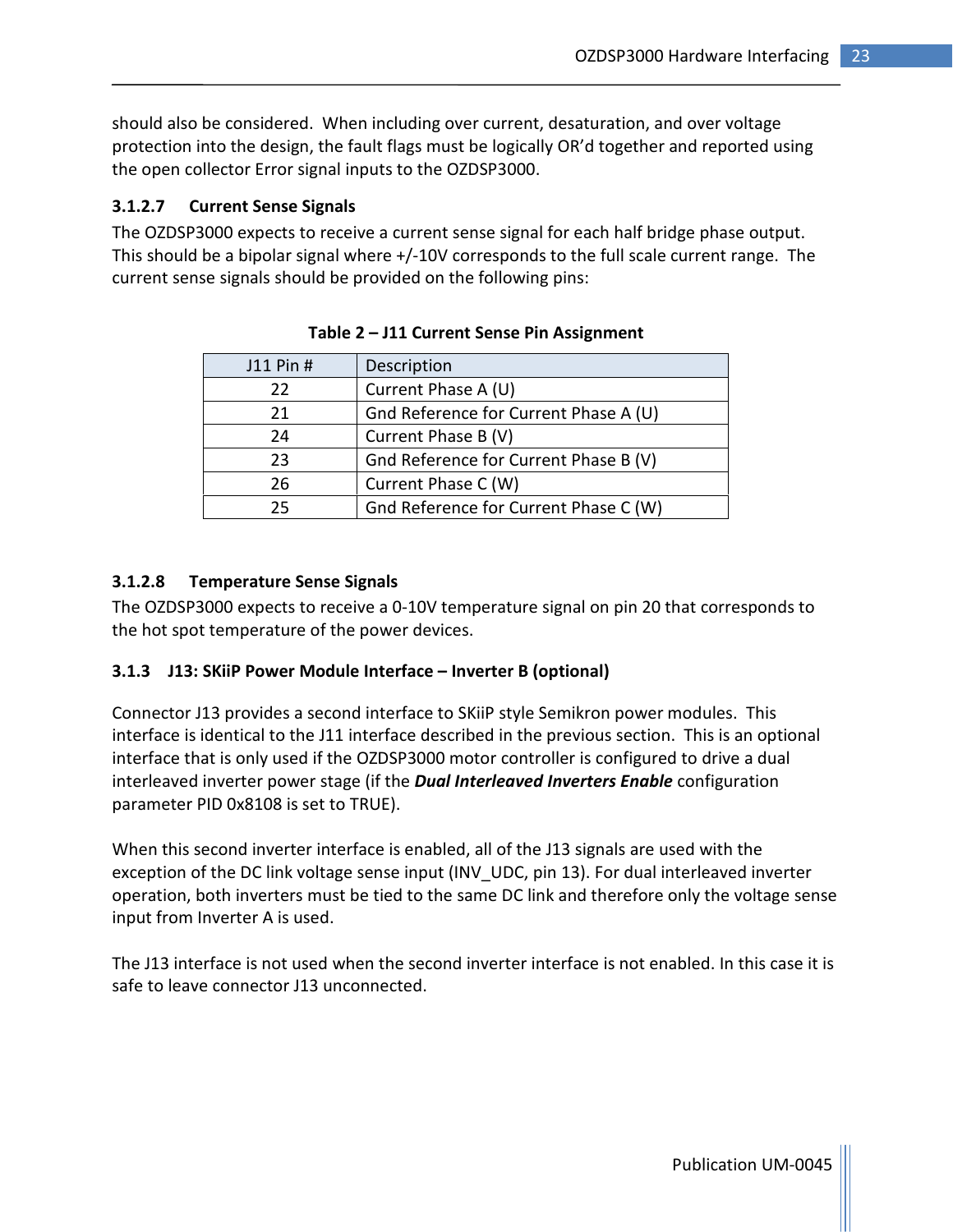should also be considered. When including over current, desaturation, and over voltage protection into the design, the fault flags must be logically OR'd together and reported using the open collector Error signal inputs to the OZDSP3000.

#### 3.1.2.7 Current Sense Signals

The OZDSP3000 expects to receive a current sense signal for each half bridge phase output. This should be a bipolar signal where +/-10V corresponds to the full scale current range. The current sense signals should be provided on the following pins:

**Table 2 – J11 Current Sense Pin Assignment**

| J11 Pin # | Description |
|---|---|
| 22 | Current Phase A (U) |
| 21 | Gnd Reference for Current Phase A (U) |
| 24 | Current Phase B (V) |
| 23 | Gnd Reference for Current Phase B (V) |
| 26 | Current Phase C (W) |
| 25 | Gnd Reference for Current Phase C (W) |

#### 3.1.2.8 Temperature Sense Signals

The OZDSP3000 expects to receive a 0-10V temperature signal on pin 20 that corresponds to the hot spot temperature of the power devices.

### 3.1.3 J13: SKiiP Power Module Interface – Inverter B (optional)

Connector J13 provides a second interface to SKiiP style Semikron power modules. This interface is identical to the J11 interface described in the previous section. This is an optional interface that is only used if the OZDSP3000 motor controller is configured to drive a dual interleaved inverter power stage (if the ***Dual Interleaved Inverters Enable*** configuration parameter PID 0x8108 is set to TRUE).

When this second inverter interface is enabled, all of the J13 signals are used with the exception of the DC link voltage sense input (INV_UDC, pin 13). For dual interleaved inverter operation, both inverters must be tied to the same DC link and therefore only the voltage sense input from Inverter A is used.

The J13 interface is not used when the second inverter interface is not enabled. In this case it is safe to leave connector J13 unconnected.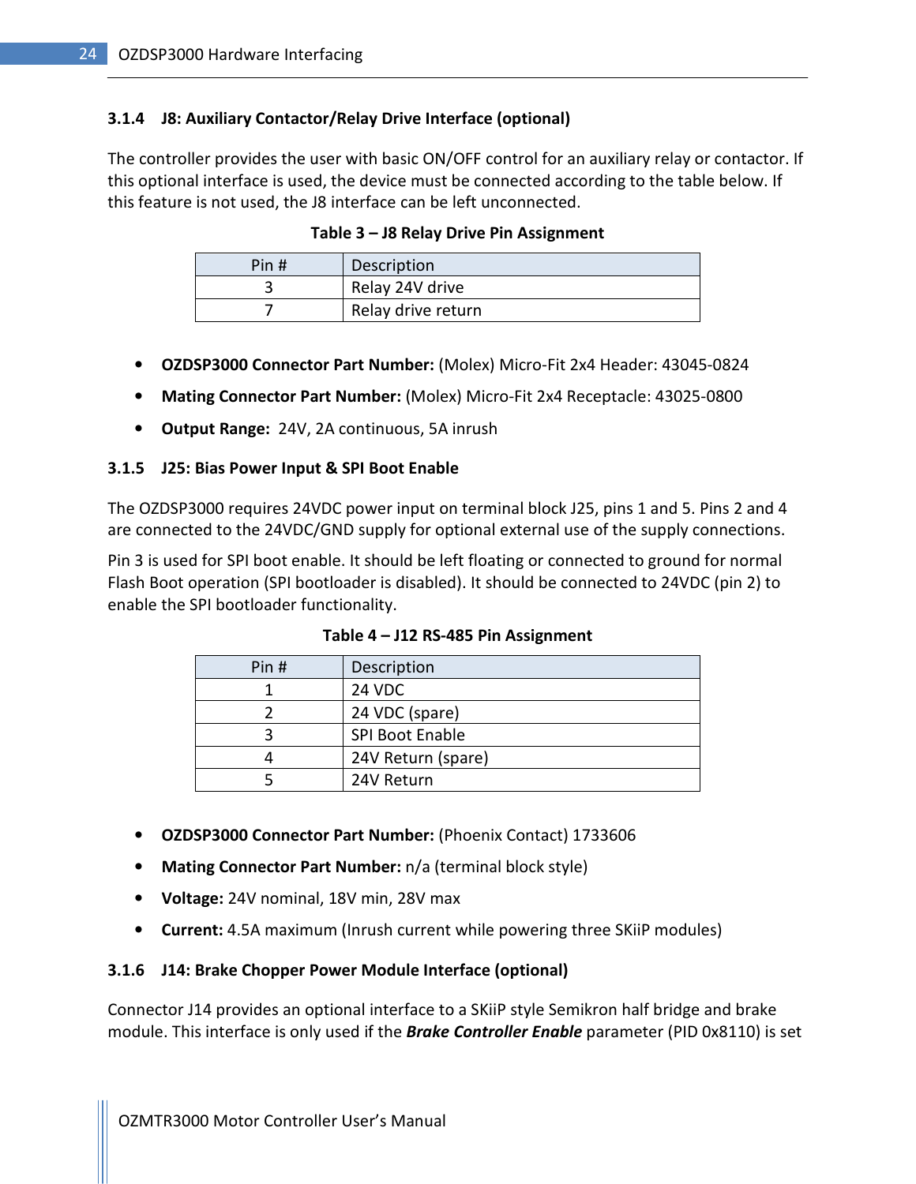### 3.1.4 J8: Auxiliary Contactor/Relay Drive Interface (optional)

The controller provides the user with basic ON/OFF control for an auxiliary relay or contactor. If this optional interface is used, the device must be connected according to the table below. If this feature is not used, the J8 interface can be left unconnected.

**Table 3 – J8 Relay Drive Pin Assignment**

| Pin # | Description |
|---|---|
| 3 | Relay 24V drive |
| 7 | Relay drive return |

- **OZDSP3000 Connector Part Number:** (Molex) Micro-Fit 2x4 Header: 43045-0824
- **Mating Connector Part Number:** (Molex) Micro-Fit 2x4 Receptacle: 43025-0800
- **Output Range:** 24V, 2A continuous, 5A inrush

### 3.1.5 J25: Bias Power Input & SPI Boot Enable

The OZDSP3000 requires 24VDC power input on terminal block J25, pins 1 and 5. Pins 2 and 4 are connected to the 24VDC/GND supply for optional external use of the supply connections.

Pin 3 is used for SPI boot enable. It should be left floating or connected to ground for normal Flash Boot operation (SPI bootloader is disabled). It should be connected to 24VDC (pin 2) to enable the SPI bootloader functionality.

**Table 4 – J12 RS-485 Pin Assignment**

| Pin # | Description |
|---|---|
| 1 | 24 VDC |
| 2 | 24 VDC (spare) |
| 3 | SPI Boot Enable |
| 4 | 24V Return (spare) |
| 5 | 24V Return |

- **OZDSP3000 Connector Part Number:** (Phoenix Contact) 1733606
- **Mating Connector Part Number:** n/a (terminal block style)
- **Voltage:** 24V nominal, 18V min, 28V max
- **Current:** 4.5A maximum (Inrush current while powering three SKiiP modules)

### 3.1.6 J14: Brake Chopper Power Module Interface (optional)

Connector J14 provides an optional interface to a SKiiP style Semikron half bridge and brake module. This interface is only used if the ***Brake Controller Enable*** parameter (PID 0x8110) is set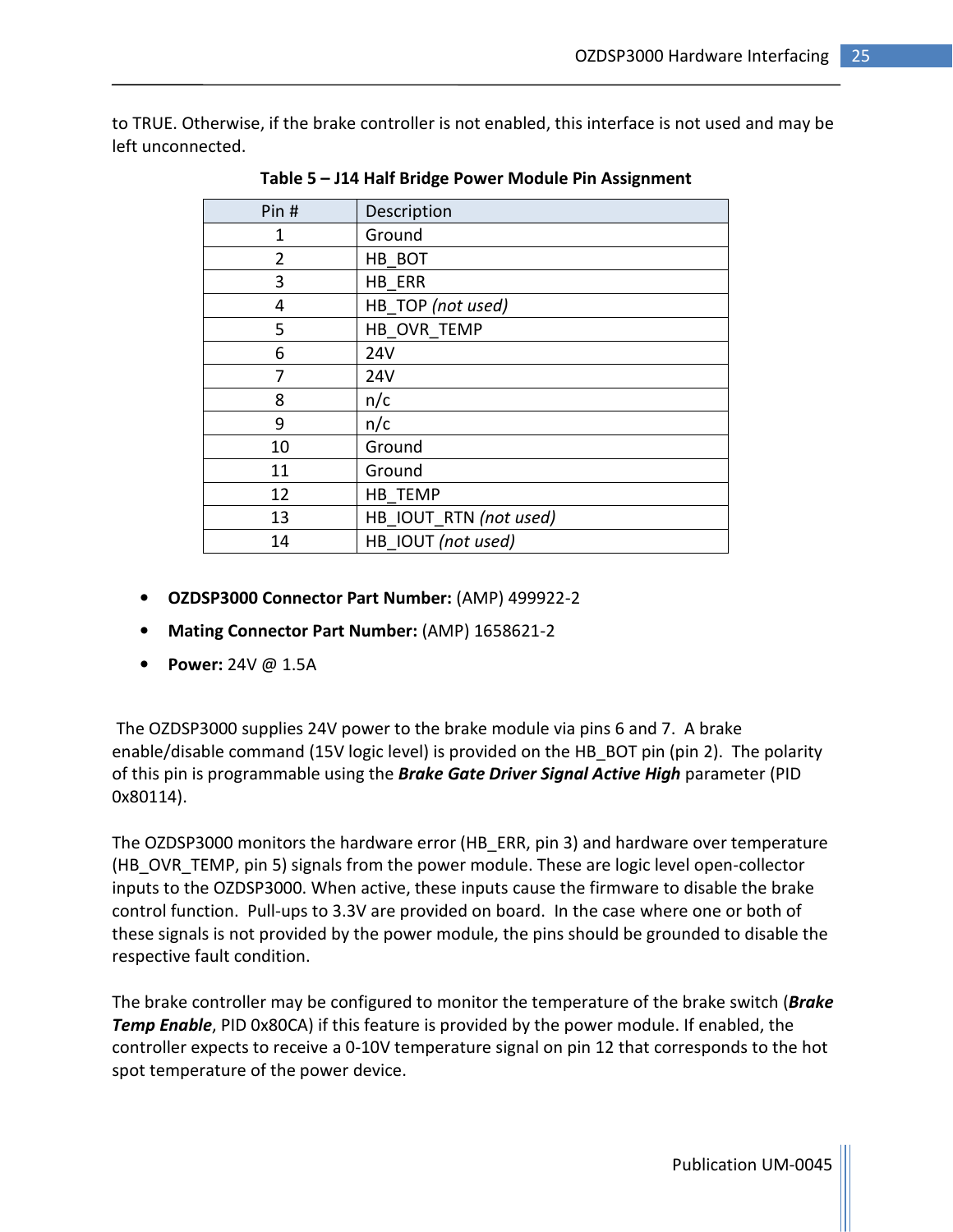to TRUE. Otherwise, if the brake controller is not enabled, this interface is not used and may be left unconnected.

**Table 5 – J14 Half Bridge Power Module Pin Assignment**

| Pin # | Description |
|---|---|
| 1 | Ground |
| 2 | HB_BOT |
| 3 | HB_ERR |
| 4 | HB_TOP *(not used)* |
| 5 | HB_OVR_TEMP |
| 6 | 24V |
| 7 | 24V |
| 8 | n/c |
| 9 | n/c |
| 10 | Ground |
| 11 | Ground |
| 12 | HB_TEMP |
| 13 | HB_IOUT_RTN *(not used)* |
| 14 | HB_IOUT *(not used)* |

- **OZDSP3000 Connector Part Number:** (AMP) 499922-2
- **Mating Connector Part Number:** (AMP) 1658621-2
- **Power:** 24V @ 1.5A

The OZDSP3000 supplies 24V power to the brake module via pins 6 and 7. A brake enable/disable command (15V logic level) is provided on the HB_BOT pin (pin 2). The polarity of this pin is programmable using the ***Brake Gate Driver Signal Active High*** parameter (PID 0x80114).

The OZDSP3000 monitors the hardware error (HB_ERR, pin 3) and hardware over temperature (HB_OVR_TEMP, pin 5) signals from the power module. These are logic level open-collector inputs to the OZDSP3000. When active, these inputs cause the firmware to disable the brake control function. Pull-ups to 3.3V are provided on board. In the case where one or both of these signals is not provided by the power module, the pins should be grounded to disable the respective fault condition.

The brake controller may be configured to monitor the temperature of the brake switch (***Brake Temp Enable***, PID 0x80CA) if this feature is provided by the power module. If enabled, the controller expects to receive a 0-10V temperature signal on pin 12 that corresponds to the hot spot temperature of the power device.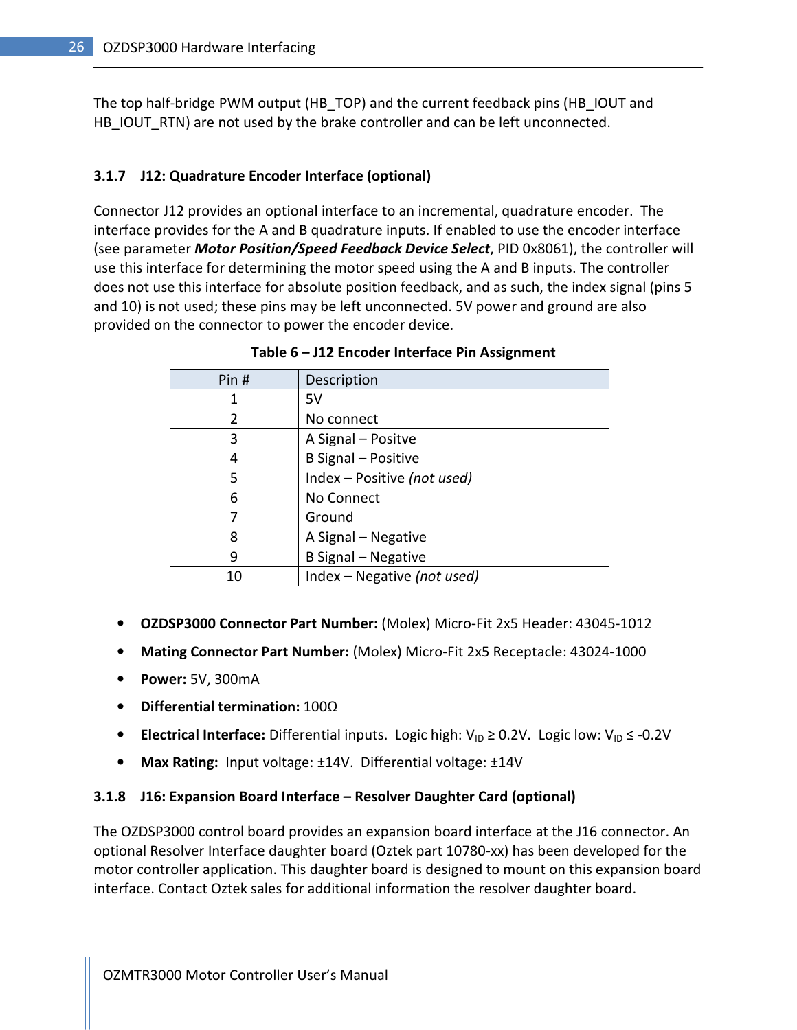The top half-bridge PWM output (HB_TOP) and the current feedback pins (HB_IOUT and HB_IOUT_RTN) are not used by the brake controller and can be left unconnected.

### 3.1.7 J12: Quadrature Encoder Interface (optional)

Connector J12 provides an optional interface to an incremental, quadrature encoder. The interface provides for the A and B quadrature inputs. If enabled to use the encoder interface (see parameter ***Motor Position/Speed Feedback Device Select***, PID 0x8061), the controller will use this interface for determining the motor speed using the A and B inputs. The controller does not use this interface for absolute position feedback, and as such, the index signal (pins 5 and 10) is not used; these pins may be left unconnected. 5V power and ground are also provided on the connector to power the encoder device.

**Table 6 – J12 Encoder Interface Pin Assignment**

| Pin # | Description |
|---|---|
| 1 | 5V |
| 2 | No connect |
| 3 | A Signal – Positve |
| 4 | B Signal – Positive |
| 5 | Index – Positive *(not used)* |
| 6 | No Connect |
| 7 | Ground |
| 8 | A Signal – Negative |
| 9 | B Signal – Negative |
| 10 | Index – Negative *(not used)* |

- **OZDSP3000 Connector Part Number:** (Molex) Micro-Fit 2x5 Header: 43045-1012
- **Mating Connector Part Number:** (Molex) Micro-Fit 2x5 Receptacle: 43024-1000
- **Power:** 5V, 300mA
- **Differential termination:** 100Ω
- **Electrical Interface:** Differential inputs. Logic high: $V_{ID} \geq 0.2V$. Logic low: $V_{ID} \leq -0.2V$
- **Max Rating:** Input voltage: ±14V. Differential voltage: ±14V

### 3.1.8 J16: Expansion Board Interface – Resolver Daughter Card (optional)

The OZDSP3000 control board provides an expansion board interface at the J16 connector. An optional Resolver Interface daughter board (Oztek part 10780-xx) has been developed for the motor controller application. This daughter board is designed to mount on this expansion board interface. Contact Oztek sales for additional information the resolver daughter board.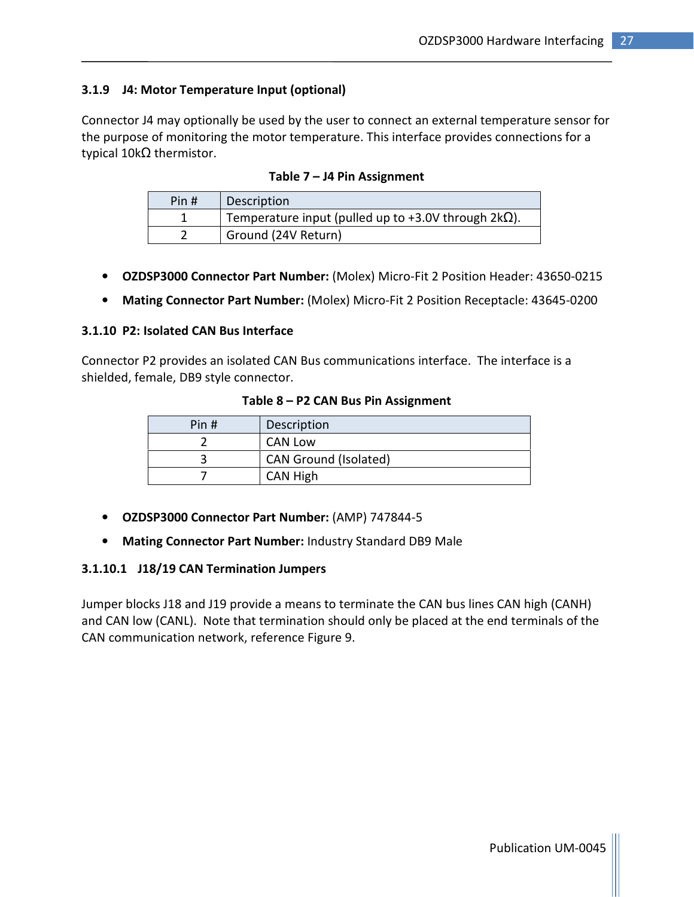### 3.1.9 J4: Motor Temperature Input (optional)

Connector J4 may optionally be used by the user to connect an external temperature sensor for the purpose of monitoring the motor temperature. This interface provides connections for a typical 10kΩ thermistor.

**Table 7 – J4 Pin Assignment**

| Pin # | Description |
|---|---|
| 1 | Temperature input (pulled up to +3.0V through 2kΩ). |
| 2 | Ground (24V Return) |

- **OZDSP3000 Connector Part Number:** (Molex) Micro-Fit 2 Position Header: 43650-0215
- **Mating Connector Part Number:** (Molex) Micro-Fit 2 Position Receptacle: 43645-0200

### 3.1.10 P2: Isolated CAN Bus Interface

Connector P2 provides an isolated CAN Bus communications interface. The interface is a shielded, female, DB9 style connector.

**Table 8 – P2 CAN Bus Pin Assignment**

| Pin # | Description |
|---|---|
| 2 | CAN Low |
| 3 | CAN Ground (Isolated) |
| 7 | CAN High |

- **OZDSP3000 Connector Part Number:** (AMP) 747844-5
- **Mating Connector Part Number:** Industry Standard DB9 Male

#### 3.1.10.1 J18/19 CAN Termination Jumpers

Jumper blocks J18 and J19 provide a means to terminate the CAN bus lines CAN high (CANH) and CAN low (CANL). Note that termination should only be placed at the end terminals of the CAN communication network, reference Figure 9.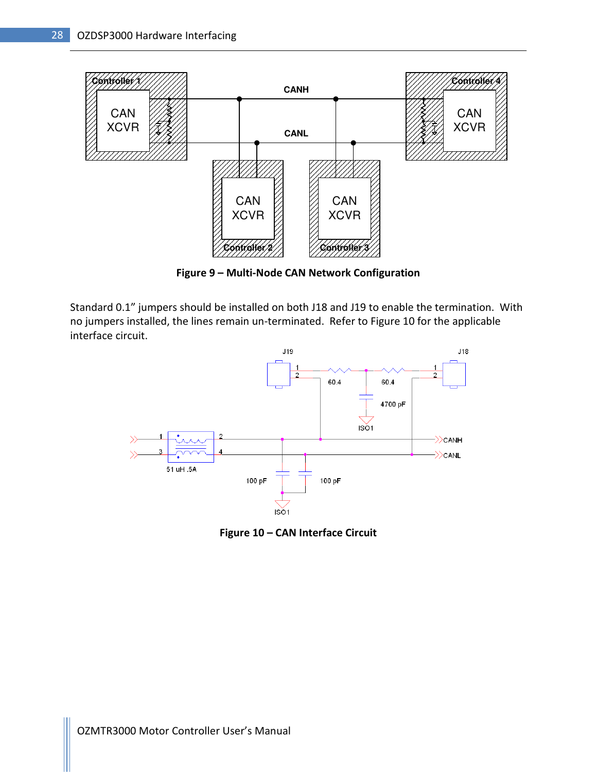Figure 9 – Multi-Node CAN Network Configuration

Standard 0.1” jumpers should be installed on both J18 and J19 to enable the termination. With no jumpers installed, the lines remain un-terminated. Refer to Figure 10 for the applicable interface circuit.

Figure 10 – CAN Interface Circuit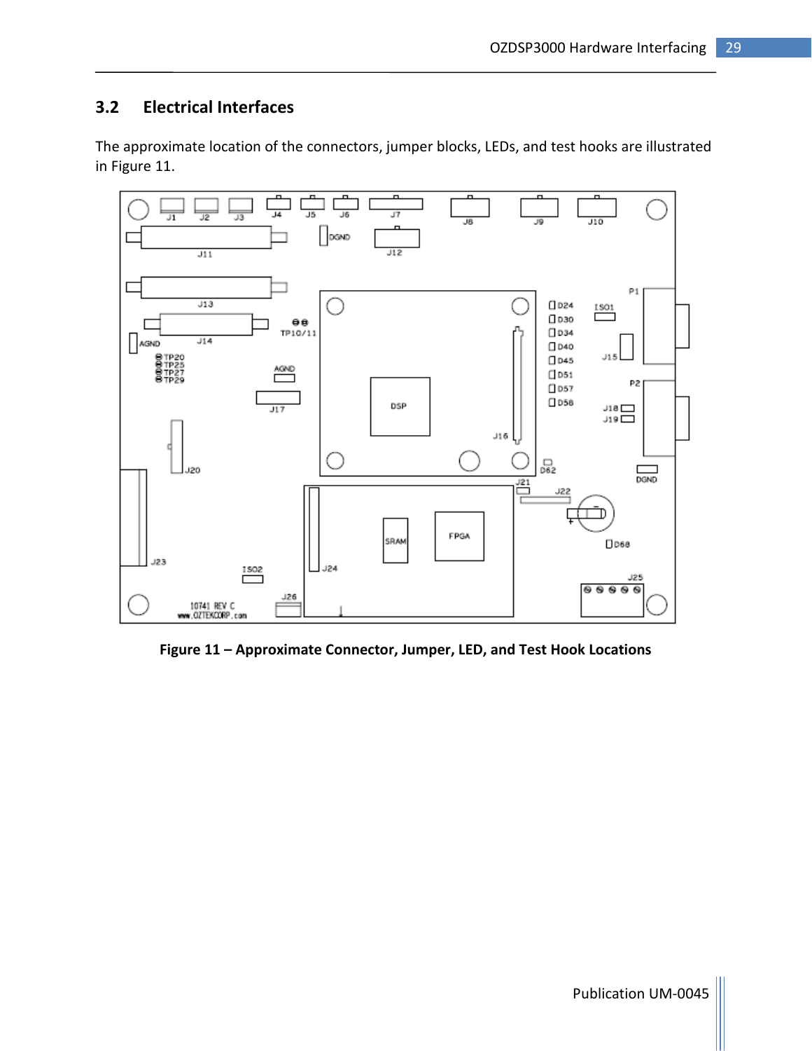## 3.2 Electrical Interfaces

The approximate location of the connectors, jumper blocks, LEDs, and test hooks are illustrated in Figure 11.

**Figure 11 – Approximate Connector, Jumper, LED, and Test Hook Locations**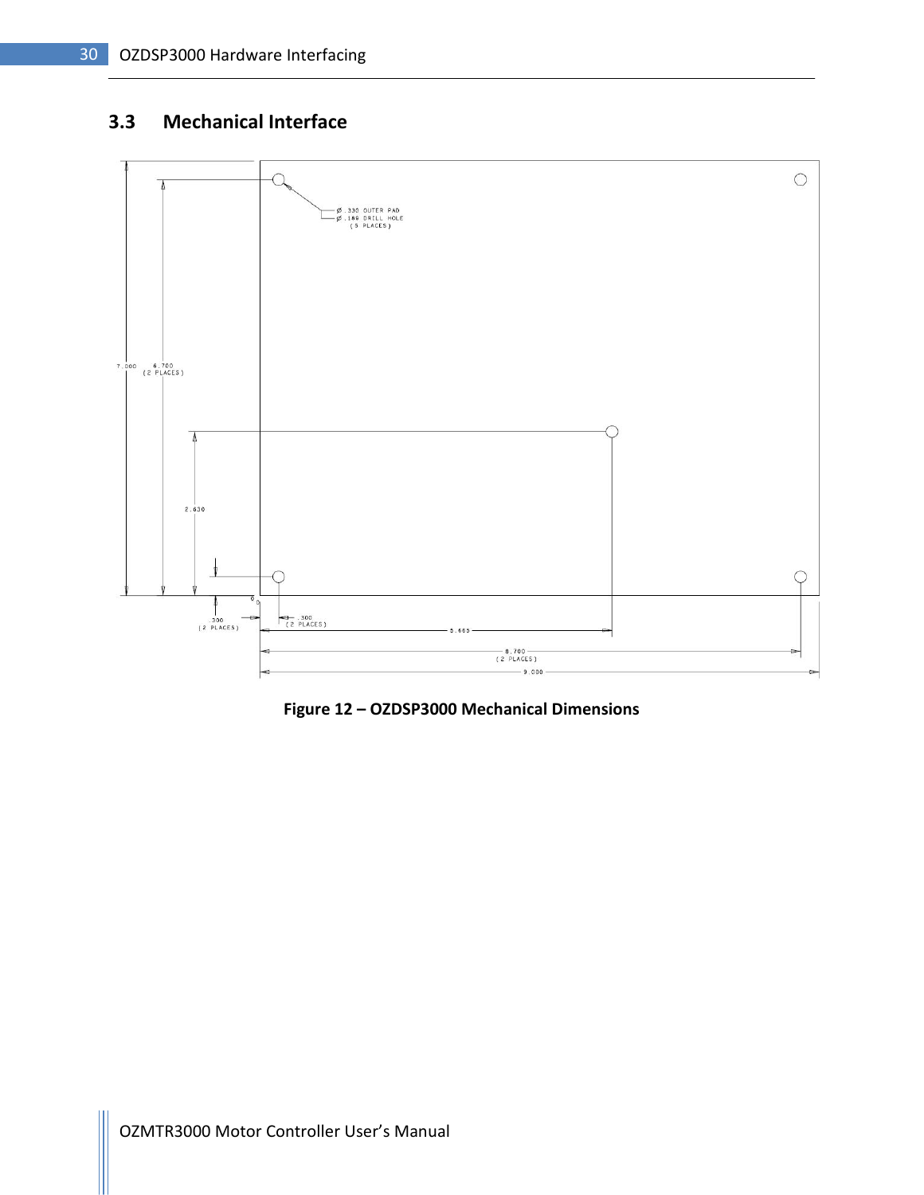## 3.3 Mechanical Interface

Ø .330 OUTER PAD
Ø .189 DRILL HOLE
(5 PLACES)

7.000

6.700
(2 PLACES)

2.630

.300
(2 PLACES)

.300
(2 PLACES)

5.665

8.700
(2 PLACES)

9.000

Figure 12 – OZDSP3000 Mechanical Dimensions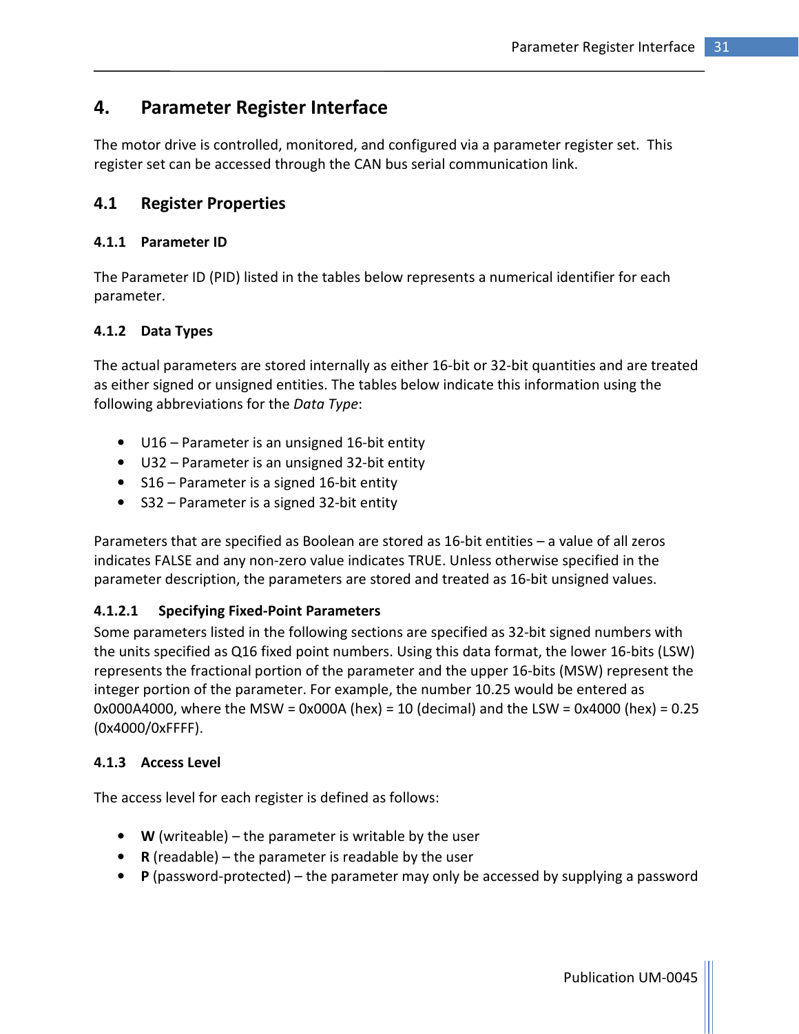# 4. Parameter Register Interface

The motor drive is controlled, monitored, and configured via a parameter register set. This register set can be accessed through the CAN bus serial communication link.

## 4.1 Register Properties

### 4.1.1 Parameter ID

The Parameter ID (PID) listed in the tables below represents a numerical identifier for each parameter.

### 4.1.2 Data Types

The actual parameters are stored internally as either 16-bit or 32-bit quantities and are treated as either signed or unsigned entities. The tables below indicate this information using the following abbreviations for the *Data Type*:

- U16 – Parameter is an unsigned 16-bit entity
- U32 – Parameter is an unsigned 32-bit entity
- S16 – Parameter is a signed 16-bit entity
- S32 – Parameter is a signed 32-bit entity

Parameters that are specified as Boolean are stored as 16-bit entities – a value of all zeros indicates FALSE and any non-zero value indicates TRUE. Unless otherwise specified in the parameter description, the parameters are stored and treated as 16-bit unsigned values.

#### 4.1.2.1 Specifying Fixed-Point Parameters

Some parameters listed in the following sections are specified as 32-bit signed numbers with the units specified as Q16 fixed point numbers. Using this data format, the lower 16-bits (LSW) represents the fractional portion of the parameter and the upper 16-bits (MSW) represent the integer portion of the parameter. For example, the number 10.25 would be entered as 0x000A4000, where the MSW = 0x000A (hex) = 10 (decimal) and the LSW = 0x4000 (hex) = 0.25 (0x4000/0xFFFF).

### 4.1.3 Access Level

The access level for each register is defined as follows:

- **W** (writeable) – the parameter is writable by the user
- **R** (readable) – the parameter is readable by the user
- **P** (password-protected) – the parameter may only be accessed by supplying a password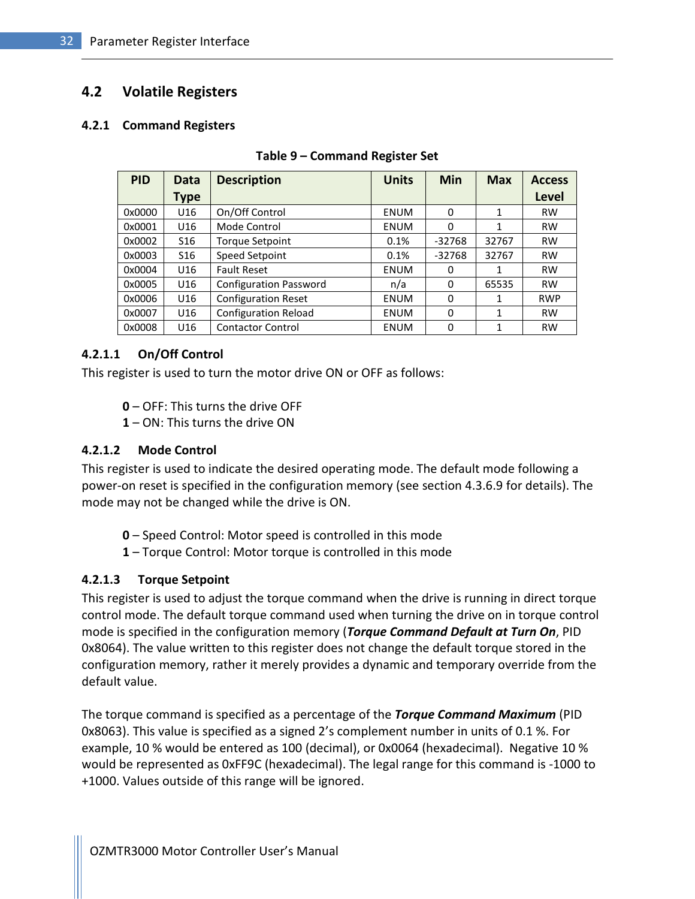## 4.2 Volatile Registers

### 4.2.1 Command Registers

**Table 9 – Command Register Set**

| PID | Data Type | Description | Units | Min | Max | Access Level |
|---|---|---|---|---|---|---|
| 0x0000 | U16 | On/Off Control | ENUM | 0 | 1 | RW |
| 0x0001 | U16 | Mode Control | ENUM | 0 | 1 | RW |
| 0x0002 | S16 | Torque Setpoint | 0.1% | -32768 | 32767 | RW |
| 0x0003 | S16 | Speed Setpoint | 0.1% | -32768 | 32767 | RW |
| 0x0004 | U16 | Fault Reset | ENUM | 0 | 1 | RW |
| 0x0005 | U16 | Configuration Password | n/a | 0 | 65535 | RW |
| 0x0006 | U16 | Configuration Reset | ENUM | 0 | 1 | RWP |
| 0x0007 | U16 | Configuration Reload | ENUM | 0 | 1 | RW |
| 0x0008 | U16 | Contactor Control | ENUM | 0 | 1 | RW |

#### 4.2.1.1 On/Off Control

This register is used to turn the motor drive ON or OFF as follows:

**0** – OFF: This turns the drive OFF
**1** – ON: This turns the drive ON

#### 4.2.1.2 Mode Control

This register is used to indicate the desired operating mode. The default mode following a power-on reset is specified in the configuration memory (see section 4.3.6.9 for details). The mode may not be changed while the drive is ON.

**0** – Speed Control: Motor speed is controlled in this mode
**1** – Torque Control: Motor torque is controlled in this mode

#### 4.2.1.3 Torque Setpoint

This register is used to adjust the torque command when the drive is running in direct torque control mode. The default torque command used when turning the drive on in torque control mode is specified in the configuration memory (***Torque Command Default at Turn On***, PID 0x8064). The value written to this register does not change the default torque stored in the configuration memory, rather it merely provides a dynamic and temporary override from the default value.

The torque command is specified as a percentage of the ***Torque Command Maximum*** (PID 0x8063). This value is specified as a signed 2's complement number in units of 0.1 %. For example, 10 % would be entered as 100 (decimal), or 0x0064 (hexadecimal). Negative 10 % would be represented as 0xFF9C (hexadecimal). The legal range for this command is -1000 to +1000. Values outside of this range will be ignored.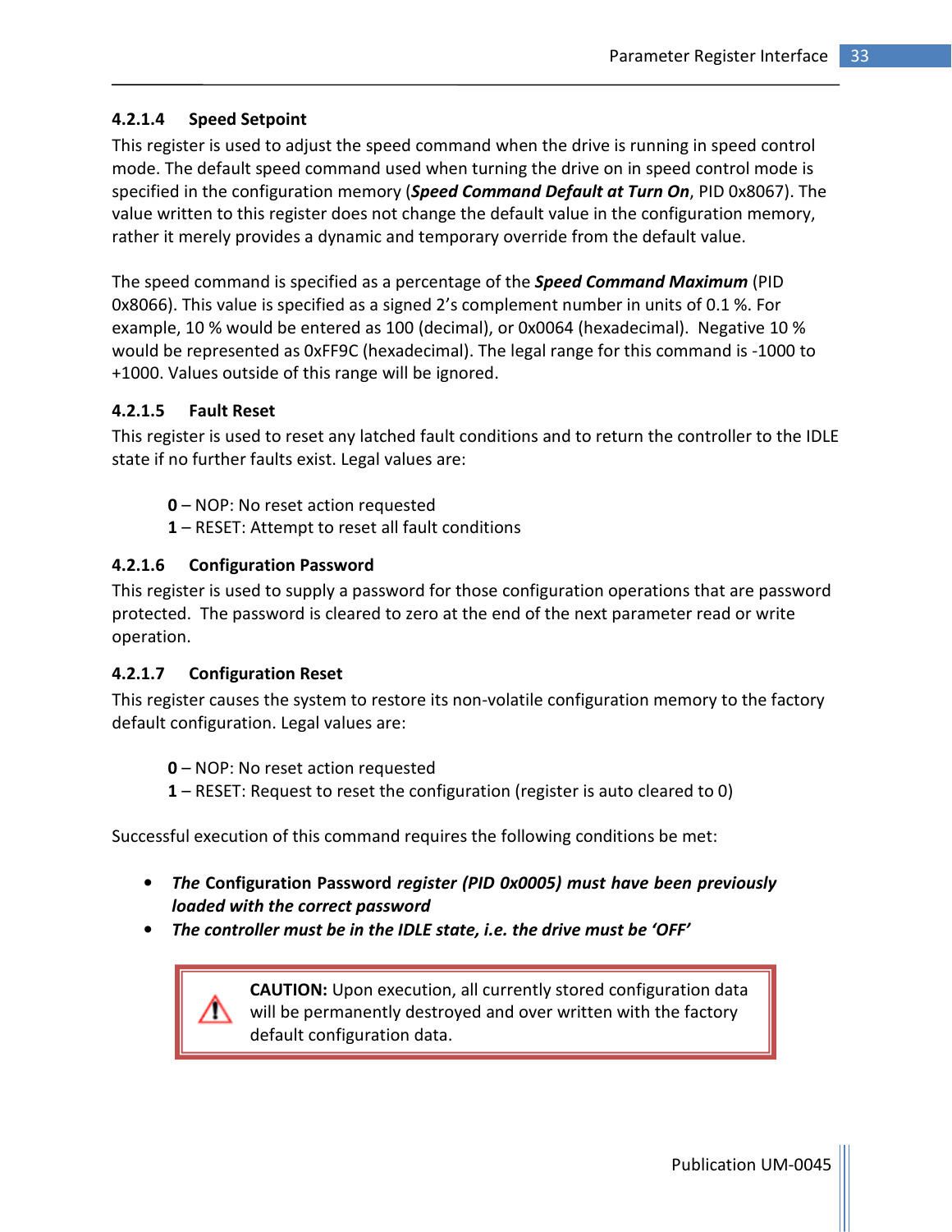#### 4.2.1.4 Speed Setpoint

This register is used to adjust the speed command when the drive is running in speed control mode. The default speed command used when turning the drive on in speed control mode is specified in the configuration memory (***Speed Command Default at Turn On***, PID 0x8067). The value written to this register does not change the default value in the configuration memory, rather it merely provides a dynamic and temporary override from the default value.

The speed command is specified as a percentage of the ***Speed Command Maximum*** (PID 0x8066). This value is specified as a signed 2's complement number in units of 0.1 %. For example, 10 % would be entered as 100 (decimal), or 0x0064 (hexadecimal). Negative 10 % would be represented as 0xFF9C (hexadecimal). The legal range for this command is -1000 to +1000. Values outside of this range will be ignored.

#### 4.2.1.5 Fault Reset

This register is used to reset any latched fault conditions and to return the controller to the IDLE state if no further faults exist. Legal values are:

> **0** – NOP: No reset action requested
> **1** – RESET: Attempt to reset all fault conditions

#### 4.2.1.6 Configuration Password

This register is used to supply a password for those configuration operations that are password protected. The password is cleared to zero at the end of the next parameter read or write operation.

#### 4.2.1.7 Configuration Reset

This register causes the system to restore its non-volatile configuration memory to the factory default configuration. Legal values are:

> **0** – NOP: No reset action requested
> **1** – RESET: Request to reset the configuration (register is auto cleared to 0)

Successful execution of this command requires the following conditions be met:

- *The* **Configuration Password** *register (PID 0x0005) must have been previously loaded with the correct password*
- *The controller must be in the IDLE state, i.e. the drive must be 'OFF'*

> ⚠ **CAUTION:** Upon execution, all currently stored configuration data will be permanently destroyed and over written with the factory default configuration data.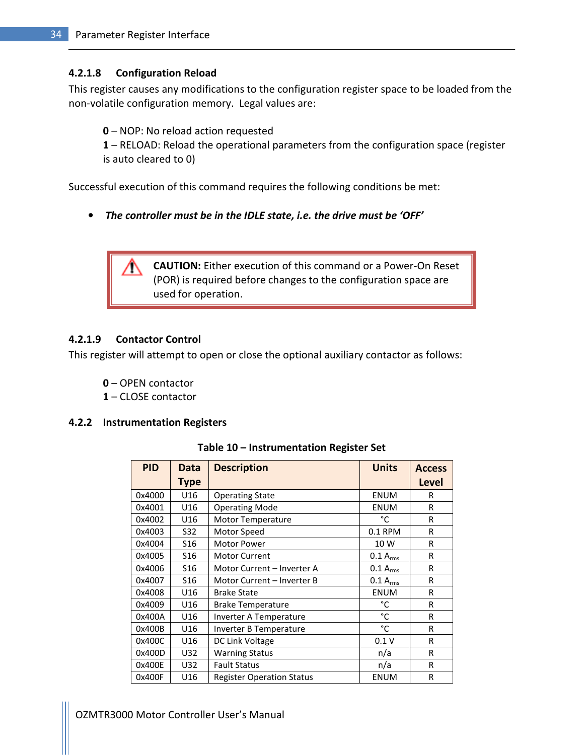#### 4.2.1.8 Configuration Reload

This register causes any modifications to the configuration register space to be loaded from the non-volatile configuration memory. Legal values are:

**0** – NOP: No reload action requested
**1** – RELOAD: Reload the operational parameters from the configuration space (register is auto cleared to 0)

Successful execution of this command requires the following conditions be met:

- ***The controller must be in the IDLE state, i.e. the drive must be 'OFF'***

> ⚠ **CAUTION:** Either execution of this command or a Power-On Reset (POR) is required before changes to the configuration space are used for operation.

#### 4.2.1.9 Contactor Control

This register will attempt to open or close the optional auxiliary contactor as follows:

**0** – OPEN contactor
**1** – CLOSE contactor

### 4.2.2 Instrumentation Registers

**Table 10 – Instrumentation Register Set**

| PID | Data Type | Description | Units | Access Level |
|---|---|---|---|---|
| 0x4000 | U16 | Operating State | ENUM | R |
| 0x4001 | U16 | Operating Mode | ENUM | R |
| 0x4002 | U16 | Motor Temperature | °C | R |
| 0x4003 | S32 | Motor Speed | 0.1 RPM | R |
| 0x4004 | S16 | Motor Power | 10 W | R |
| 0x4005 | S16 | Motor Current | 0.1 $A_{rms}$ | R |
| 0x4006 | S16 | Motor Current – Inverter A | 0.1 $A_{rms}$ | R |
| 0x4007 | S16 | Motor Current – Inverter B | 0.1 $A_{rms}$ | R |
| 0x4008 | U16 | Brake State | ENUM | R |
| 0x4009 | U16 | Brake Temperature | °C | R |
| 0x400A | U16 | Inverter A Temperature | °C | R |
| 0x400B | U16 | Inverter B Temperature | °C | R |
| 0x400C | U16 | DC Link Voltage | 0.1 V | R |
| 0x400D | U32 | Warning Status | n/a | R |
| 0x400E | U32 | Fault Status | n/a | R |
| 0x400F | U16 | Register Operation Status | ENUM | R |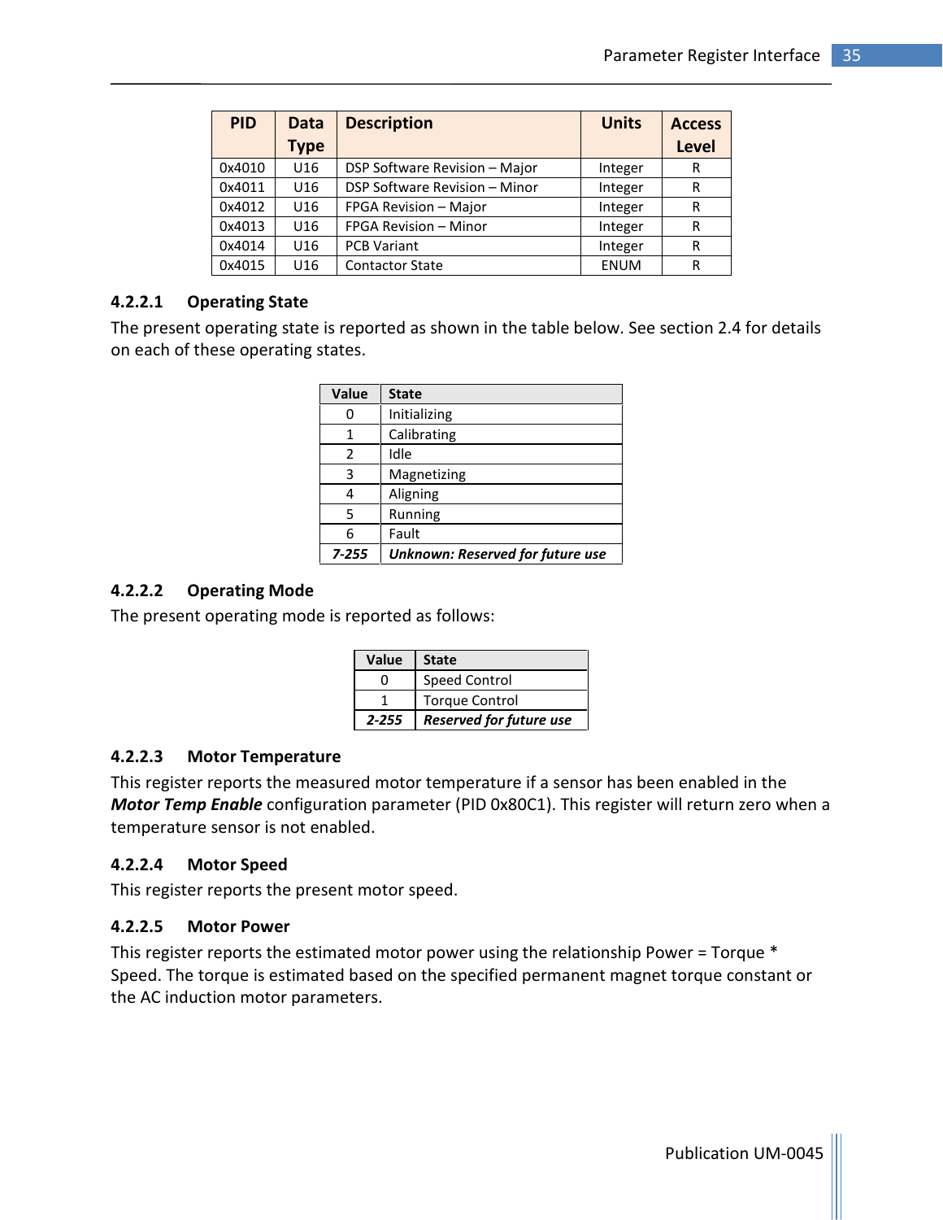| PID | Data Type | Description | Units | Access Level |
|---|---|---|---|---|
| 0x4010 | U16 | DSP Software Revision – Major | Integer | R |
| 0x4011 | U16 | DSP Software Revision – Minor | Integer | R |
| 0x4012 | U16 | FPGA Revision – Major | Integer | R |
| 0x4013 | U16 | FPGA Revision – Minor | Integer | R |
| 0x4014 | U16 | PCB Variant | Integer | R |
| 0x4015 | U16 | Contactor State | ENUM | R |

#### 4.2.2.1 Operating State

The present operating state is reported as shown in the table below. See section 2.4 for details on each of these operating states.

| Value | State |
|---|---|
| 0 | Initializing |
| 1 | Calibrating |
| 2 | Idle |
| 3 | Magnetizing |
| 4 | Aligning |
| 5 | Running |
| 6 | Fault |
| ***7-255*** | ***Unknown: Reserved for future use*** |

#### 4.2.2.2 Operating Mode

The present operating mode is reported as follows:

| Value | State |
|---|---|
| 0 | Speed Control |
| 1 | Torque Control |
| ***2-255*** | ***Reserved for future use*** |

#### 4.2.2.3 Motor Temperature

This register reports the measured motor temperature if a sensor has been enabled in the ***Motor Temp Enable*** configuration parameter (PID 0x80C1). This register will return zero when a temperature sensor is not enabled.

#### 4.2.2.4 Motor Speed

This register reports the present motor speed.

#### 4.2.2.5 Motor Power

This register reports the estimated motor power using the relationship Power = Torque * Speed. The torque is estimated based on the specified permanent magnet torque constant or the AC induction motor parameters.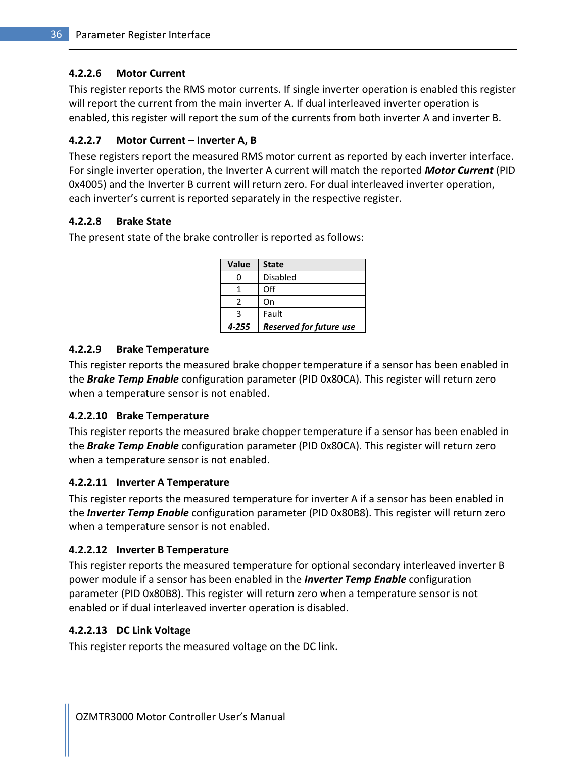#### 4.2.2.6 Motor Current

This register reports the RMS motor currents. If single inverter operation is enabled this register will report the current from the main inverter A. If dual interleaved inverter operation is enabled, this register will report the sum of the currents from both inverter A and inverter B.

#### 4.2.2.7 Motor Current – Inverter A, B

These registers report the measured RMS motor current as reported by each inverter interface. For single inverter operation, the Inverter A current will match the reported ***Motor Current*** (PID 0x4005) and the Inverter B current will return zero. For dual interleaved inverter operation, each inverter's current is reported separately in the respective register.

#### 4.2.2.8 Brake State

The present state of the brake controller is reported as follows:

| Value | State |
|---|---|
| 0 | Disabled |
| 1 | Off |
| 2 | On |
| 3 | Fault |
| ***4-255*** | ***Reserved for future use*** |

#### 4.2.2.9 Brake Temperature

This register reports the measured brake chopper temperature if a sensor has been enabled in the ***Brake Temp Enable*** configuration parameter (PID 0x80CA). This register will return zero when a temperature sensor is not enabled.

#### 4.2.2.10 Brake Temperature

This register reports the measured brake chopper temperature if a sensor has been enabled in the ***Brake Temp Enable*** configuration parameter (PID 0x80CA). This register will return zero when a temperature sensor is not enabled.

#### 4.2.2.11 Inverter A Temperature

This register reports the measured temperature for inverter A if a sensor has been enabled in the ***Inverter Temp Enable*** configuration parameter (PID 0x80B8). This register will return zero when a temperature sensor is not enabled.

#### 4.2.2.12 Inverter B Temperature

This register reports the measured temperature for optional secondary interleaved inverter B power module if a sensor has been enabled in the ***Inverter Temp Enable*** configuration parameter (PID 0x80B8). This register will return zero when a temperature sensor is not enabled or if dual interleaved inverter operation is disabled.

#### 4.2.2.13 DC Link Voltage

This register reports the measured voltage on the DC link.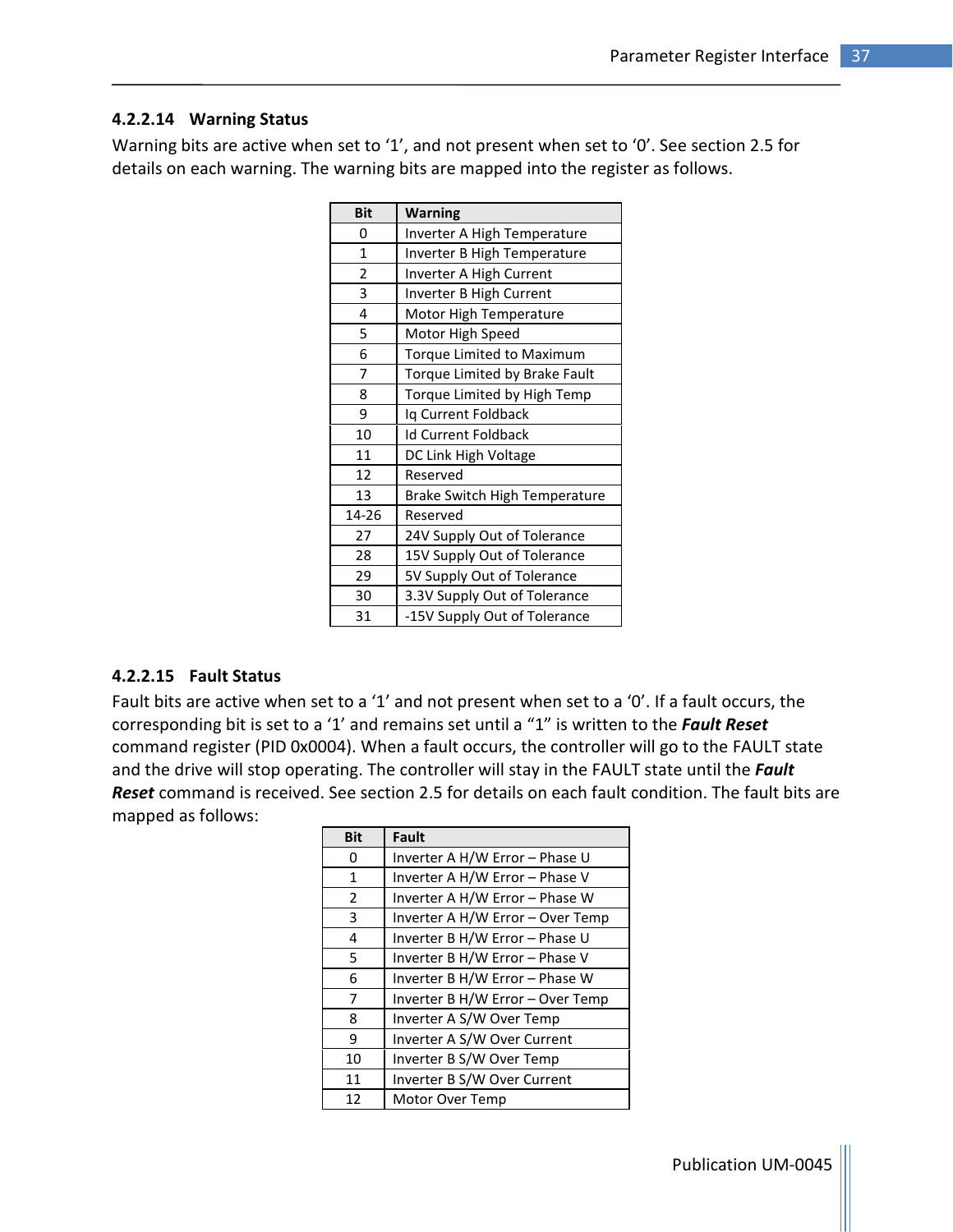#### 4.2.2.14 Warning Status

Warning bits are active when set to ‘1’, and not present when set to ‘0’. See section 2.5 for details on each warning. The warning bits are mapped into the register as follows.

| Bit | Warning |
|---|---|
| 0 | Inverter A High Temperature |
| 1 | Inverter B High Temperature |
| 2 | Inverter A High Current |
| 3 | Inverter B High Current |
| 4 | Motor High Temperature |
| 5 | Motor High Speed |
| 6 | Torque Limited to Maximum |
| 7 | Torque Limited by Brake Fault |
| 8 | Torque Limited by High Temp |
| 9 | Iq Current Foldback |
| 10 | Id Current Foldback |
| 11 | DC Link High Voltage |
| 12 | Reserved |
| 13 | Brake Switch High Temperature |
| 14-26 | Reserved |
| 27 | 24V Supply Out of Tolerance |
| 28 | 15V Supply Out of Tolerance |
| 29 | 5V Supply Out of Tolerance |
| 30 | 3.3V Supply Out of Tolerance |
| 31 | -15V Supply Out of Tolerance |

#### 4.2.2.15 Fault Status

Fault bits are active when set to a ‘1’ and not present when set to a ‘0’. If a fault occurs, the corresponding bit is set to a ‘1’ and remains set until a “1” is written to the ***Fault Reset*** command register (PID 0x0004). When a fault occurs, the controller will go to the FAULT state and the drive will stop operating. The controller will stay in the FAULT state until the ***Fault Reset*** command is received. See section 2.5 for details on each fault condition. The fault bits are mapped as follows:

| Bit | Fault |
|---|---|
| 0 | Inverter A H/W Error – Phase U |
| 1 | Inverter A H/W Error – Phase V |
| 2 | Inverter A H/W Error – Phase W |
| 3 | Inverter A H/W Error – Over Temp |
| 4 | Inverter B H/W Error – Phase U |
| 5 | Inverter B H/W Error – Phase V |
| 6 | Inverter B H/W Error – Phase W |
| 7 | Inverter B H/W Error – Over Temp |
| 8 | Inverter A S/W Over Temp |
| 9 | Inverter A S/W Over Current |
| 10 | Inverter B S/W Over Temp |
| 11 | Inverter B S/W Over Current |
| 12 | Motor Over Temp |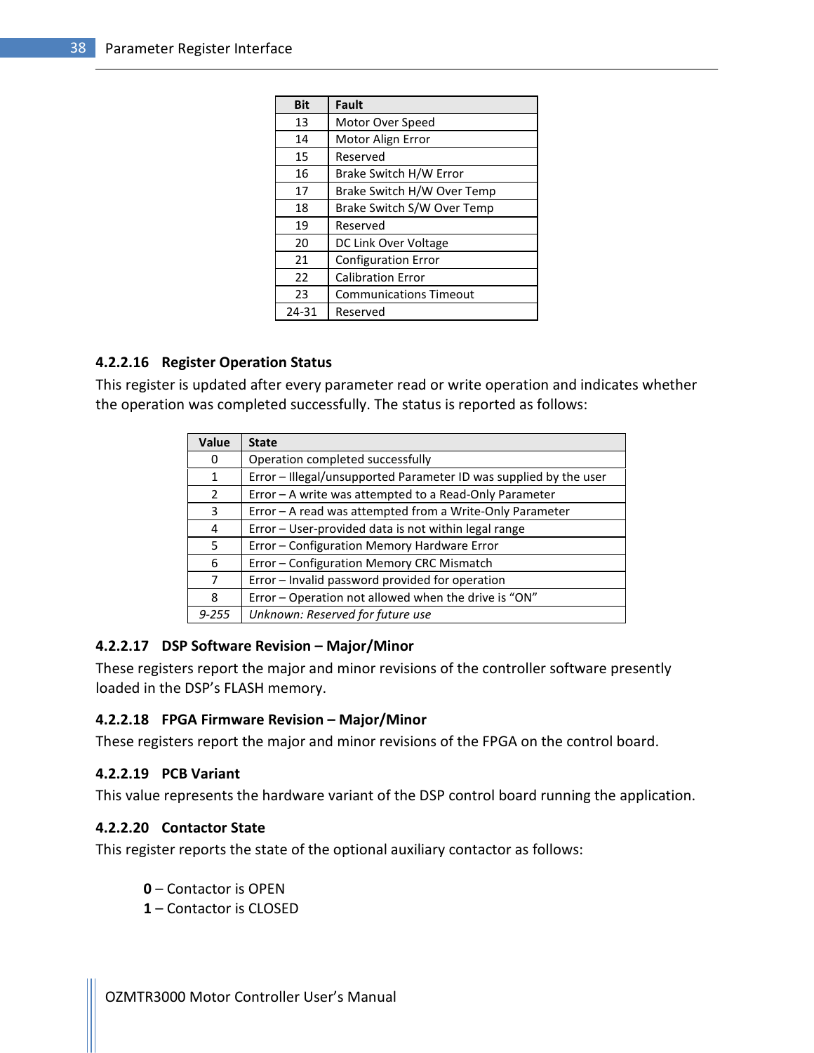| Bit | Fault |
|---|---|
| 13 | Motor Over Speed |
| 14 | Motor Align Error |
| 15 | Reserved |
| 16 | Brake Switch H/W Error |
| 17 | Brake Switch H/W Over Temp |
| 18 | Brake Switch S/W Over Temp |
| 19 | Reserved |
| 20 | DC Link Over Voltage |
| 21 | Configuration Error |
| 22 | Calibration Error |
| 23 | Communications Timeout |
| 24-31 | Reserved |

#### 4.2.2.16 Register Operation Status

This register is updated after every parameter read or write operation and indicates whether the operation was completed successfully. The status is reported as follows:

| Value | State |
|---|---|
| 0 | Operation completed successfully |
| 1 | Error – Illegal/unsupported Parameter ID was supplied by the user |
| 2 | Error – A write was attempted to a Read-Only Parameter |
| 3 | Error – A read was attempted from a Write-Only Parameter |
| 4 | Error – User-provided data is not within legal range |
| 5 | Error – Configuration Memory Hardware Error |
| 6 | Error – Configuration Memory CRC Mismatch |
| 7 | Error – Invalid password provided for operation |
| 8 | Error – Operation not allowed when the drive is “ON” |
| *9-255* | *Unknown: Reserved for future use* |

#### 4.2.2.17 DSP Software Revision – Major/Minor

These registers report the major and minor revisions of the controller software presently loaded in the DSP’s FLASH memory.

#### 4.2.2.18 FPGA Firmware Revision – Major/Minor

These registers report the major and minor revisions of the FPGA on the control board.

#### 4.2.2.19 PCB Variant

This value represents the hardware variant of the DSP control board running the application.

#### 4.2.2.20 Contactor State

This register reports the state of the optional auxiliary contactor as follows:

**0** – Contactor is OPEN
**1** – Contactor is CLOSED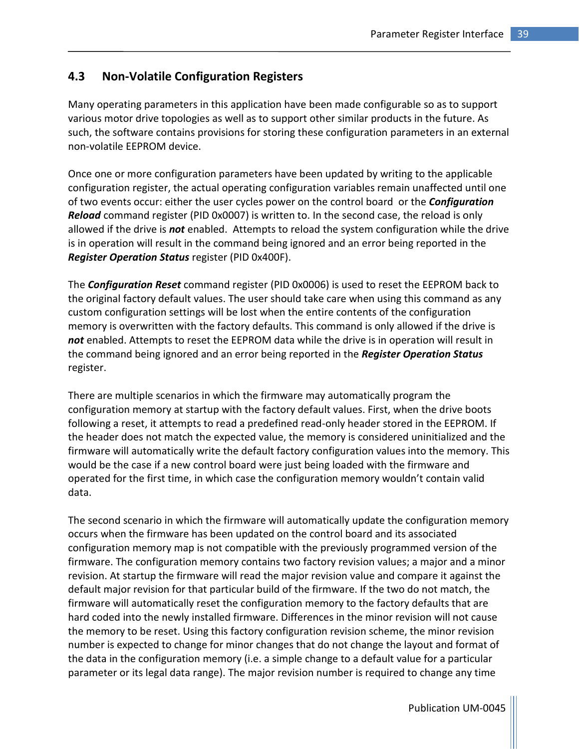## 4.3 Non-Volatile Configuration Registers

Many operating parameters in this application have been made configurable so as to support various motor drive topologies as well as to support other similar products in the future. As such, the software contains provisions for storing these configuration parameters in an external non-volatile EEPROM device.

Once one or more configuration parameters have been updated by writing to the applicable configuration register, the actual operating configuration variables remain unaffected until one of two events occur: either the user cycles power on the control board or the ***Configuration Reload*** command register (PID 0x0007) is written to. In the second case, the reload is only allowed if the drive is ***not*** enabled. Attempts to reload the system configuration while the drive is in operation will result in the command being ignored and an error being reported in the ***Register Operation Status*** register (PID 0x400F).

The ***Configuration Reset*** command register (PID 0x0006) is used to reset the EEPROM back to the original factory default values. The user should take care when using this command as any custom configuration settings will be lost when the entire contents of the configuration memory is overwritten with the factory defaults. This command is only allowed if the drive is ***not*** enabled. Attempts to reset the EEPROM data while the drive is in operation will result in the command being ignored and an error being reported in the ***Register Operation Status*** register.

There are multiple scenarios in which the firmware may automatically program the configuration memory at startup with the factory default values. First, when the drive boots following a reset, it attempts to read a predefined read-only header stored in the EEPROM. If the header does not match the expected value, the memory is considered uninitialized and the firmware will automatically write the default factory configuration values into the memory. This would be the case if a new control board were just being loaded with the firmware and operated for the first time, in which case the configuration memory wouldn't contain valid data.

The second scenario in which the firmware will automatically update the configuration memory occurs when the firmware has been updated on the control board and its associated configuration memory map is not compatible with the previously programmed version of the firmware. The configuration memory contains two factory revision values; a major and a minor revision. At startup the firmware will read the major revision value and compare it against the default major revision for that particular build of the firmware. If the two do not match, the firmware will automatically reset the configuration memory to the factory defaults that are hard coded into the newly installed firmware. Differences in the minor revision will not cause the memory to be reset. Using this factory configuration revision scheme, the minor revision number is expected to change for minor changes that do not change the layout and format of the data in the configuration memory (i.e. a simple change to a default value for a particular parameter or its legal data range). The major revision number is required to change any time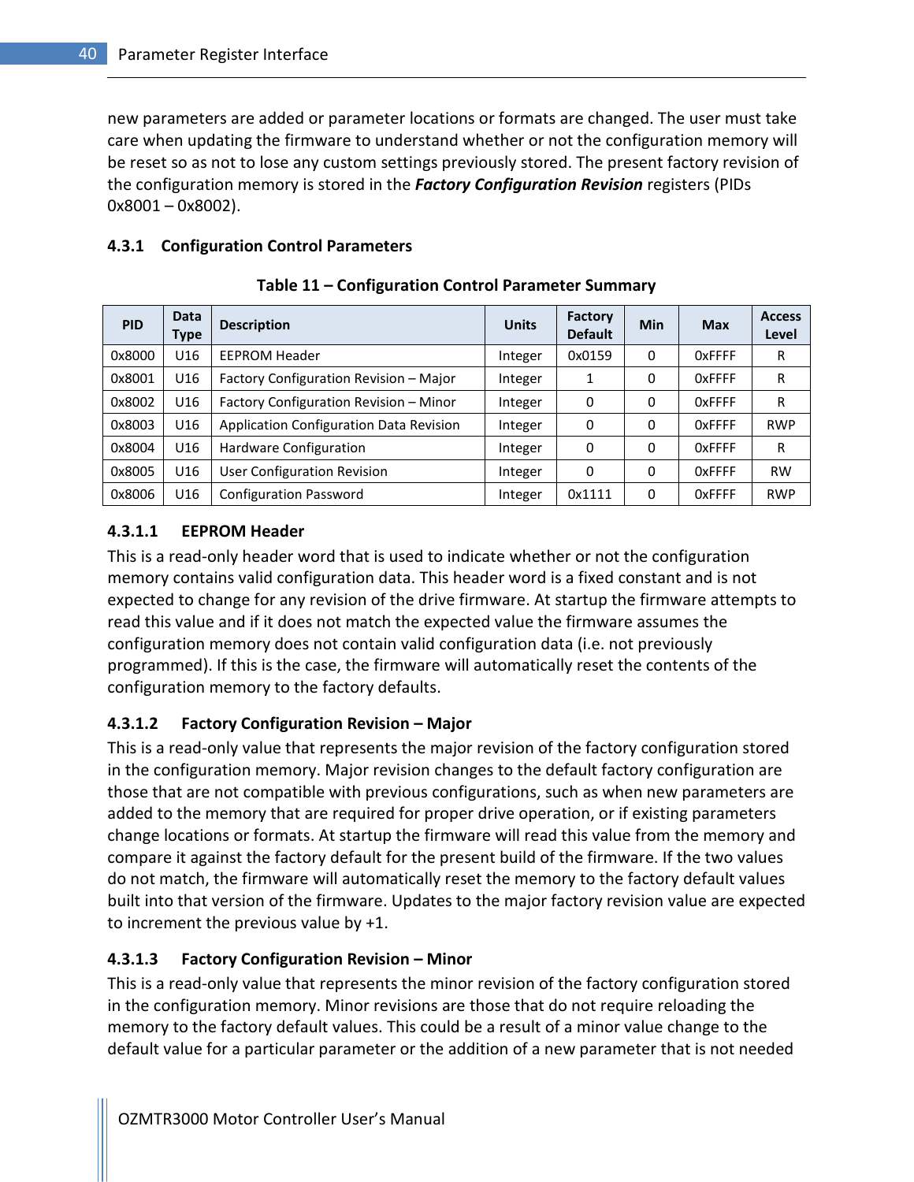new parameters are added or parameter locations or formats are changed. The user must take care when updating the firmware to understand whether or not the configuration memory will be reset so as not to lose any custom settings previously stored. The present factory revision of the configuration memory is stored in the ***Factory Configuration Revision*** registers (PIDs 0x8001 – 0x8002).

### 4.3.1 Configuration Control Parameters

**Table 11 – Configuration Control Parameter Summary**

| PID | Data Type | Description | Units | Factory Default | Min | Max | Access Level |
|---|---|---|---|---|---|---|---|
| 0x8000 | U16 | EEPROM Header | Integer | 0x0159 | 0 | 0xFFFF | R |
| 0x8001 | U16 | Factory Configuration Revision – Major | Integer | 1 | 0 | 0xFFFF | R |
| 0x8002 | U16 | Factory Configuration Revision – Minor | Integer | 0 | 0 | 0xFFFF | R |
| 0x8003 | U16 | Application Configuration Data Revision | Integer | 0 | 0 | 0xFFFF | RWP |
| 0x8004 | U16 | Hardware Configuration | Integer | 0 | 0 | 0xFFFF | R |
| 0x8005 | U16 | User Configuration Revision | Integer | 0 | 0 | 0xFFFF | RW |
| 0x8006 | U16 | Configuration Password | Integer | 0x1111 | 0 | 0xFFFF | RWP |

#### 4.3.1.1 EEPROM Header

This is a read-only header word that is used to indicate whether or not the configuration memory contains valid configuration data. This header word is a fixed constant and is not expected to change for any revision of the drive firmware. At startup the firmware attempts to read this value and if it does not match the expected value the firmware assumes the configuration memory does not contain valid configuration data (i.e. not previously programmed). If this is the case, the firmware will automatically reset the contents of the configuration memory to the factory defaults.

#### 4.3.1.2 Factory Configuration Revision – Major

This is a read-only value that represents the major revision of the factory configuration stored in the configuration memory. Major revision changes to the default factory configuration are those that are not compatible with previous configurations, such as when new parameters are added to the memory that are required for proper drive operation, or if existing parameters change locations or formats. At startup the firmware will read this value from the memory and compare it against the factory default for the present build of the firmware. If the two values do not match, the firmware will automatically reset the memory to the factory default values built into that version of the firmware. Updates to the major factory revision value are expected to increment the previous value by +1.

#### 4.3.1.3 Factory Configuration Revision – Minor

This is a read-only value that represents the minor revision of the factory configuration stored in the configuration memory. Minor revisions are those that do not require reloading the memory to the factory default values. This could be a result of a minor value change to the default value for a particular parameter or the addition of a new parameter that is not needed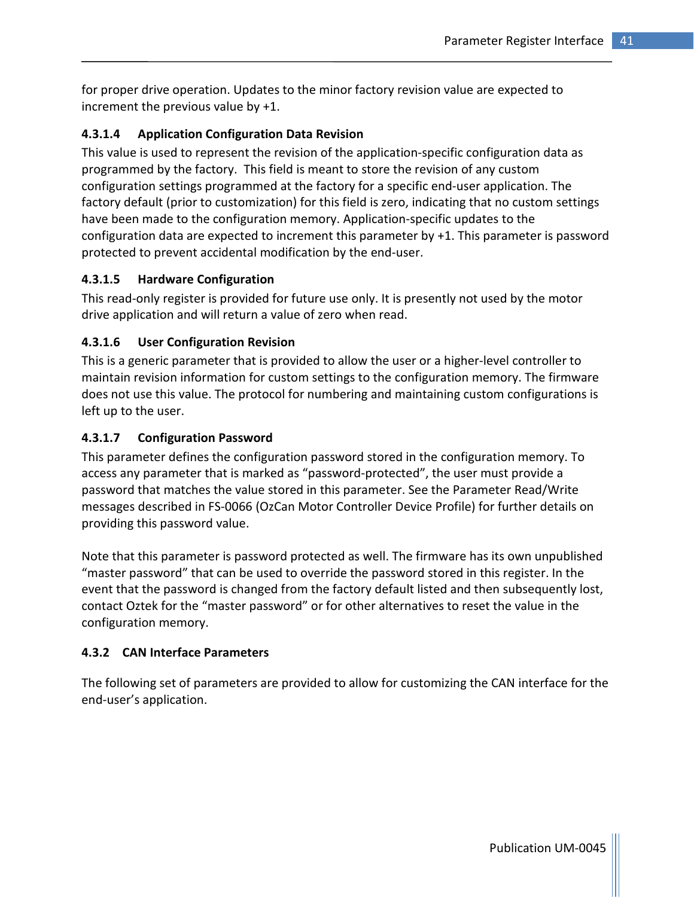for proper drive operation. Updates to the minor factory revision value are expected to increment the previous value by +1.

#### 4.3.1.4 Application Configuration Data Revision

This value is used to represent the revision of the application-specific configuration data as programmed by the factory.  This field is meant to store the revision of any custom configuration settings programmed at the factory for a specific end-user application. The factory default (prior to customization) for this field is zero, indicating that no custom settings have been made to the configuration memory. Application-specific updates to the configuration data are expected to increment this parameter by +1. This parameter is password protected to prevent accidental modification by the end-user.

#### 4.3.1.5 Hardware Configuration

This read-only register is provided for future use only. It is presently not used by the motor drive application and will return a value of zero when read.

#### 4.3.1.6 User Configuration Revision

This is a generic parameter that is provided to allow the user or a higher-level controller to maintain revision information for custom settings to the configuration memory. The firmware does not use this value. The protocol for numbering and maintaining custom configurations is left up to the user.

#### 4.3.1.7 Configuration Password

This parameter defines the configuration password stored in the configuration memory. To access any parameter that is marked as “password-protected”, the user must provide a password that matches the value stored in this parameter. See the Parameter Read/Write messages described in FS-0066 (OzCan Motor Controller Device Profile) for further details on providing this password value.

Note that this parameter is password protected as well. The firmware has its own unpublished “master password” that can be used to override the password stored in this register. In the event that the password is changed from the factory default listed and then subsequently lost, contact Oztek for the “master password” or for other alternatives to reset the value in the configuration memory.

### 4.3.2 CAN Interface Parameters

The following set of parameters are provided to allow for customizing the CAN interface for the end-user’s application.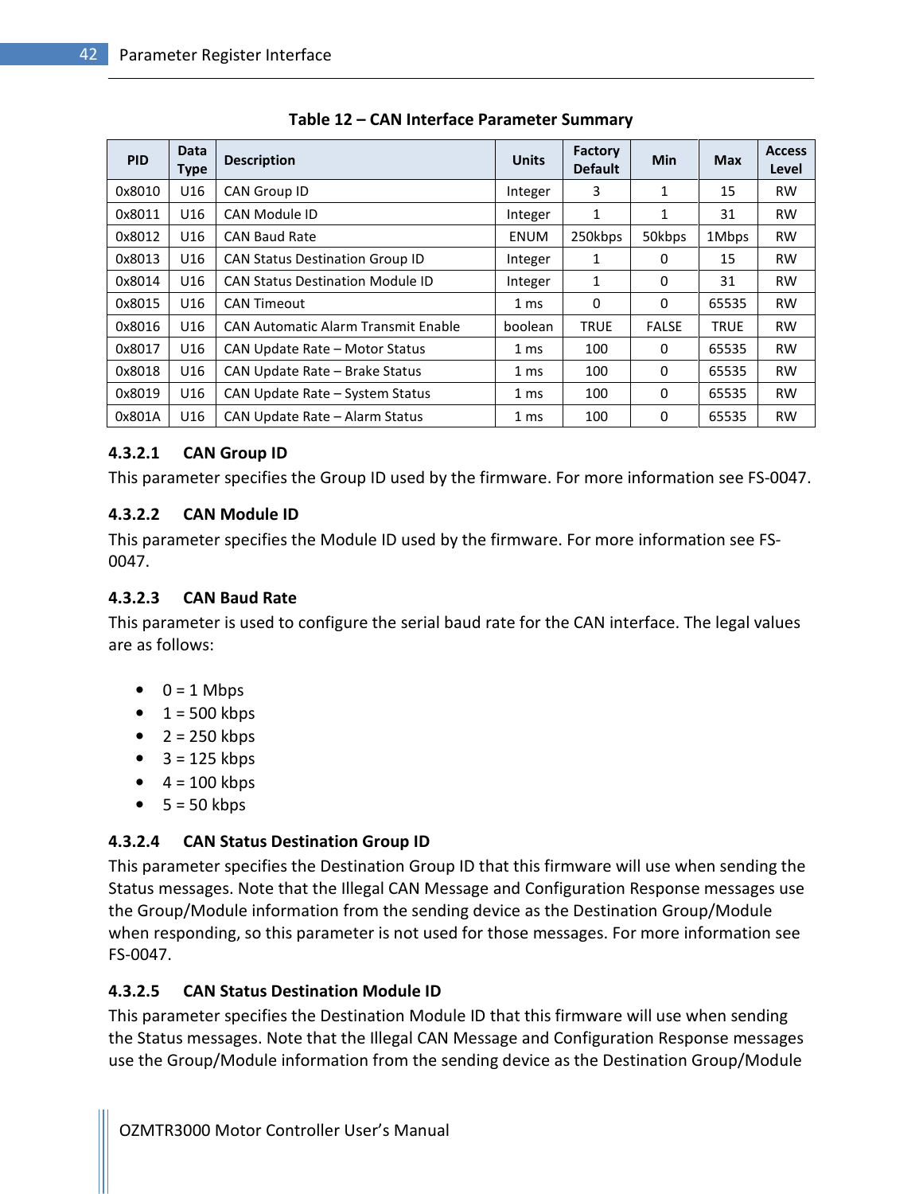**Table 12 – CAN Interface Parameter Summary**

| PID | Data Type | Description | Units | Factory Default | Min | Max | Access Level |
|---|---|---|---|---|---|---|---|
| 0x8010 | U16 | CAN Group ID | Integer | 3 | 1 | 15 | RW |
| 0x8011 | U16 | CAN Module ID | Integer | 1 | 1 | 31 | RW |
| 0x8012 | U16 | CAN Baud Rate | ENUM | 250kbps | 50kbps | 1Mbps | RW |
| 0x8013 | U16 | CAN Status Destination Group ID | Integer | 1 | 0 | 15 | RW |
| 0x8014 | U16 | CAN Status Destination Module ID | Integer | 1 | 0 | 31 | RW |
| 0x8015 | U16 | CAN Timeout | 1 ms | 0 | 0 | 65535 | RW |
| 0x8016 | U16 | CAN Automatic Alarm Transmit Enable | boolean | TRUE | FALSE | TRUE | RW |
| 0x8017 | U16 | CAN Update Rate – Motor Status | 1 ms | 100 | 0 | 65535 | RW |
| 0x8018 | U16 | CAN Update Rate – Brake Status | 1 ms | 100 | 0 | 65535 | RW |
| 0x8019 | U16 | CAN Update Rate – System Status | 1 ms | 100 | 0 | 65535 | RW |
| 0x801A | U16 | CAN Update Rate – Alarm Status | 1 ms | 100 | 0 | 65535 | RW |

#### 4.3.2.1 CAN Group ID

This parameter specifies the Group ID used by the firmware. For more information see FS-0047.

#### 4.3.2.2 CAN Module ID

This parameter specifies the Module ID used by the firmware. For more information see FS-0047.

#### 4.3.2.3 CAN Baud Rate

This parameter is used to configure the serial baud rate for the CAN interface. The legal values are as follows:

- 0 = 1 Mbps
- 1 = 500 kbps
- 2 = 250 kbps
- 3 = 125 kbps
- 4 = 100 kbps
- 5 = 50 kbps

#### 4.3.2.4 CAN Status Destination Group ID

This parameter specifies the Destination Group ID that this firmware will use when sending the Status messages. Note that the Illegal CAN Message and Configuration Response messages use the Group/Module information from the sending device as the Destination Group/Module when responding, so this parameter is not used for those messages. For more information see FS-0047.

#### 4.3.2.5 CAN Status Destination Module ID

This parameter specifies the Destination Module ID that this firmware will use when sending the Status messages. Note that the Illegal CAN Message and Configuration Response messages use the Group/Module information from the sending device as the Destination Group/Module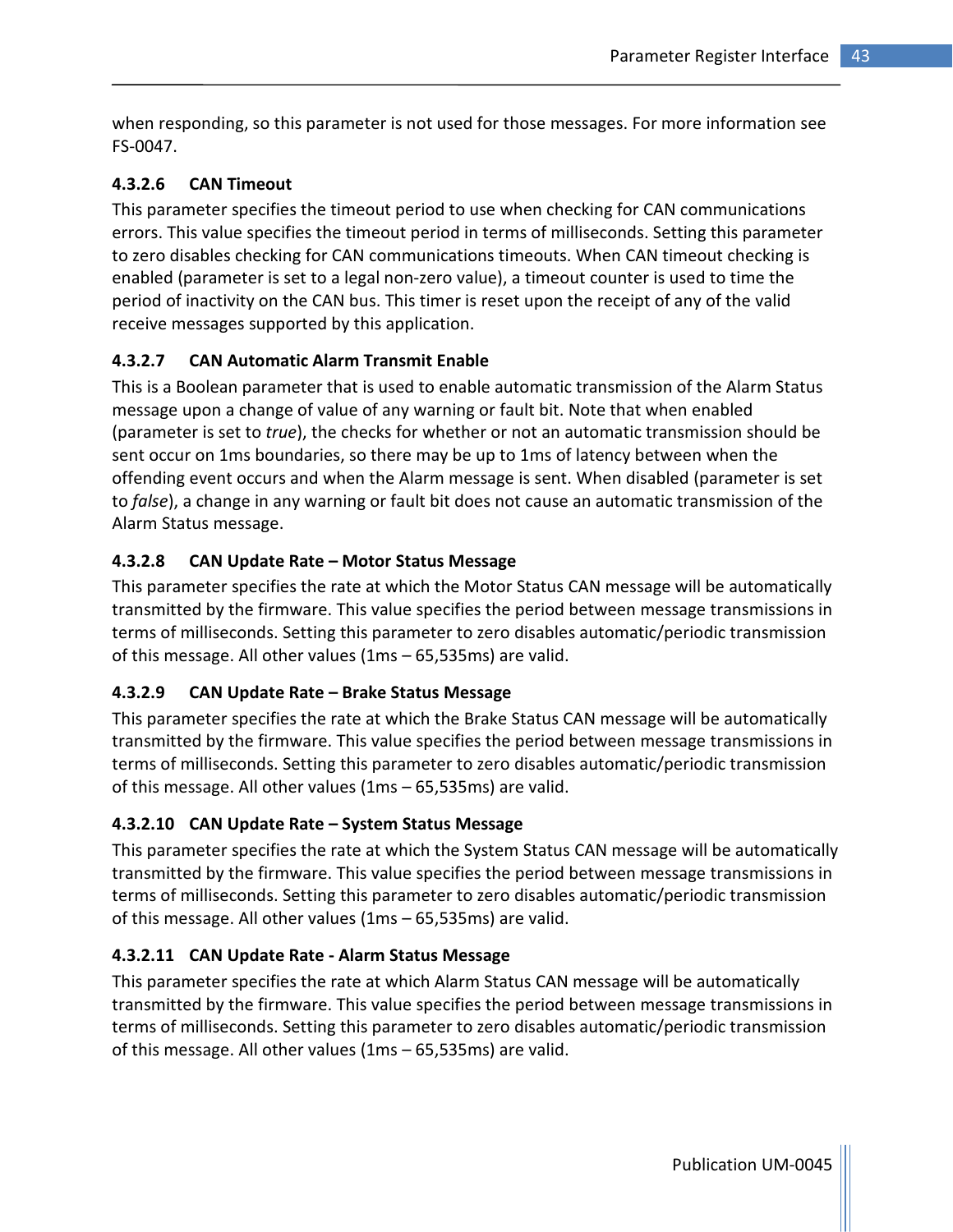when responding, so this parameter is not used for those messages. For more information see FS-0047.

#### 4.3.2.6 CAN Timeout

This parameter specifies the timeout period to use when checking for CAN communications errors. This value specifies the timeout period in terms of milliseconds. Setting this parameter to zero disables checking for CAN communications timeouts. When CAN timeout checking is enabled (parameter is set to a legal non-zero value), a timeout counter is used to time the period of inactivity on the CAN bus. This timer is reset upon the receipt of any of the valid receive messages supported by this application.

#### 4.3.2.7 CAN Automatic Alarm Transmit Enable

This is a Boolean parameter that is used to enable automatic transmission of the Alarm Status message upon a change of value of any warning or fault bit. Note that when enabled (parameter is set to *true*), the checks for whether or not an automatic transmission should be sent occur on 1ms boundaries, so there may be up to 1ms of latency between when the offending event occurs and when the Alarm message is sent. When disabled (parameter is set to *false*), a change in any warning or fault bit does not cause an automatic transmission of the Alarm Status message.

#### 4.3.2.8 CAN Update Rate – Motor Status Message

This parameter specifies the rate at which the Motor Status CAN message will be automatically transmitted by the firmware. This value specifies the period between message transmissions in terms of milliseconds. Setting this parameter to zero disables automatic/periodic transmission of this message. All other values (1ms – 65,535ms) are valid.

#### 4.3.2.9 CAN Update Rate – Brake Status Message

This parameter specifies the rate at which the Brake Status CAN message will be automatically transmitted by the firmware. This value specifies the period between message transmissions in terms of milliseconds. Setting this parameter to zero disables automatic/periodic transmission of this message. All other values (1ms – 65,535ms) are valid.

#### 4.3.2.10 CAN Update Rate – System Status Message

This parameter specifies the rate at which the System Status CAN message will be automatically transmitted by the firmware. This value specifies the period between message transmissions in terms of milliseconds. Setting this parameter to zero disables automatic/periodic transmission of this message. All other values (1ms – 65,535ms) are valid.

#### 4.3.2.11 CAN Update Rate - Alarm Status Message

This parameter specifies the rate at which Alarm Status CAN message will be automatically transmitted by the firmware. This value specifies the period between message transmissions in terms of milliseconds. Setting this parameter to zero disables automatic/periodic transmission of this message. All other values (1ms – 65,535ms) are valid.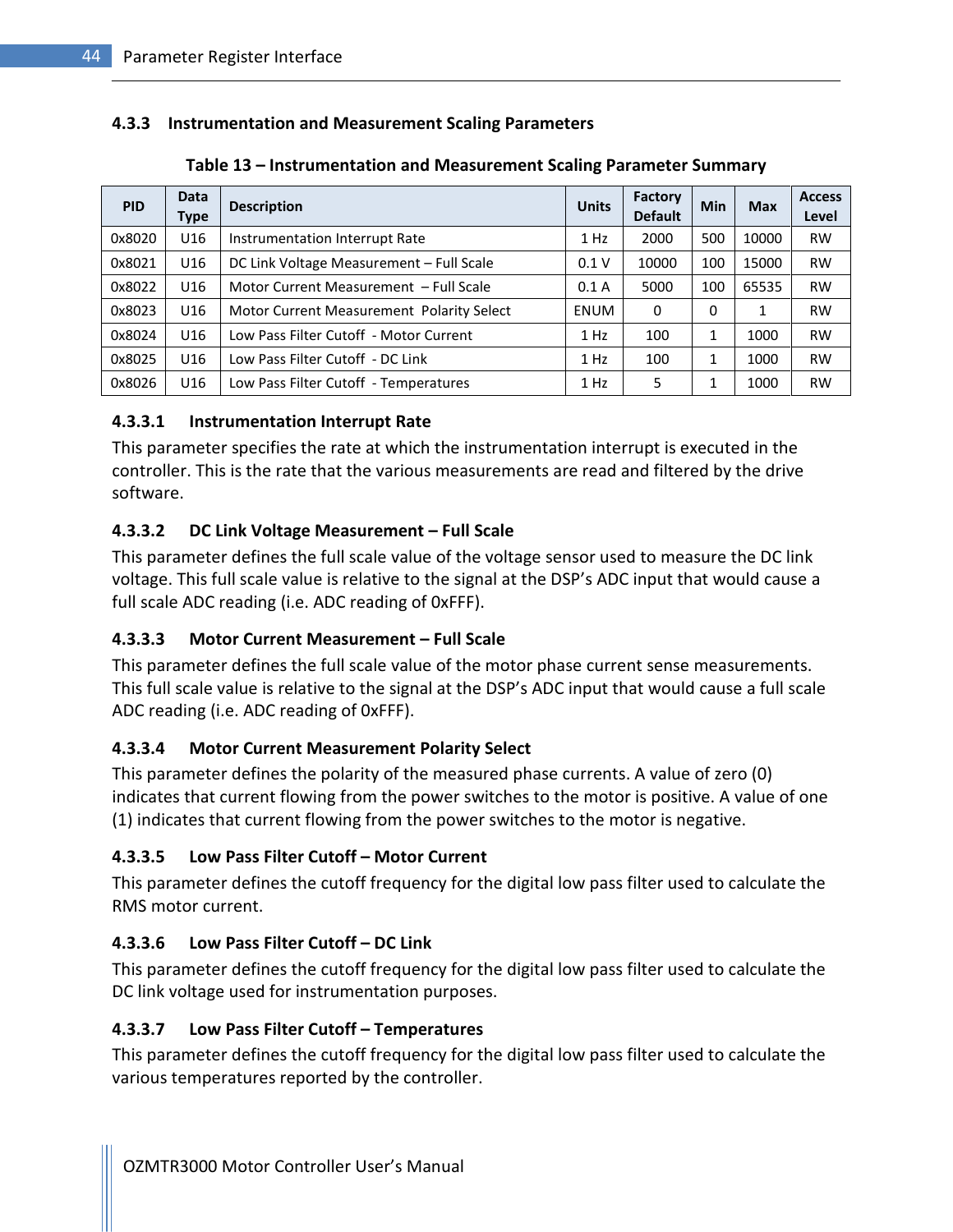### 4.3.3 Instrumentation and Measurement Scaling Parameters

**Table 13 – Instrumentation and Measurement Scaling Parameter Summary**

| PID | Data Type | Description | Units | Factory Default | Min | Max | Access Level |
|---|---|---|---|---|---|---|---|
| 0x8020 | U16 | Instrumentation Interrupt Rate | 1 Hz | 2000 | 500 | 10000 | RW |
| 0x8021 | U16 | DC Link Voltage Measurement – Full Scale | 0.1 V | 10000 | 100 | 15000 | RW |
| 0x8022 | U16 | Motor Current Measurement – Full Scale | 0.1 A | 5000 | 100 | 65535 | RW |
| 0x8023 | U16 | Motor Current Measurement Polarity Select | ENUM | 0 | 0 | 1 | RW |
| 0x8024 | U16 | Low Pass Filter Cutoff - Motor Current | 1 Hz | 100 | 1 | 1000 | RW |
| 0x8025 | U16 | Low Pass Filter Cutoff - DC Link | 1 Hz | 100 | 1 | 1000 | RW |
| 0x8026 | U16 | Low Pass Filter Cutoff - Temperatures | 1 Hz | 5 | 1 | 1000 | RW |

#### 4.3.3.1 Instrumentation Interrupt Rate

This parameter specifies the rate at which the instrumentation interrupt is executed in the controller. This is the rate that the various measurements are read and filtered by the drive software.

#### 4.3.3.2 DC Link Voltage Measurement – Full Scale

This parameter defines the full scale value of the voltage sensor used to measure the DC link voltage. This full scale value is relative to the signal at the DSP's ADC input that would cause a full scale ADC reading (i.e. ADC reading of 0xFFF).

#### 4.3.3.3 Motor Current Measurement – Full Scale

This parameter defines the full scale value of the motor phase current sense measurements. This full scale value is relative to the signal at the DSP's ADC input that would cause a full scale ADC reading (i.e. ADC reading of 0xFFF).

#### 4.3.3.4 Motor Current Measurement Polarity Select

This parameter defines the polarity of the measured phase currents. A value of zero (0) indicates that current flowing from the power switches to the motor is positive. A value of one (1) indicates that current flowing from the power switches to the motor is negative.

#### 4.3.3.5 Low Pass Filter Cutoff – Motor Current

This parameter defines the cutoff frequency for the digital low pass filter used to calculate the RMS motor current.

#### 4.3.3.6 Low Pass Filter Cutoff – DC Link

This parameter defines the cutoff frequency for the digital low pass filter used to calculate the DC link voltage used for instrumentation purposes.

#### 4.3.3.7 Low Pass Filter Cutoff – Temperatures

This parameter defines the cutoff frequency for the digital low pass filter used to calculate the various temperatures reported by the controller.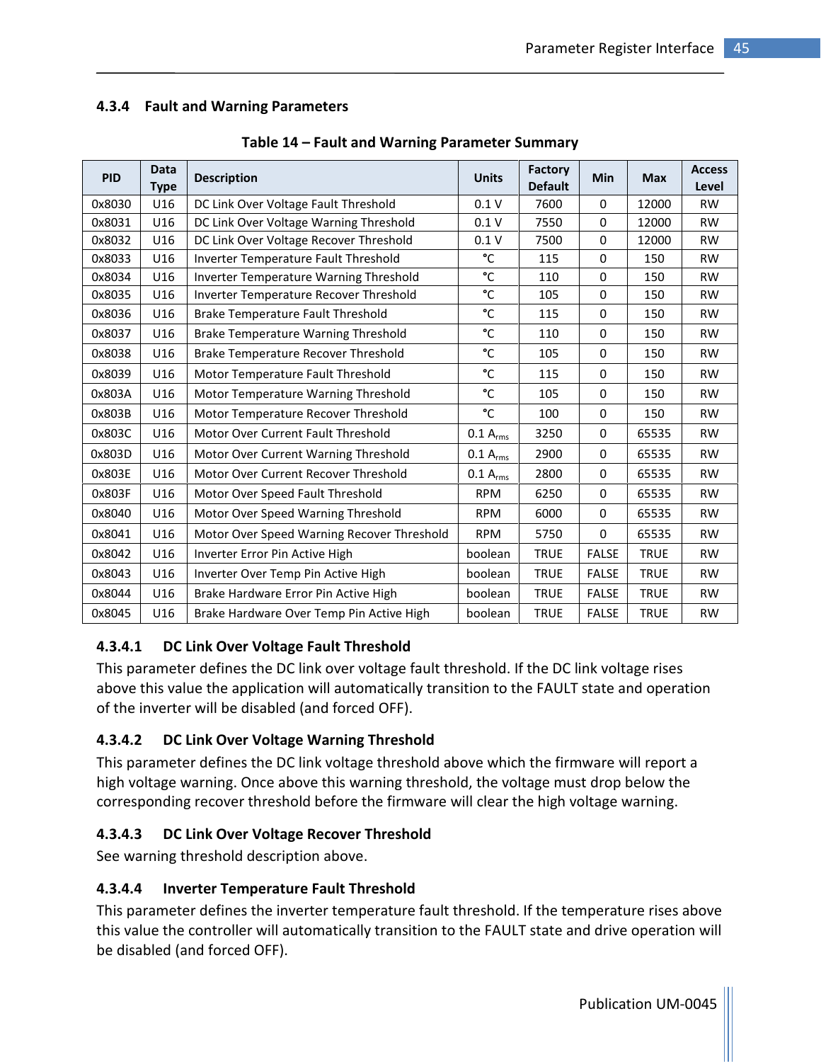### 4.3.4 Fault and Warning Parameters

**Table 14 – Fault and Warning Parameter Summary**

| PID | Data Type | Description | Units | Factory Default | Min | Max | Access Level |
|---|---|---|---|---|---|---|---|
| 0x8030 | U16 | DC Link Over Voltage Fault Threshold | 0.1 V | 7600 | 0 | 12000 | RW |
| 0x8031 | U16 | DC Link Over Voltage Warning Threshold | 0.1 V | 7550 | 0 | 12000 | RW |
| 0x8032 | U16 | DC Link Over Voltage Recover Threshold | 0.1 V | 7500 | 0 | 12000 | RW |
| 0x8033 | U16 | Inverter Temperature Fault Threshold | °C | 115 | 0 | 150 | RW |
| 0x8034 | U16 | Inverter Temperature Warning Threshold | °C | 110 | 0 | 150 | RW |
| 0x8035 | U16 | Inverter Temperature Recover Threshold | °C | 105 | 0 | 150 | RW |
| 0x8036 | U16 | Brake Temperature Fault Threshold | °C | 115 | 0 | 150 | RW |
| 0x8037 | U16 | Brake Temperature Warning Threshold | °C | 110 | 0 | 150 | RW |
| 0x8038 | U16 | Brake Temperature Recover Threshold | °C | 105 | 0 | 150 | RW |
| 0x8039 | U16 | Motor Temperature Fault Threshold | °C | 115 | 0 | 150 | RW |
| 0x803A | U16 | Motor Temperature Warning Threshold | °C | 105 | 0 | 150 | RW |
| 0x803B | U16 | Motor Temperature Recover Threshold | °C | 100 | 0 | 150 | RW |
| 0x803C | U16 | Motor Over Current Fault Threshold | 0.1 $A_{rms}$ | 3250 | 0 | 65535 | RW |
| 0x803D | U16 | Motor Over Current Warning Threshold | 0.1 $A_{rms}$ | 2900 | 0 | 65535 | RW |
| 0x803E | U16 | Motor Over Current Recover Threshold | 0.1 $A_{rms}$ | 2800 | 0 | 65535 | RW |
| 0x803F | U16 | Motor Over Speed Fault Threshold | RPM | 6250 | 0 | 65535 | RW |
| 0x8040 | U16 | Motor Over Speed Warning Threshold | RPM | 6000 | 0 | 65535 | RW |
| 0x8041 | U16 | Motor Over Speed Warning Recover Threshold | RPM | 5750 | 0 | 65535 | RW |
| 0x8042 | U16 | Inverter Error Pin Active High | boolean | TRUE | FALSE | TRUE | RW |
| 0x8043 | U16 | Inverter Over Temp Pin Active High | boolean | TRUE | FALSE | TRUE | RW |
| 0x8044 | U16 | Brake Hardware Error Pin Active High | boolean | TRUE | FALSE | TRUE | RW |
| 0x8045 | U16 | Brake Hardware Over Temp Pin Active High | boolean | TRUE | FALSE | TRUE | RW |

#### 4.3.4.1 DC Link Over Voltage Fault Threshold

This parameter defines the DC link over voltage fault threshold. If the DC link voltage rises above this value the application will automatically transition to the FAULT state and operation of the inverter will be disabled (and forced OFF).

#### 4.3.4.2 DC Link Over Voltage Warning Threshold

This parameter defines the DC link voltage threshold above which the firmware will report a high voltage warning. Once above this warning threshold, the voltage must drop below the corresponding recover threshold before the firmware will clear the high voltage warning.

#### 4.3.4.3 DC Link Over Voltage Recover Threshold

See warning threshold description above.

#### 4.3.4.4 Inverter Temperature Fault Threshold

This parameter defines the inverter temperature fault threshold. If the temperature rises above this value the controller will automatically transition to the FAULT state and drive operation will be disabled (and forced OFF).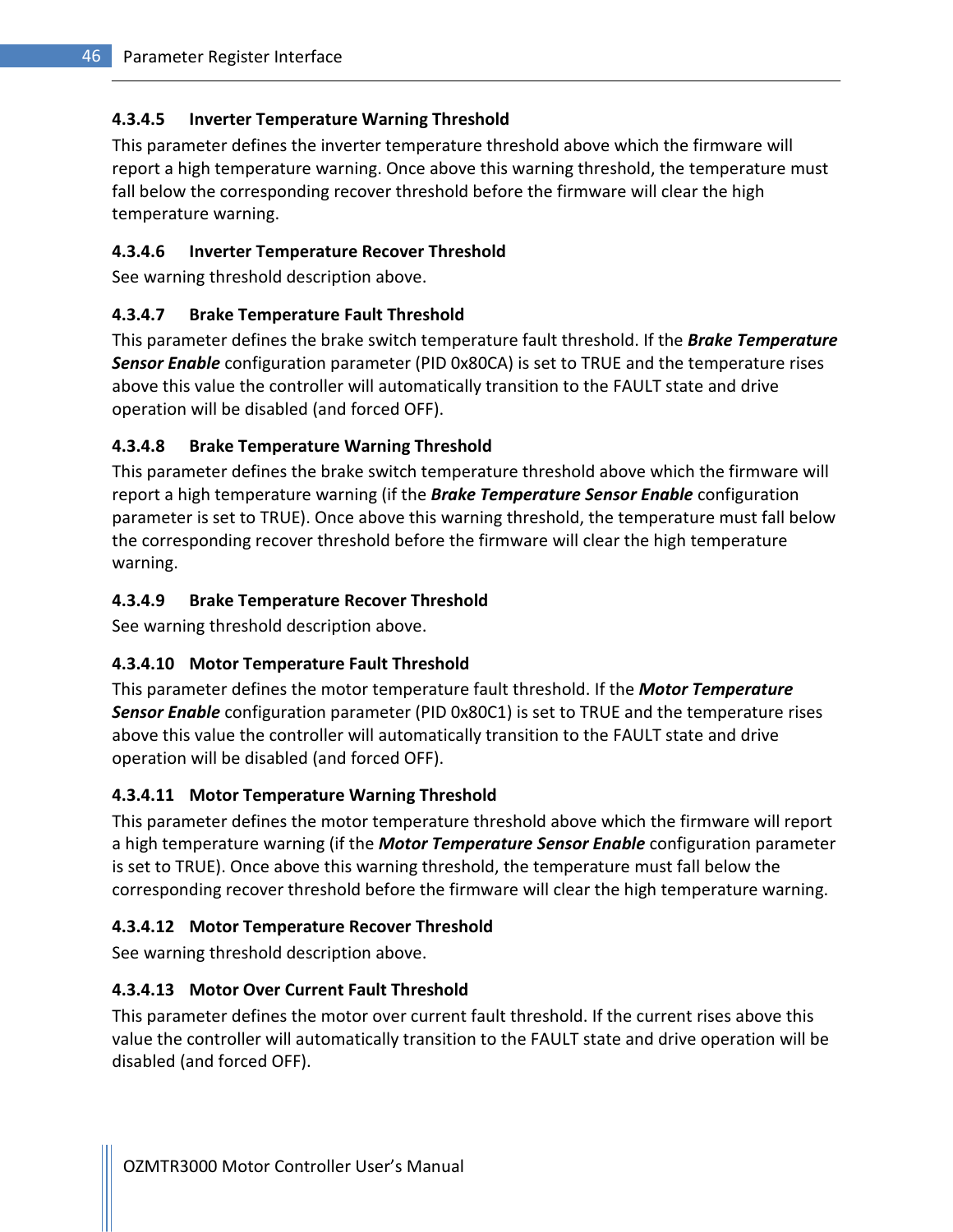#### 4.3.4.5 Inverter Temperature Warning Threshold

This parameter defines the inverter temperature threshold above which the firmware will report a high temperature warning. Once above this warning threshold, the temperature must fall below the corresponding recover threshold before the firmware will clear the high temperature warning.

#### 4.3.4.6 Inverter Temperature Recover Threshold

See warning threshold description above.

#### 4.3.4.7 Brake Temperature Fault Threshold

This parameter defines the brake switch temperature fault threshold. If the ***Brake Temperature Sensor Enable*** configuration parameter (PID 0x80CA) is set to TRUE and the temperature rises above this value the controller will automatically transition to the FAULT state and drive operation will be disabled (and forced OFF).

#### 4.3.4.8 Brake Temperature Warning Threshold

This parameter defines the brake switch temperature threshold above which the firmware will report a high temperature warning (if the ***Brake Temperature Sensor Enable*** configuration parameter is set to TRUE). Once above this warning threshold, the temperature must fall below the corresponding recover threshold before the firmware will clear the high temperature warning.

#### 4.3.4.9 Brake Temperature Recover Threshold

See warning threshold description above.

#### 4.3.4.10 Motor Temperature Fault Threshold

This parameter defines the motor temperature fault threshold. If the ***Motor Temperature Sensor Enable*** configuration parameter (PID 0x80C1) is set to TRUE and the temperature rises above this value the controller will automatically transition to the FAULT state and drive operation will be disabled (and forced OFF).

#### 4.3.4.11 Motor Temperature Warning Threshold

This parameter defines the motor temperature threshold above which the firmware will report a high temperature warning (if the ***Motor Temperature Sensor Enable*** configuration parameter is set to TRUE). Once above this warning threshold, the temperature must fall below the corresponding recover threshold before the firmware will clear the high temperature warning.

#### 4.3.4.12 Motor Temperature Recover Threshold

See warning threshold description above.

#### 4.3.4.13 Motor Over Current Fault Threshold

This parameter defines the motor over current fault threshold. If the current rises above this value the controller will automatically transition to the FAULT state and drive operation will be disabled (and forced OFF).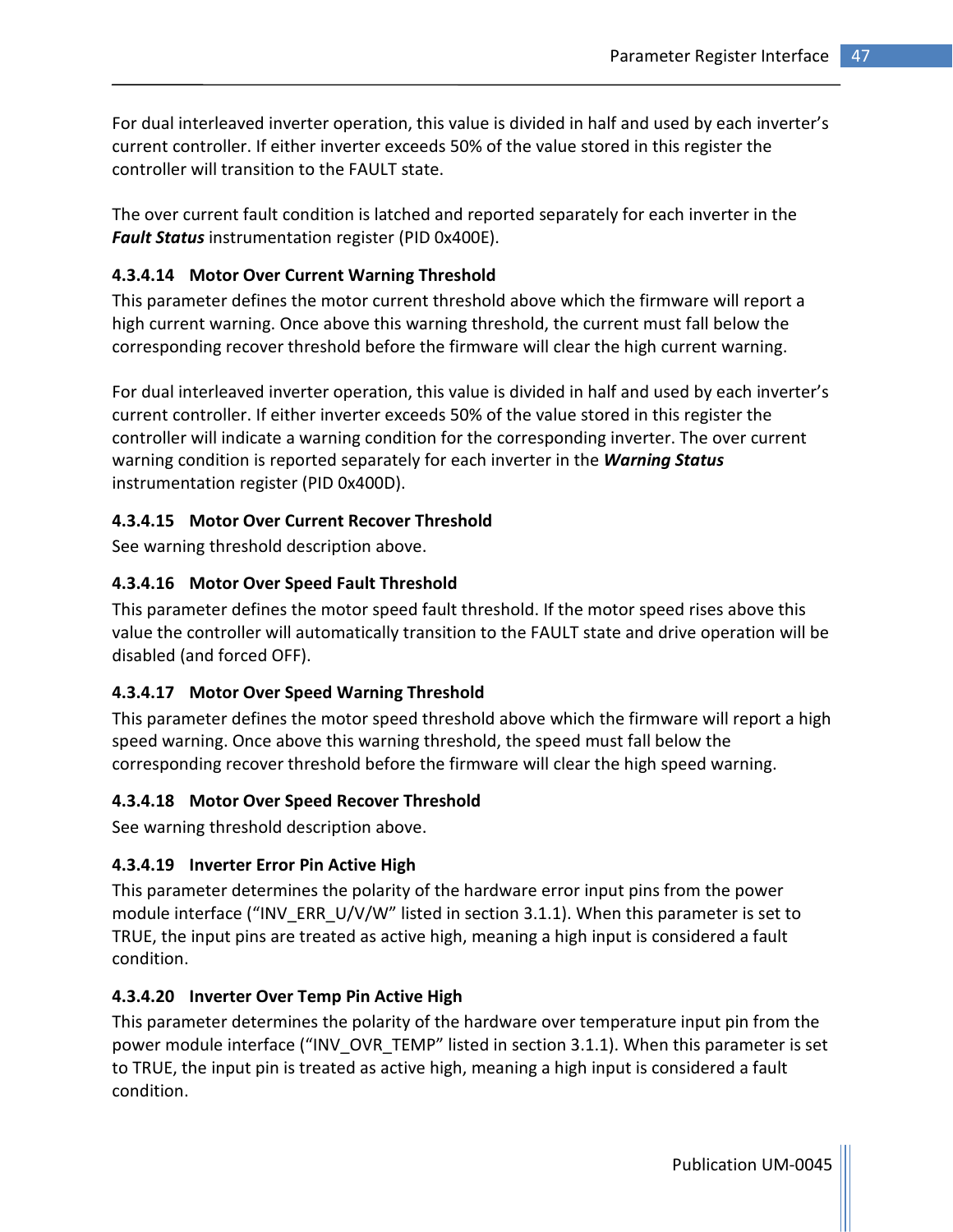For dual interleaved inverter operation, this value is divided in half and used by each inverter's current controller. If either inverter exceeds 50% of the value stored in this register the controller will transition to the FAULT state.

The over current fault condition is latched and reported separately for each inverter in the ***Fault Status*** instrumentation register (PID 0x400E).

#### 4.3.4.14 Motor Over Current Warning Threshold

This parameter defines the motor current threshold above which the firmware will report a high current warning. Once above this warning threshold, the current must fall below the corresponding recover threshold before the firmware will clear the high current warning.

For dual interleaved inverter operation, this value is divided in half and used by each inverter's current controller. If either inverter exceeds 50% of the value stored in this register the controller will indicate a warning condition for the corresponding inverter. The over current warning condition is reported separately for each inverter in the ***Warning Status*** instrumentation register (PID 0x400D).

#### 4.3.4.15 Motor Over Current Recover Threshold

See warning threshold description above.

#### 4.3.4.16 Motor Over Speed Fault Threshold

This parameter defines the motor speed fault threshold. If the motor speed rises above this value the controller will automatically transition to the FAULT state and drive operation will be disabled (and forced OFF).

#### 4.3.4.17 Motor Over Speed Warning Threshold

This parameter defines the motor speed threshold above which the firmware will report a high speed warning. Once above this warning threshold, the speed must fall below the corresponding recover threshold before the firmware will clear the high speed warning.

#### 4.3.4.18 Motor Over Speed Recover Threshold

See warning threshold description above.

#### 4.3.4.19 Inverter Error Pin Active High

This parameter determines the polarity of the hardware error input pins from the power module interface ("INV_ERR_U/V/W" listed in section 3.1.1). When this parameter is set to TRUE, the input pins are treated as active high, meaning a high input is considered a fault condition.

#### 4.3.4.20 Inverter Over Temp Pin Active High

This parameter determines the polarity of the hardware over temperature input pin from the power module interface ("INV_OVR_TEMP" listed in section 3.1.1). When this parameter is set to TRUE, the input pin is treated as active high, meaning a high input is considered a fault condition.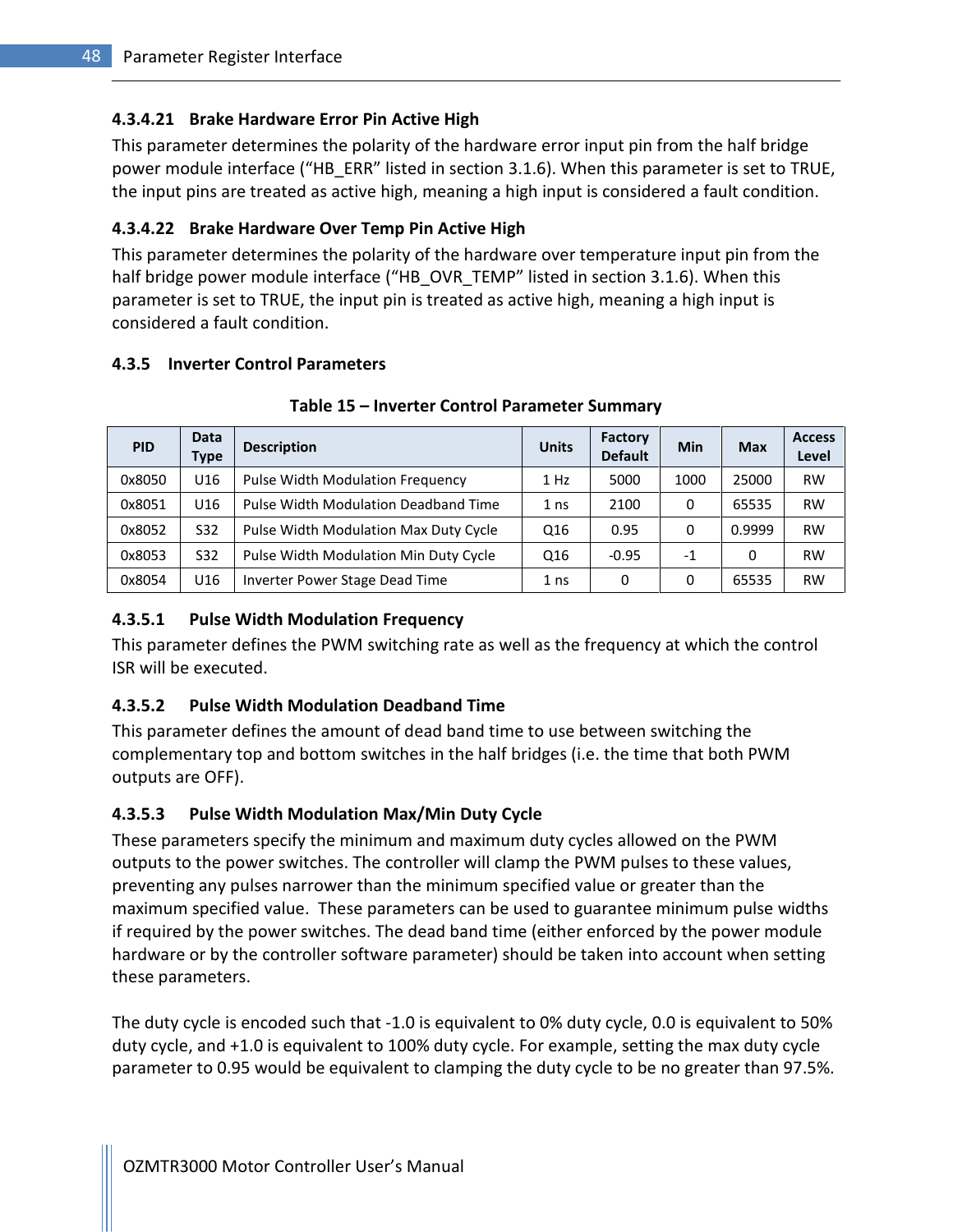#### 4.3.4.21 Brake Hardware Error Pin Active High

This parameter determines the polarity of the hardware error input pin from the half bridge power module interface (“HB_ERR” listed in section 3.1.6). When this parameter is set to TRUE, the input pins are treated as active high, meaning a high input is considered a fault condition.

#### 4.3.4.22 Brake Hardware Over Temp Pin Active High

This parameter determines the polarity of the hardware over temperature input pin from the half bridge power module interface (“HB_OVR_TEMP” listed in section 3.1.6). When this parameter is set to TRUE, the input pin is treated as active high, meaning a high input is considered a fault condition.

### 4.3.5 Inverter Control Parameters

**Table 15 – Inverter Control Parameter Summary**

| PID | Data Type | Description | Units | Factory Default | Min | Max | Access Level |
|---|---|---|---|---|---|---|---|
| 0x8050 | U16 | Pulse Width Modulation Frequency | 1 Hz | 5000 | 1000 | 25000 | RW |
| 0x8051 | U16 | Pulse Width Modulation Deadband Time | 1 ns | 2100 | 0 | 65535 | RW |
| 0x8052 | S32 | Pulse Width Modulation Max Duty Cycle | Q16 | 0.95 | 0 | 0.9999 | RW |
| 0x8053 | S32 | Pulse Width Modulation Min Duty Cycle | Q16 | -0.95 | -1 | 0 | RW |
| 0x8054 | U16 | Inverter Power Stage Dead Time | 1 ns | 0 | 0 | 65535 | RW |

#### 4.3.5.1 Pulse Width Modulation Frequency

This parameter defines the PWM switching rate as well as the frequency at which the control ISR will be executed.

#### 4.3.5.2 Pulse Width Modulation Deadband Time

This parameter defines the amount of dead band time to use between switching the complementary top and bottom switches in the half bridges (i.e. the time that both PWM outputs are OFF).

#### 4.3.5.3 Pulse Width Modulation Max/Min Duty Cycle

These parameters specify the minimum and maximum duty cycles allowed on the PWM outputs to the power switches. The controller will clamp the PWM pulses to these values, preventing any pulses narrower than the minimum specified value or greater than the maximum specified value. These parameters can be used to guarantee minimum pulse widths if required by the power switches. The dead band time (either enforced by the power module hardware or by the controller software parameter) should be taken into account when setting these parameters.

The duty cycle is encoded such that -1.0 is equivalent to 0% duty cycle, 0.0 is equivalent to 50% duty cycle, and +1.0 is equivalent to 100% duty cycle. For example, setting the max duty cycle parameter to 0.95 would be equivalent to clamping the duty cycle to be no greater than 97.5%.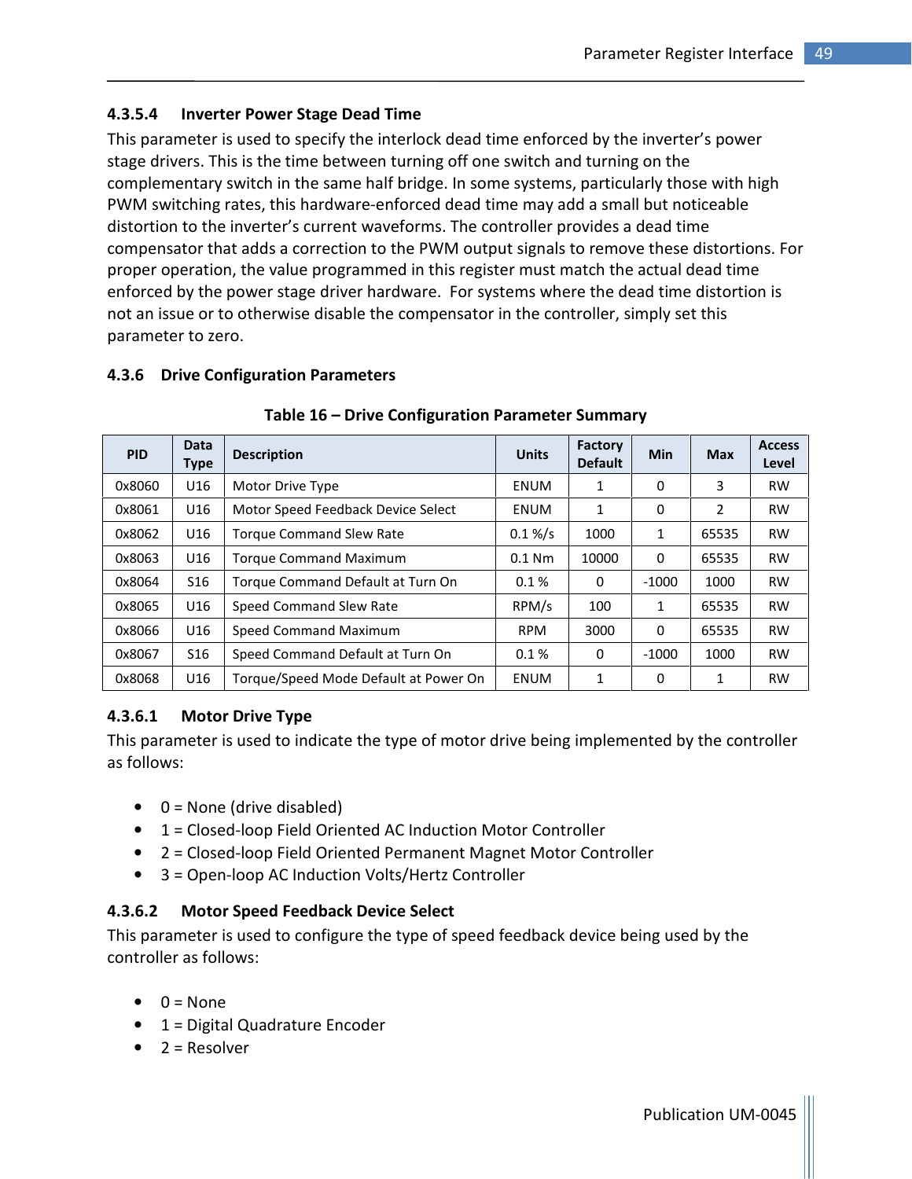#### 4.3.5.4 Inverter Power Stage Dead Time

This parameter is used to specify the interlock dead time enforced by the inverter's power stage drivers. This is the time between turning off one switch and turning on the complementary switch in the same half bridge. In some systems, particularly those with high PWM switching rates, this hardware-enforced dead time may add a small but noticeable distortion to the inverter's current waveforms. The controller provides a dead time compensator that adds a correction to the PWM output signals to remove these distortions. For proper operation, the value programmed in this register must match the actual dead time enforced by the power stage driver hardware. For systems where the dead time distortion is not an issue or to otherwise disable the compensator in the controller, simply set this parameter to zero.

### 4.3.6 Drive Configuration Parameters

**Table 16 – Drive Configuration Parameter Summary**

| PID | Data Type | Description | Units | Factory Default | Min | Max | Access Level |
|---|---|---|---|---|---|---|---|
| 0x8060 | U16 | Motor Drive Type | ENUM | 1 | 0 | 3 | RW |
| 0x8061 | U16 | Motor Speed Feedback Device Select | ENUM | 1 | 0 | 2 | RW |
| 0x8062 | U16 | Torque Command Slew Rate | 0.1 %/s | 1000 | 1 | 65535 | RW |
| 0x8063 | U16 | Torque Command Maximum | 0.1 Nm | 10000 | 0 | 65535 | RW |
| 0x8064 | S16 | Torque Command Default at Turn On | 0.1 % | 0 | -1000 | 1000 | RW |
| 0x8065 | U16 | Speed Command Slew Rate | RPM/s | 100 | 1 | 65535 | RW |
| 0x8066 | U16 | Speed Command Maximum | RPM | 3000 | 0 | 65535 | RW |
| 0x8067 | S16 | Speed Command Default at Turn On | 0.1 % | 0 | -1000 | 1000 | RW |
| 0x8068 | U16 | Torque/Speed Mode Default at Power On | ENUM | 1 | 0 | 1 | RW |

#### 4.3.6.1 Motor Drive Type

This parameter is used to indicate the type of motor drive being implemented by the controller as follows:

- 0 = None (drive disabled)
- 1 = Closed-loop Field Oriented AC Induction Motor Controller
- 2 = Closed-loop Field Oriented Permanent Magnet Motor Controller
- 3 = Open-loop AC Induction Volts/Hertz Controller

#### 4.3.6.2 Motor Speed Feedback Device Select

This parameter is used to configure the type of speed feedback device being used by the controller as follows:

- 0 = None
- 1 = Digital Quadrature Encoder
- 2 = Resolver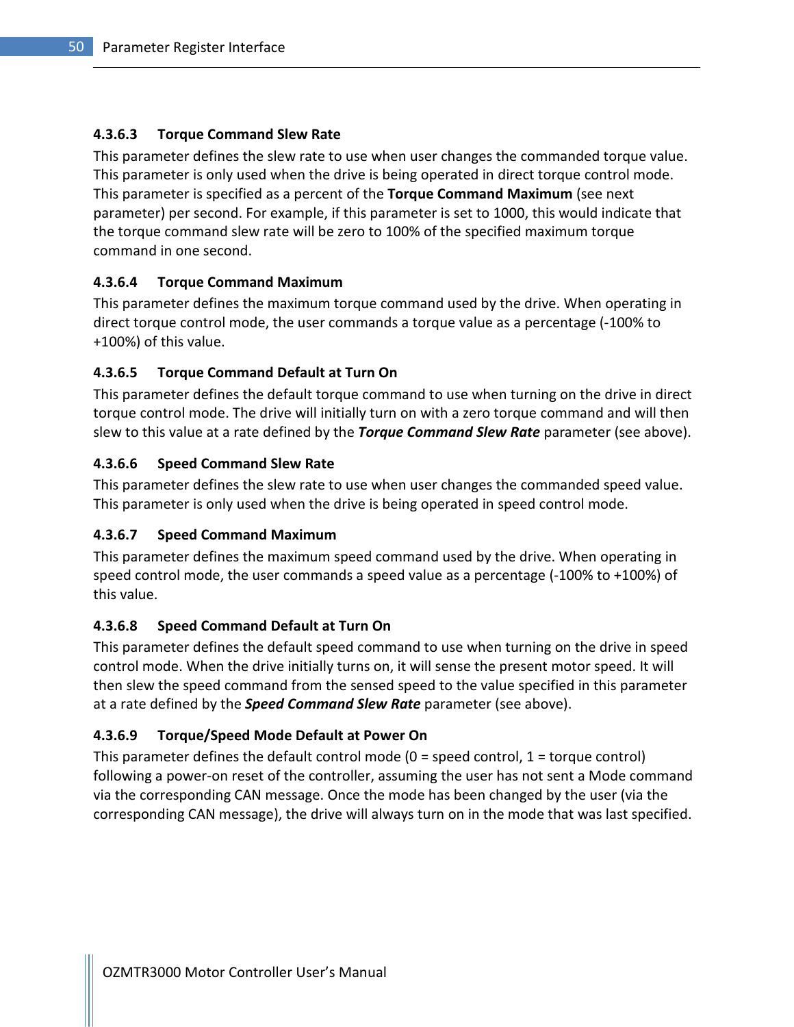#### 4.3.6.3 Torque Command Slew Rate

This parameter defines the slew rate to use when user changes the commanded torque value. This parameter is only used when the drive is being operated in direct torque control mode. This parameter is specified as a percent of the **Torque Command Maximum** (see next parameter) per second. For example, if this parameter is set to 1000, this would indicate that the torque command slew rate will be zero to 100% of the specified maximum torque command in one second.

#### 4.3.6.4 Torque Command Maximum

This parameter defines the maximum torque command used by the drive. When operating in direct torque control mode, the user commands a torque value as a percentage (-100% to +100%) of this value.

#### 4.3.6.5 Torque Command Default at Turn On

This parameter defines the default torque command to use when turning on the drive in direct torque control mode. The drive will initially turn on with a zero torque command and will then slew to this value at a rate defined by the ***Torque Command Slew Rate*** parameter (see above).

#### 4.3.6.6 Speed Command Slew Rate

This parameter defines the slew rate to use when user changes the commanded speed value. This parameter is only used when the drive is being operated in speed control mode.

#### 4.3.6.7 Speed Command Maximum

This parameter defines the maximum speed command used by the drive. When operating in speed control mode, the user commands a speed value as a percentage (-100% to +100%) of this value.

#### 4.3.6.8 Speed Command Default at Turn On

This parameter defines the default speed command to use when turning on the drive in speed control mode. When the drive initially turns on, it will sense the present motor speed. It will then slew the speed command from the sensed speed to the value specified in this parameter at a rate defined by the ***Speed Command Slew Rate*** parameter (see above).

#### 4.3.6.9 Torque/Speed Mode Default at Power On

This parameter defines the default control mode (0 = speed control, 1 = torque control) following a power-on reset of the controller, assuming the user has not sent a Mode command via the corresponding CAN message. Once the mode has been changed by the user (via the corresponding CAN message), the drive will always turn on in the mode that was last specified.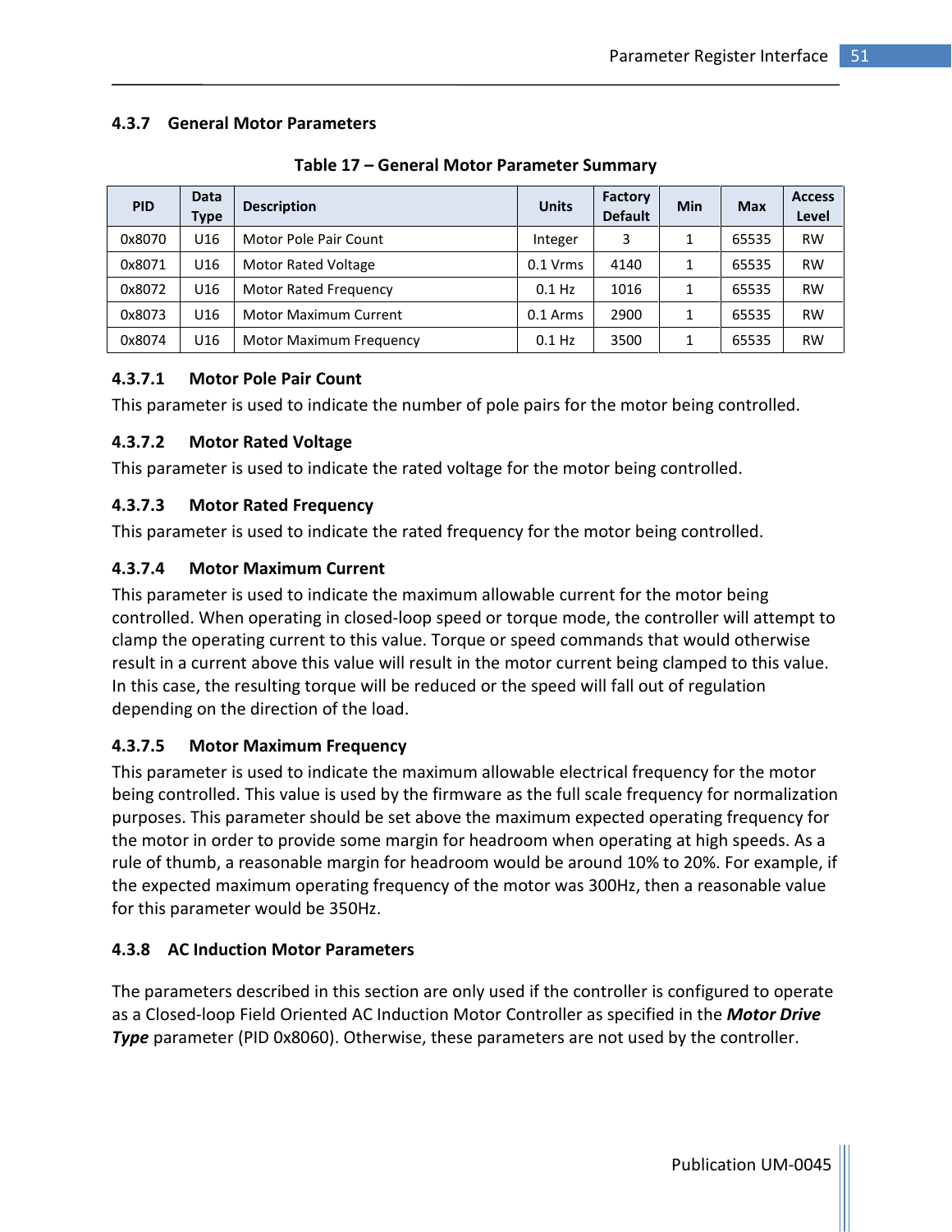### 4.3.7 General Motor Parameters

**Table 17 – General Motor Parameter Summary**

| PID | Data Type | Description | Units | Factory Default | Min | Max | Access Level |
|---|---|---|---|---|---|---|---|
| 0x8070 | U16 | Motor Pole Pair Count | Integer | 3 | 1 | 65535 | RW |
| 0x8071 | U16 | Motor Rated Voltage | 0.1 Vrms | 4140 | 1 | 65535 | RW |
| 0x8072 | U16 | Motor Rated Frequency | 0.1 Hz | 1016 | 1 | 65535 | RW |
| 0x8073 | U16 | Motor Maximum Current | 0.1 Arms | 2900 | 1 | 65535 | RW |
| 0x8074 | U16 | Motor Maximum Frequency | 0.1 Hz | 3500 | 1 | 65535 | RW |

#### 4.3.7.1 Motor Pole Pair Count

This parameter is used to indicate the number of pole pairs for the motor being controlled.

#### 4.3.7.2 Motor Rated Voltage

This parameter is used to indicate the rated voltage for the motor being controlled.

#### 4.3.7.3 Motor Rated Frequency

This parameter is used to indicate the rated frequency for the motor being controlled.

#### 4.3.7.4 Motor Maximum Current

This parameter is used to indicate the maximum allowable current for the motor being controlled. When operating in closed-loop speed or torque mode, the controller will attempt to clamp the operating current to this value. Torque or speed commands that would otherwise result in a current above this value will result in the motor current being clamped to this value. In this case, the resulting torque will be reduced or the speed will fall out of regulation depending on the direction of the load.

#### 4.3.7.5 Motor Maximum Frequency

This parameter is used to indicate the maximum allowable electrical frequency for the motor being controlled. This value is used by the firmware as the full scale frequency for normalization purposes. This parameter should be set above the maximum expected operating frequency for the motor in order to provide some margin for headroom when operating at high speeds. As a rule of thumb, a reasonable margin for headroom would be around 10% to 20%. For example, if the expected maximum operating frequency of the motor was 300Hz, then a reasonable value for this parameter would be 350Hz.

### 4.3.8 AC Induction Motor Parameters

The parameters described in this section are only used if the controller is configured to operate as a Closed-loop Field Oriented AC Induction Motor Controller as specified in the ***Motor Drive Type*** parameter (PID 0x8060). Otherwise, these parameters are not used by the controller.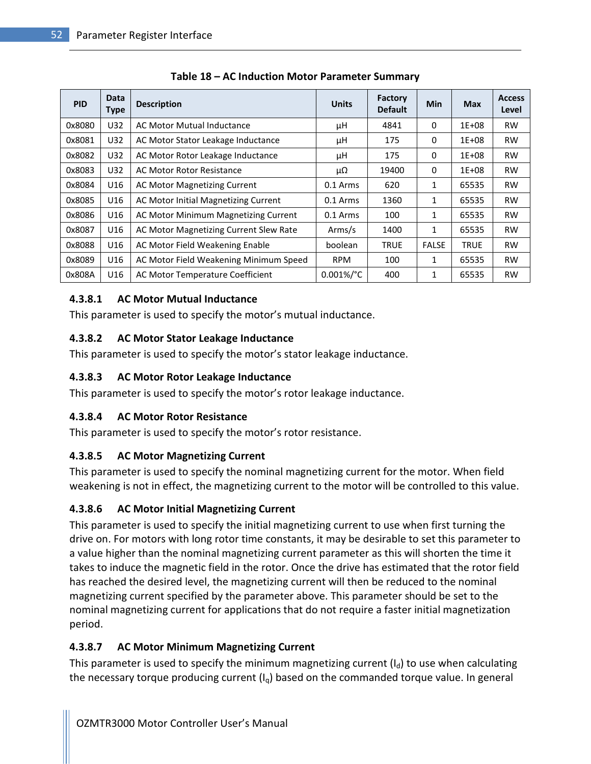**Table 18 – AC Induction Motor Parameter Summary**

| PID | Data Type | Description | Units | Factory Default | Min | Max | Access Level |
|---|---|---|---|---|---|---|---|
| 0x8080 | U32 | AC Motor Mutual Inductance | µH | 4841 | 0 | 1E+08 | RW |
| 0x8081 | U32 | AC Motor Stator Leakage Inductance | µH | 175 | 0 | 1E+08 | RW |
| 0x8082 | U32 | AC Motor Rotor Leakage Inductance | µH | 175 | 0 | 1E+08 | RW |
| 0x8083 | U32 | AC Motor Rotor Resistance | µΩ | 19400 | 0 | 1E+08 | RW |
| 0x8084 | U16 | AC Motor Magnetizing Current | 0.1 Arms | 620 | 1 | 65535 | RW |
| 0x8085 | U16 | AC Motor Initial Magnetizing Current | 0.1 Arms | 1360 | 1 | 65535 | RW |
| 0x8086 | U16 | AC Motor Minimum Magnetizing Current | 0.1 Arms | 100 | 1 | 65535 | RW |
| 0x8087 | U16 | AC Motor Magnetizing Current Slew Rate | Arms/s | 1400 | 1 | 65535 | RW |
| 0x8088 | U16 | AC Motor Field Weakening Enable | boolean | TRUE | FALSE | TRUE | RW |
| 0x8089 | U16 | AC Motor Field Weakening Minimum Speed | RPM | 100 | 1 | 65535 | RW |
| 0x808A | U16 | AC Motor Temperature Coefficient | 0.001%/°C | 400 | 1 | 65535 | RW |

#### 4.3.8.1 AC Motor Mutual Inductance

This parameter is used to specify the motor's mutual inductance.

#### 4.3.8.2 AC Motor Stator Leakage Inductance

This parameter is used to specify the motor's stator leakage inductance.

#### 4.3.8.3 AC Motor Rotor Leakage Inductance

This parameter is used to specify the motor's rotor leakage inductance.

#### 4.3.8.4 AC Motor Rotor Resistance

This parameter is used to specify the motor's rotor resistance.

#### 4.3.8.5 AC Motor Magnetizing Current

This parameter is used to specify the nominal magnetizing current for the motor. When field weakening is not in effect, the magnetizing current to the motor will be controlled to this value.

#### 4.3.8.6 AC Motor Initial Magnetizing Current

This parameter is used to specify the initial magnetizing current to use when first turning the drive on. For motors with long rotor time constants, it may be desirable to set this parameter to a value higher than the nominal magnetizing current parameter as this will shorten the time it takes to induce the magnetic field in the rotor. Once the drive has estimated that the rotor field has reached the desired level, the magnetizing current will then be reduced to the nominal magnetizing current specified by the parameter above. This parameter should be set to the nominal magnetizing current for applications that do not require a faster initial magnetization period.

#### 4.3.8.7 AC Motor Minimum Magnetizing Current

This parameter is used to specify the minimum magnetizing current ($I_d$) to use when calculating the necessary torque producing current ($I_q$) based on the commanded torque value. In general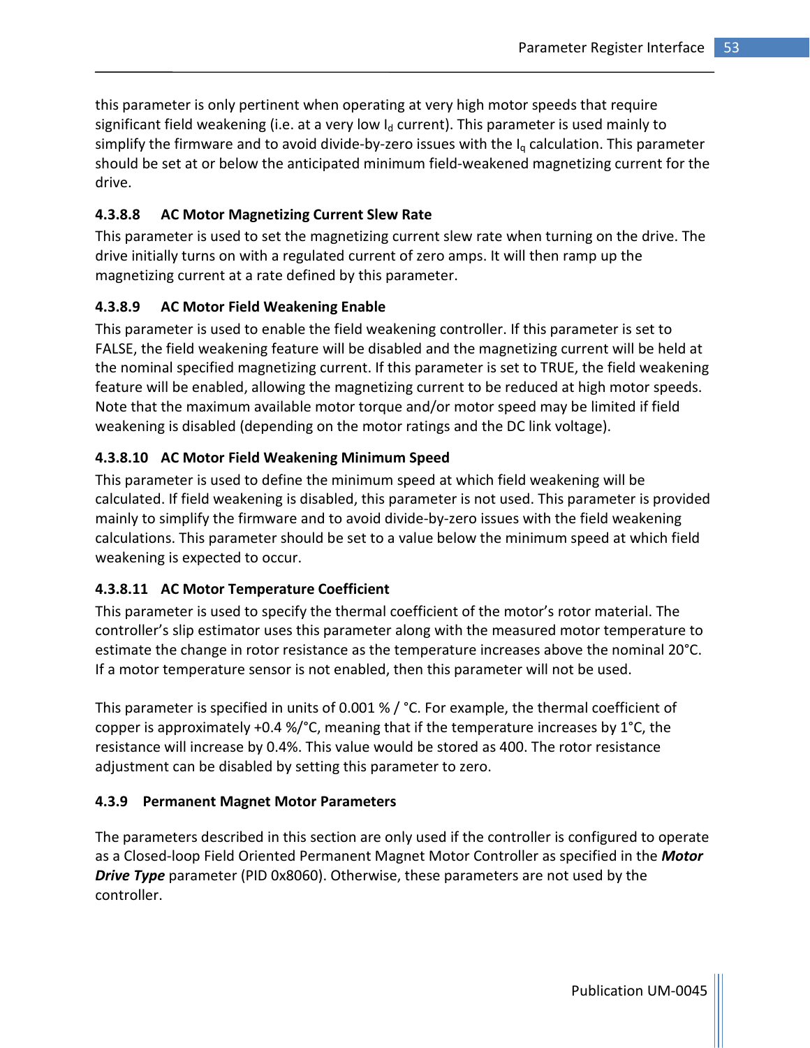this parameter is only pertinent when operating at very high motor speeds that require significant field weakening (i.e. at a very low $I_d$ current). This parameter is used mainly to simplify the firmware and to avoid divide-by-zero issues with the $I_q$ calculation. This parameter should be set at or below the anticipated minimum field-weakened magnetizing current for the drive.

#### 4.3.8.8 AC Motor Magnetizing Current Slew Rate

This parameter is used to set the magnetizing current slew rate when turning on the drive. The drive initially turns on with a regulated current of zero amps. It will then ramp up the magnetizing current at a rate defined by this parameter.

#### 4.3.8.9 AC Motor Field Weakening Enable

This parameter is used to enable the field weakening controller. If this parameter is set to FALSE, the field weakening feature will be disabled and the magnetizing current will be held at the nominal specified magnetizing current. If this parameter is set to TRUE, the field weakening feature will be enabled, allowing the magnetizing current to be reduced at high motor speeds. Note that the maximum available motor torque and/or motor speed may be limited if field weakening is disabled (depending on the motor ratings and the DC link voltage).

#### 4.3.8.10 AC Motor Field Weakening Minimum Speed

This parameter is used to define the minimum speed at which field weakening will be calculated. If field weakening is disabled, this parameter is not used. This parameter is provided mainly to simplify the firmware and to avoid divide-by-zero issues with the field weakening calculations. This parameter should be set to a value below the minimum speed at which field weakening is expected to occur.

#### 4.3.8.11 AC Motor Temperature Coefficient

This parameter is used to specify the thermal coefficient of the motor's rotor material. The controller's slip estimator uses this parameter along with the measured motor temperature to estimate the change in rotor resistance as the temperature increases above the nominal 20°C. If a motor temperature sensor is not enabled, then this parameter will not be used.

This parameter is specified in units of 0.001 % / °C. For example, the thermal coefficient of copper is approximately +0.4 %/°C, meaning that if the temperature increases by 1°C, the resistance will increase by 0.4%. This value would be stored as 400. The rotor resistance adjustment can be disabled by setting this parameter to zero.

### 4.3.9 Permanent Magnet Motor Parameters

The parameters described in this section are only used if the controller is configured to operate as a Closed-loop Field Oriented Permanent Magnet Motor Controller as specified in the ***Motor Drive Type*** parameter (PID 0x8060). Otherwise, these parameters are not used by the controller.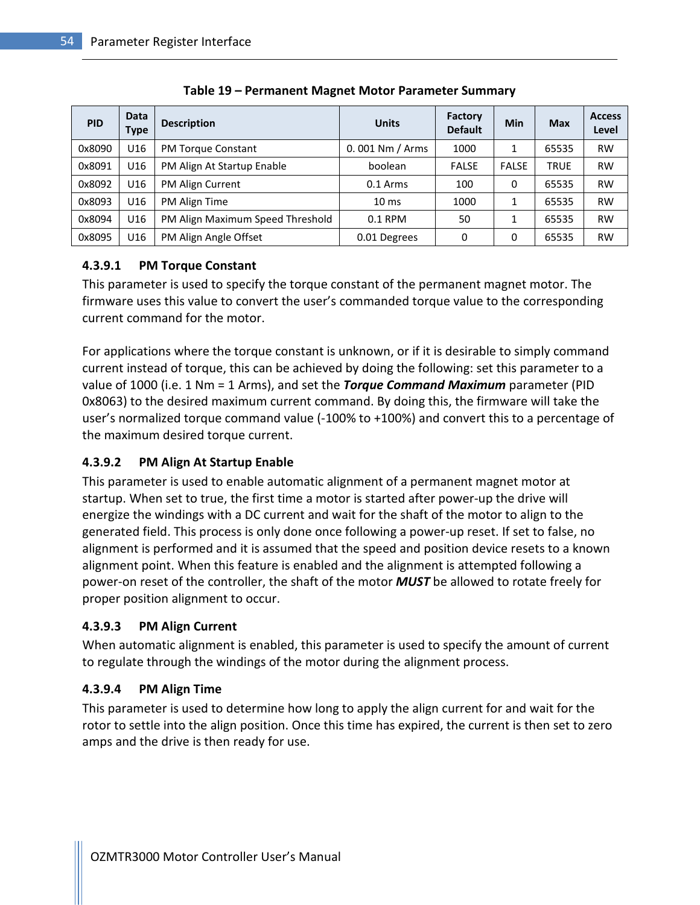**Table 19 – Permanent Magnet Motor Parameter Summary**

| PID | Data Type | Description | Units | Factory Default | Min | Max | Access Level |
|---|---|---|---|---|---|---|---|
| 0x8090 | U16 | PM Torque Constant | 0. 001 Nm / Arms | 1000 | 1 | 65535 | RW |
| 0x8091 | U16 | PM Align At Startup Enable | boolean | FALSE | FALSE | TRUE | RW |
| 0x8092 | U16 | PM Align Current | 0.1 Arms | 100 | 0 | 65535 | RW |
| 0x8093 | U16 | PM Align Time | 10 ms | 1000 | 1 | 65535 | RW |
| 0x8094 | U16 | PM Align Maximum Speed Threshold | 0.1 RPM | 50 | 1 | 65535 | RW |
| 0x8095 | U16 | PM Align Angle Offset | 0.01 Degrees | 0 | 0 | 65535 | RW |

#### 4.3.9.1 PM Torque Constant

This parameter is used to specify the torque constant of the permanent magnet motor. The firmware uses this value to convert the user's commanded torque value to the corresponding current command for the motor.

For applications where the torque constant is unknown, or if it is desirable to simply command current instead of torque, this can be achieved by doing the following: set this parameter to a value of 1000 (i.e. 1 Nm = 1 Arms), and set the ***Torque Command Maximum*** parameter (PID 0x8063) to the desired maximum current command. By doing this, the firmware will take the user's normalized torque command value (-100% to +100%) and convert this to a percentage of the maximum desired torque current.

#### 4.3.9.2 PM Align At Startup Enable

This parameter is used to enable automatic alignment of a permanent magnet motor at startup. When set to true, the first time a motor is started after power-up the drive will energize the windings with a DC current and wait for the shaft of the motor to align to the generated field. This process is only done once following a power-up reset. If set to false, no alignment is performed and it is assumed that the speed and position device resets to a known alignment point. When this feature is enabled and the alignment is attempted following a power-on reset of the controller, the shaft of the motor ***MUST*** be allowed to rotate freely for proper position alignment to occur.

#### 4.3.9.3 PM Align Current

When automatic alignment is enabled, this parameter is used to specify the amount of current to regulate through the windings of the motor during the alignment process.

#### 4.3.9.4 PM Align Time

This parameter is used to determine how long to apply the align current for and wait for the rotor to settle into the align position. Once this time has expired, the current is then set to zero amps and the drive is then ready for use.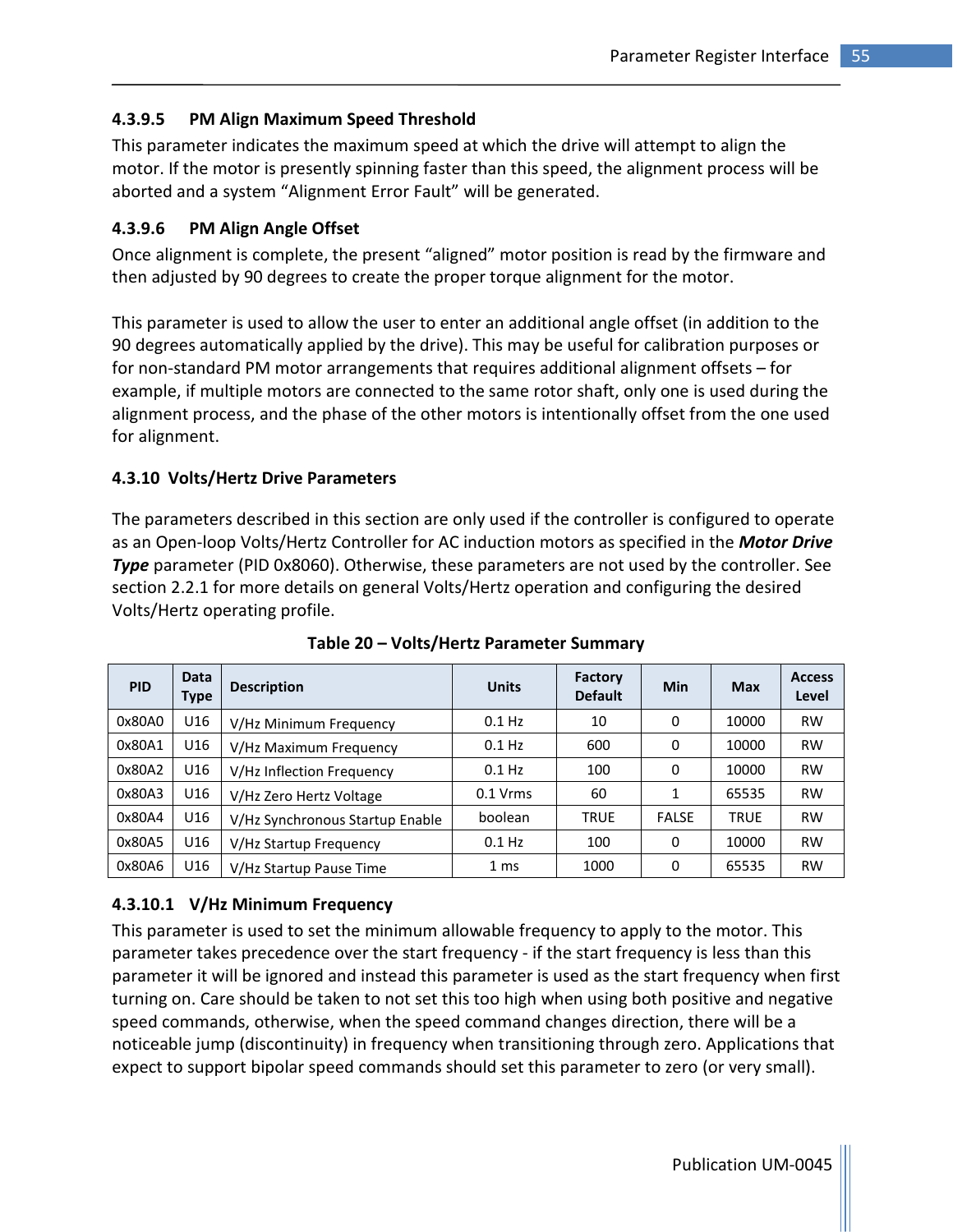#### 4.3.9.5 PM Align Maximum Speed Threshold

This parameter indicates the maximum speed at which the drive will attempt to align the motor. If the motor is presently spinning faster than this speed, the alignment process will be aborted and a system "Alignment Error Fault" will be generated.

#### 4.3.9.6 PM Align Angle Offset

Once alignment is complete, the present "aligned" motor position is read by the firmware and then adjusted by 90 degrees to create the proper torque alignment for the motor.

This parameter is used to allow the user to enter an additional angle offset (in addition to the 90 degrees automatically applied by the drive). This may be useful for calibration purposes or for non-standard PM motor arrangements that requires additional alignment offsets – for example, if multiple motors are connected to the same rotor shaft, only one is used during the alignment process, and the phase of the other motors is intentionally offset from the one used for alignment.

### 4.3.10 Volts/Hertz Drive Parameters

The parameters described in this section are only used if the controller is configured to operate as an Open-loop Volts/Hertz Controller for AC induction motors as specified in the ***Motor Drive Type*** parameter (PID 0x8060). Otherwise, these parameters are not used by the controller. See section 2.2.1 for more details on general Volts/Hertz operation and configuring the desired Volts/Hertz operating profile.

**Table 20 – Volts/Hertz Parameter Summary**

| PID | Data Type | Description | Units | Factory Default | Min | Max | Access Level |
|---|---|---|---|---|---|---|---|
| 0x80A0 | U16 | V/Hz Minimum Frequency | 0.1 Hz | 10 | 0 | 10000 | RW |
| 0x80A1 | U16 | V/Hz Maximum Frequency | 0.1 Hz | 600 | 0 | 10000 | RW |
| 0x80A2 | U16 | V/Hz Inflection Frequency | 0.1 Hz | 100 | 0 | 10000 | RW |
| 0x80A3 | U16 | V/Hz Zero Hertz Voltage | 0.1 Vrms | 60 | 1 | 65535 | RW |
| 0x80A4 | U16 | V/Hz Synchronous Startup Enable | boolean | TRUE | FALSE | TRUE | RW |
| 0x80A5 | U16 | V/Hz Startup Frequency | 0.1 Hz | 100 | 0 | 10000 | RW |
| 0x80A6 | U16 | V/Hz Startup Pause Time | 1 ms | 1000 | 0 | 65535 | RW |

#### 4.3.10.1 V/Hz Minimum Frequency

This parameter is used to set the minimum allowable frequency to apply to the motor. This parameter takes precedence over the start frequency - if the start frequency is less than this parameter it will be ignored and instead this parameter is used as the start frequency when first turning on. Care should be taken to not set this too high when using both positive and negative speed commands, otherwise, when the speed command changes direction, there will be a noticeable jump (discontinuity) in frequency when transitioning through zero. Applications that expect to support bipolar speed commands should set this parameter to zero (or very small).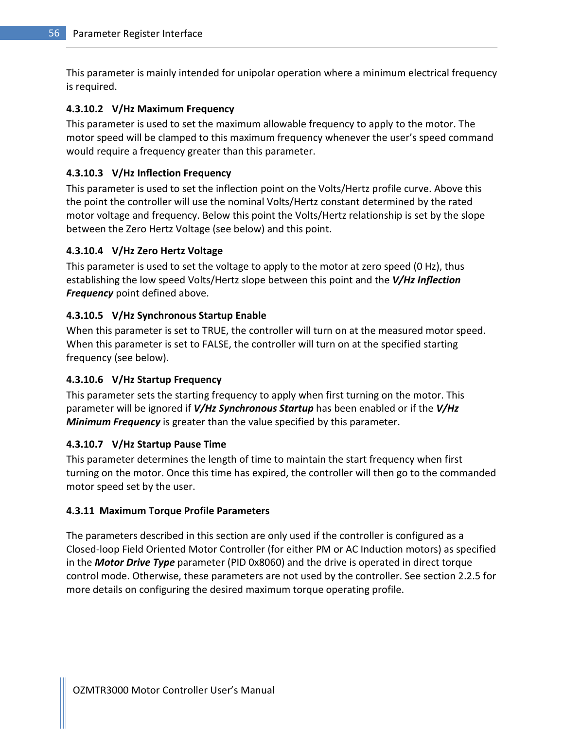This parameter is mainly intended for unipolar operation where a minimum electrical frequency is required.

#### 4.3.10.2 V/Hz Maximum Frequency

This parameter is used to set the maximum allowable frequency to apply to the motor. The motor speed will be clamped to this maximum frequency whenever the user's speed command would require a frequency greater than this parameter.

#### 4.3.10.3 V/Hz Inflection Frequency

This parameter is used to set the inflection point on the Volts/Hertz profile curve. Above this the point the controller will use the nominal Volts/Hertz constant determined by the rated motor voltage and frequency. Below this point the Volts/Hertz relationship is set by the slope between the Zero Hertz Voltage (see below) and this point.

#### 4.3.10.4 V/Hz Zero Hertz Voltage

This parameter is used to set the voltage to apply to the motor at zero speed (0 Hz), thus establishing the low speed Volts/Hertz slope between this point and the ***V/Hz Inflection Frequency*** point defined above.

#### 4.3.10.5 V/Hz Synchronous Startup Enable

When this parameter is set to TRUE, the controller will turn on at the measured motor speed. When this parameter is set to FALSE, the controller will turn on at the specified starting frequency (see below).

#### 4.3.10.6 V/Hz Startup Frequency

This parameter sets the starting frequency to apply when first turning on the motor. This parameter will be ignored if ***V/Hz Synchronous Startup*** has been enabled or if the ***V/Hz Minimum Frequency*** is greater than the value specified by this parameter.

#### 4.3.10.7 V/Hz Startup Pause Time

This parameter determines the length of time to maintain the start frequency when first turning on the motor. Once this time has expired, the controller will then go to the commanded motor speed set by the user.

### 4.3.11 Maximum Torque Profile Parameters

The parameters described in this section are only used if the controller is configured as a Closed-loop Field Oriented Motor Controller (for either PM or AC Induction motors) as specified in the ***Motor Drive Type*** parameter (PID 0x8060) and the drive is operated in direct torque control mode. Otherwise, these parameters are not used by the controller. See section 2.2.5 for more details on configuring the desired maximum torque operating profile.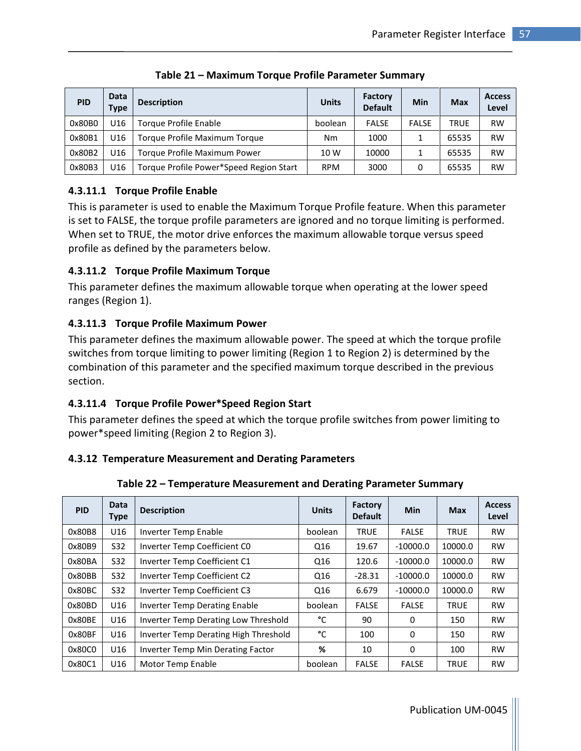**Table 21 – Maximum Torque Profile Parameter Summary**

| PID | Data Type | Description | Units | Factory Default | Min | Max | Access Level |
|---|---|---|---|---|---|---|---|
| 0x80B0 | U16 | Torque Profile Enable | boolean | FALSE | FALSE | TRUE | RW |
| 0x80B1 | U16 | Torque Profile Maximum Torque | Nm | 1000 | 1 | 65535 | RW |
| 0x80B2 | U16 | Torque Profile Maximum Power | 10 W | 10000 | 1 | 65535 | RW |
| 0x80B3 | U16 | Torque Profile Power*Speed Region Start | RPM | 3000 | 0 | 65535 | RW |

#### 4.3.11.1 Torque Profile Enable

This is parameter is used to enable the Maximum Torque Profile feature. When this parameter is set to FALSE, the torque profile parameters are ignored and no torque limiting is performed. When set to TRUE, the motor drive enforces the maximum allowable torque versus speed profile as defined by the parameters below.

#### 4.3.11.2 Torque Profile Maximum Torque

This parameter defines the maximum allowable torque when operating at the lower speed ranges (Region 1).

#### 4.3.11.3 Torque Profile Maximum Power

This parameter defines the maximum allowable power. The speed at which the torque profile switches from torque limiting to power limiting (Region 1 to Region 2) is determined by the combination of this parameter and the specified maximum torque described in the previous section.

#### 4.3.11.4 Torque Profile Power*Speed Region Start

This parameter defines the speed at which the torque profile switches from power limiting to power*speed limiting (Region 2 to Region 3).

### 4.3.12 Temperature Measurement and Derating Parameters

**Table 22 – Temperature Measurement and Derating Parameter Summary**

| PID | Data Type | Description | Units | Factory Default | Min | Max | Access Level |
|---|---|---|---|---|---|---|---|
| 0x80B8 | U16 | Inverter Temp Enable | boolean | TRUE | FALSE | TRUE | RW |
| 0x80B9 | S32 | Inverter Temp Coefficient C0 | Q16 | 19.67 | -10000.0 | 10000.0 | RW |
| 0x80BA | S32 | Inverter Temp Coefficient C1 | Q16 | 120.6 | -10000.0 | 10000.0 | RW |
| 0x80BB | S32 | Inverter Temp Coefficient C2 | Q16 | -28.31 | -10000.0 | 10000.0 | RW |
| 0x80BC | S32 | Inverter Temp Coefficient C3 | Q16 | 6.679 | -10000.0 | 10000.0 | RW |
| 0x80BD | U16 | Inverter Temp Derating Enable | boolean | FALSE | FALSE | TRUE | RW |
| 0x80BE | U16 | Inverter Temp Derating Low Threshold | °C | 90 | 0 | 150 | RW |
| 0x80BF | U16 | Inverter Temp Derating High Threshold | °C | 100 | 0 | 150 | RW |
| 0x80C0 | U16 | Inverter Temp Min Derating Factor | % | 10 | 0 | 100 | RW |
| 0x80C1 | U16 | Motor Temp Enable | boolean | FALSE | FALSE | TRUE | RW |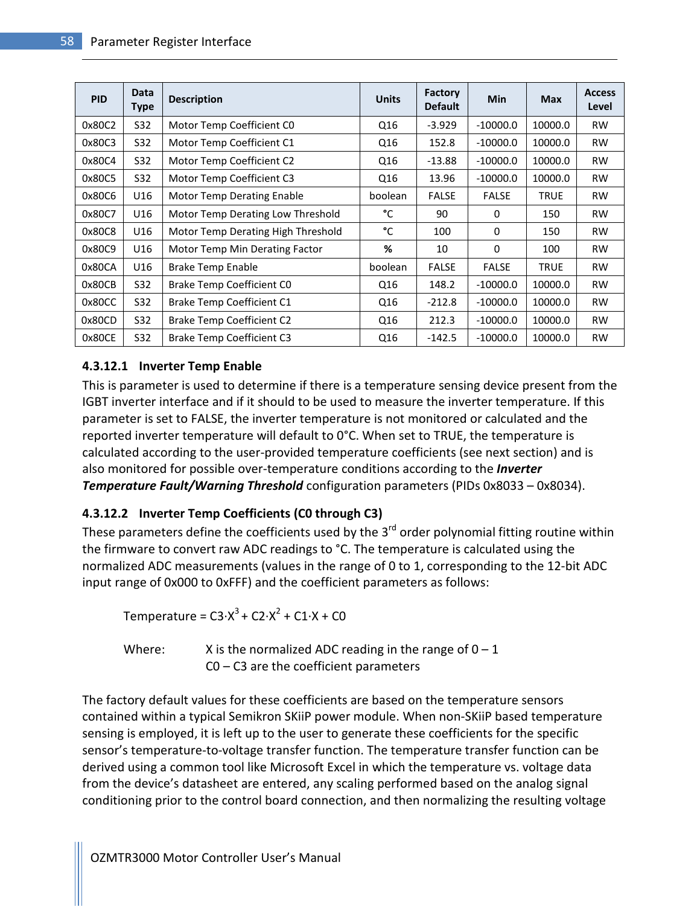| PID | Data Type | Description | Units | Factory Default | Min | Max | Access Level |
|---|---|---|---|---|---|---|---|
| 0x80C2 | S32 | Motor Temp Coefficient C0 | Q16 | -3.929 | -10000.0 | 10000.0 | RW |
| 0x80C3 | S32 | Motor Temp Coefficient C1 | Q16 | 152.8 | -10000.0 | 10000.0 | RW |
| 0x80C4 | S32 | Motor Temp Coefficient C2 | Q16 | -13.88 | -10000.0 | 10000.0 | RW |
| 0x80C5 | S32 | Motor Temp Coefficient C3 | Q16 | 13.96 | -10000.0 | 10000.0 | RW |
| 0x80C6 | U16 | Motor Temp Derating Enable | boolean | FALSE | FALSE | TRUE | RW |
| 0x80C7 | U16 | Motor Temp Derating Low Threshold | °C | 90 | 0 | 150 | RW |
| 0x80C8 | U16 | Motor Temp Derating High Threshold | °C | 100 | 0 | 150 | RW |
| 0x80C9 | U16 | Motor Temp Min Derating Factor | % | 10 | 0 | 100 | RW |
| 0x80CA | U16 | Brake Temp Enable | boolean | FALSE | FALSE | TRUE | RW |
| 0x80CB | S32 | Brake Temp Coefficient C0 | Q16 | 148.2 | -10000.0 | 10000.0 | RW |
| 0x80CC | S32 | Brake Temp Coefficient C1 | Q16 | -212.8 | -10000.0 | 10000.0 | RW |
| 0x80CD | S32 | Brake Temp Coefficient C2 | Q16 | 212.3 | -10000.0 | 10000.0 | RW |
| 0x80CE | S32 | Brake Temp Coefficient C3 | Q16 | -142.5 | -10000.0 | 10000.0 | RW |

#### 4.3.12.1 Inverter Temp Enable

This is parameter is used to determine if there is a temperature sensing device present from the IGBT inverter interface and if it should to be used to measure the inverter temperature. If this parameter is set to FALSE, the inverter temperature is not monitored or calculated and the reported inverter temperature will default to 0°C. When set to TRUE, the temperature is calculated according to the user-provided temperature coefficients (see next section) and is also monitored for possible over-temperature conditions according to the ***Inverter Temperature Fault/Warning Threshold*** configuration parameters (PIDs 0x8033 – 0x8034).

#### 4.3.12.2 Inverter Temp Coefficients (C0 through C3)

These parameters define the coefficients used by the 3rd order polynomial fitting routine within the firmware to convert raw ADC readings to °C. The temperature is calculated using the normalized ADC measurements (values in the range of 0 to 1, corresponding to the 12-bit ADC input range of 0x000 to 0xFFF) and the coefficient parameters as follows:

$$\text{Temperature} = C3 \cdot X^3 + C2 \cdot X^2 + C1 \cdot X + C0$$

Where: X is the normalized ADC reading in the range of 0 – 1
C0 – C3 are the coefficient parameters

The factory default values for these coefficients are based on the temperature sensors contained within a typical Semikron SKiiP power module. When non-SKiiP based temperature sensing is employed, it is left up to the user to generate these coefficients for the specific sensor's temperature-to-voltage transfer function. The temperature transfer function can be derived using a common tool like Microsoft Excel in which the temperature vs. voltage data from the device's datasheet are entered, any scaling performed based on the analog signal conditioning prior to the control board connection, and then normalizing the resulting voltage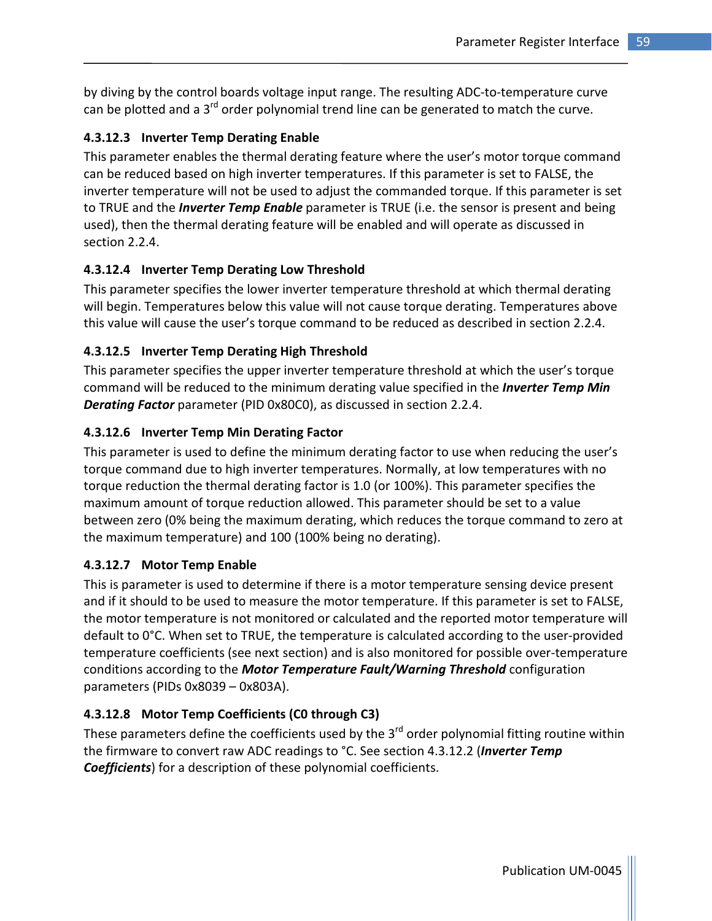by diving by the control boards voltage input range. The resulting ADC-to-temperature curve can be plotted and a 3rd order polynomial trend line can be generated to match the curve.

#### 4.3.12.3 Inverter Temp Derating Enable

This parameter enables the thermal derating feature where the user's motor torque command can be reduced based on high inverter temperatures. If this parameter is set to FALSE, the inverter temperature will not be used to adjust the commanded torque. If this parameter is set to TRUE and the ***Inverter Temp Enable*** parameter is TRUE (i.e. the sensor is present and being used), then the thermal derating feature will be enabled and will operate as discussed in section 2.2.4.

#### 4.3.12.4 Inverter Temp Derating Low Threshold

This parameter specifies the lower inverter temperature threshold at which thermal derating will begin. Temperatures below this value will not cause torque derating. Temperatures above this value will cause the user's torque command to be reduced as described in section 2.2.4.

#### 4.3.12.5 Inverter Temp Derating High Threshold

This parameter specifies the upper inverter temperature threshold at which the user's torque command will be reduced to the minimum derating value specified in the ***Inverter Temp Min Derating Factor*** parameter (PID 0x80C0), as discussed in section 2.2.4.

#### 4.3.12.6 Inverter Temp Min Derating Factor

This parameter is used to define the minimum derating factor to use when reducing the user's torque command due to high inverter temperatures. Normally, at low temperatures with no torque reduction the thermal derating factor is 1.0 (or 100%). This parameter specifies the maximum amount of torque reduction allowed. This parameter should be set to a value between zero (0% being the maximum derating, which reduces the torque command to zero at the maximum temperature) and 100 (100% being no derating).

#### 4.3.12.7 Motor Temp Enable

This is parameter is used to determine if there is a motor temperature sensing device present and if it should to be used to measure the motor temperature. If this parameter is set to FALSE, the motor temperature is not monitored or calculated and the reported motor temperature will default to 0°C. When set to TRUE, the temperature is calculated according to the user-provided temperature coefficients (see next section) and is also monitored for possible over-temperature conditions according to the ***Motor Temperature Fault/Warning Threshold*** configuration parameters (PIDs 0x8039 – 0x803A).

#### 4.3.12.8 Motor Temp Coefficients (C0 through C3)

These parameters define the coefficients used by the 3rd order polynomial fitting routine within the firmware to convert raw ADC readings to °C. See section 4.3.12.2 (***Inverter Temp Coefficients***) for a description of these polynomial coefficients.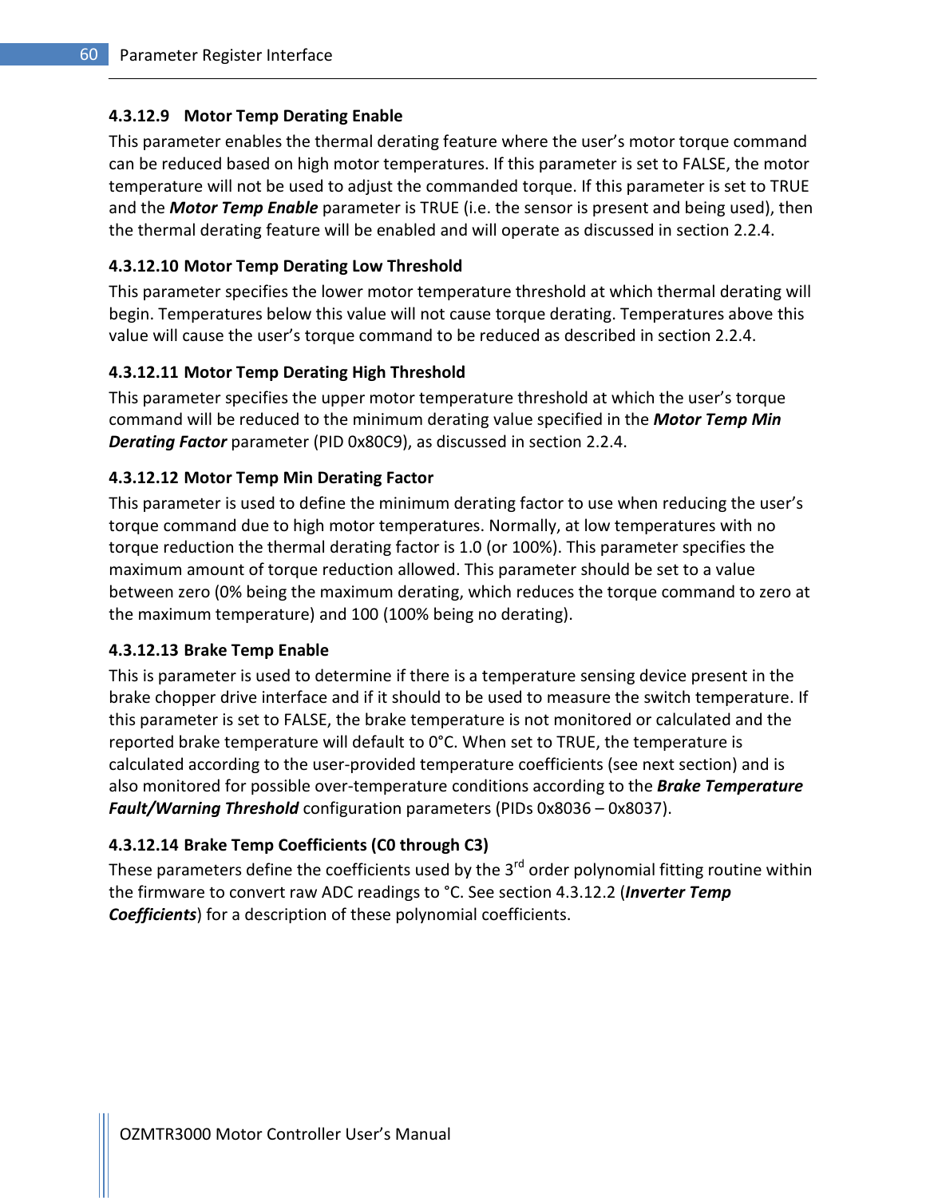#### 4.3.12.9 Motor Temp Derating Enable

This parameter enables the thermal derating feature where the user's motor torque command can be reduced based on high motor temperatures. If this parameter is set to FALSE, the motor temperature will not be used to adjust the commanded torque. If this parameter is set to TRUE and the ***Motor Temp Enable*** parameter is TRUE (i.e. the sensor is present and being used), then the thermal derating feature will be enabled and will operate as discussed in section 2.2.4.

#### 4.3.12.10 Motor Temp Derating Low Threshold

This parameter specifies the lower motor temperature threshold at which thermal derating will begin. Temperatures below this value will not cause torque derating. Temperatures above this value will cause the user's torque command to be reduced as described in section 2.2.4.

#### 4.3.12.11 Motor Temp Derating High Threshold

This parameter specifies the upper motor temperature threshold at which the user's torque command will be reduced to the minimum derating value specified in the ***Motor Temp Min Derating Factor*** parameter (PID 0x80C9), as discussed in section 2.2.4.

#### 4.3.12.12 Motor Temp Min Derating Factor

This parameter is used to define the minimum derating factor to use when reducing the user's torque command due to high motor temperatures. Normally, at low temperatures with no torque reduction the thermal derating factor is 1.0 (or 100%). This parameter specifies the maximum amount of torque reduction allowed. This parameter should be set to a value between zero (0% being the maximum derating, which reduces the torque command to zero at the maximum temperature) and 100 (100% being no derating).

#### 4.3.12.13 Brake Temp Enable

This is parameter is used to determine if there is a temperature sensing device present in the brake chopper drive interface and if it should to be used to measure the switch temperature. If this parameter is set to FALSE, the brake temperature is not monitored or calculated and the reported brake temperature will default to 0°C. When set to TRUE, the temperature is calculated according to the user-provided temperature coefficients (see next section) and is also monitored for possible over-temperature conditions according to the ***Brake Temperature Fault/Warning Threshold*** configuration parameters (PIDs 0x8036 – 0x8037).

#### 4.3.12.14 Brake Temp Coefficients (C0 through C3)

These parameters define the coefficients used by the 3rd order polynomial fitting routine within the firmware to convert raw ADC readings to °C. See section 4.3.12.2 (***Inverter Temp Coefficients***) for a description of these polynomial coefficients.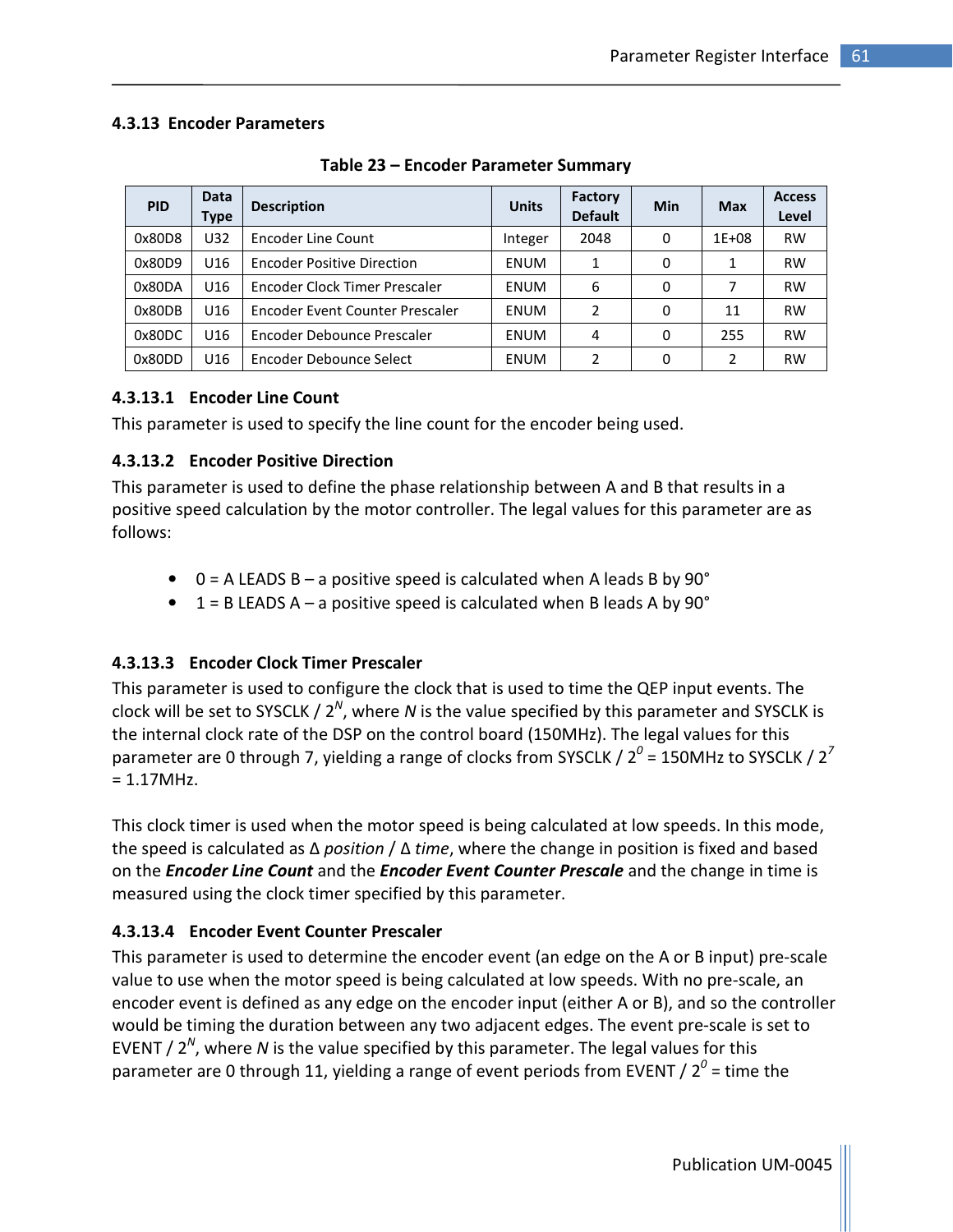### 4.3.13 Encoder Parameters

**Table 23 – Encoder Parameter Summary**

| PID | Data Type | Description | Units | Factory Default | Min | Max | Access Level |
|---|---|---|---|---|---|---|---|
| 0x80D8 | U32 | Encoder Line Count | Integer | 2048 | 0 | 1E+08 | RW |
| 0x80D9 | U16 | Encoder Positive Direction | ENUM | 1 | 0 | 1 | RW |
| 0x80DA | U16 | Encoder Clock Timer Prescaler | ENUM | 6 | 0 | 7 | RW |
| 0x80DB | U16 | Encoder Event Counter Prescaler | ENUM | 2 | 0 | 11 | RW |
| 0x80DC | U16 | Encoder Debounce Prescaler | ENUM | 4 | 0 | 255 | RW |
| 0x80DD | U16 | Encoder Debounce Select | ENUM | 2 | 0 | 2 | RW |

#### 4.3.13.1 Encoder Line Count

This parameter is used to specify the line count for the encoder being used.

#### 4.3.13.2 Encoder Positive Direction

This parameter is used to define the phase relationship between A and B that results in a positive speed calculation by the motor controller. The legal values for this parameter are as follows:

- 0 = A LEADS B – a positive speed is calculated when A leads B by 90°
- 1 = B LEADS A – a positive speed is calculated when B leads A by 90°

#### 4.3.13.3 Encoder Clock Timer Prescaler

This parameter is used to configure the clock that is used to time the QEP input events. The clock will be set to SYSCLK / $2^N$, where $N$ is the value specified by this parameter and SYSCLK is the internal clock rate of the DSP on the control board (150MHz). The legal values for this parameter are 0 through 7, yielding a range of clocks from SYSCLK / $2^0$ = 150MHz to SYSCLK / $2^7$ = 1.17MHz.

This clock timer is used when the motor speed is being calculated at low speeds. In this mode, the speed is calculated as Δ *position* / Δ *time*, where the change in position is fixed and based on the ***Encoder Line Count*** and the ***Encoder Event Counter Prescale*** and the change in time is measured using the clock timer specified by this parameter.

#### 4.3.13.4 Encoder Event Counter Prescaler

This parameter is used to determine the encoder event (an edge on the A or B input) pre-scale value to use when the motor speed is being calculated at low speeds. With no pre-scale, an encoder event is defined as any edge on the encoder input (either A or B), and so the controller would be timing the duration between any two adjacent edges. The event pre-scale is set to EVENT / $2^N$, where $N$ is the value specified by this parameter. The legal values for this parameter are 0 through 11, yielding a range of event periods from EVENT / $2^0$ = time the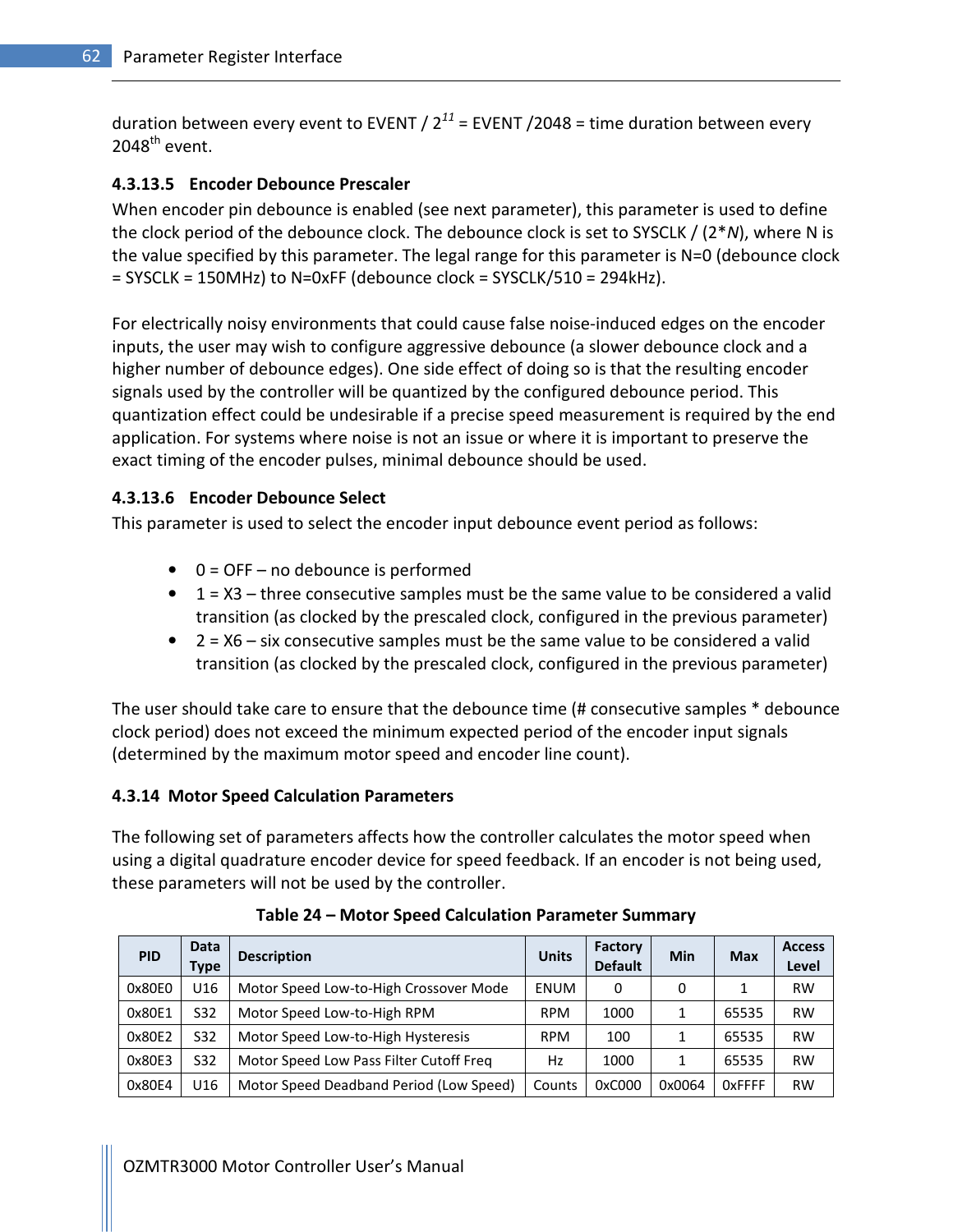duration between every event to EVENT / $2^{11}$ = EVENT /2048 = time duration between every 2048th event.

#### 4.3.13.5 Encoder Debounce Prescaler

When encoder pin debounce is enabled (see next parameter), this parameter is used to define the clock period of the debounce clock. The debounce clock is set to SYSCLK / (2\**N*), where N is the value specified by this parameter. The legal range for this parameter is N=0 (debounce clock = SYSCLK = 150MHz) to N=0xFF (debounce clock = SYSCLK/510 = 294kHz).

For electrically noisy environments that could cause false noise-induced edges on the encoder inputs, the user may wish to configure aggressive debounce (a slower debounce clock and a higher number of debounce edges). One side effect of doing so is that the resulting encoder signals used by the controller will be quantized by the configured debounce period. This quantization effect could be undesirable if a precise speed measurement is required by the end application. For systems where noise is not an issue or where it is important to preserve the exact timing of the encoder pulses, minimal debounce should be used.

#### 4.3.13.6 Encoder Debounce Select

This parameter is used to select the encoder input debounce event period as follows:

- 0 = OFF – no debounce is performed
- 1 = X3 – three consecutive samples must be the same value to be considered a valid transition (as clocked by the prescaled clock, configured in the previous parameter)
- 2 = X6 – six consecutive samples must be the same value to be considered a valid transition (as clocked by the prescaled clock, configured in the previous parameter)

The user should take care to ensure that the debounce time (# consecutive samples * debounce clock period) does not exceed the minimum expected period of the encoder input signals (determined by the maximum motor speed and encoder line count).

### 4.3.14 Motor Speed Calculation Parameters

The following set of parameters affects how the controller calculates the motor speed when using a digital quadrature encoder device for speed feedback. If an encoder is not being used, these parameters will not be used by the controller.

**Table 24 – Motor Speed Calculation Parameter Summary**

| PID | Data Type | Description | Units | Factory Default | Min | Max | Access Level |
|---|---|---|---|---|---|---|---|
| 0x80E0 | U16 | Motor Speed Low-to-High Crossover Mode | ENUM | 0 | 0 | 1 | RW |
| 0x80E1 | S32 | Motor Speed Low-to-High RPM | RPM | 1000 | 1 | 65535 | RW |
| 0x80E2 | S32 | Motor Speed Low-to-High Hysteresis | RPM | 100 | 1 | 65535 | RW |
| 0x80E3 | S32 | Motor Speed Low Pass Filter Cutoff Freq | Hz | 1000 | 1 | 65535 | RW |
| 0x80E4 | U16 | Motor Speed Deadband Period (Low Speed) | Counts | 0xC000 | 0x0064 | 0xFFFF | RW |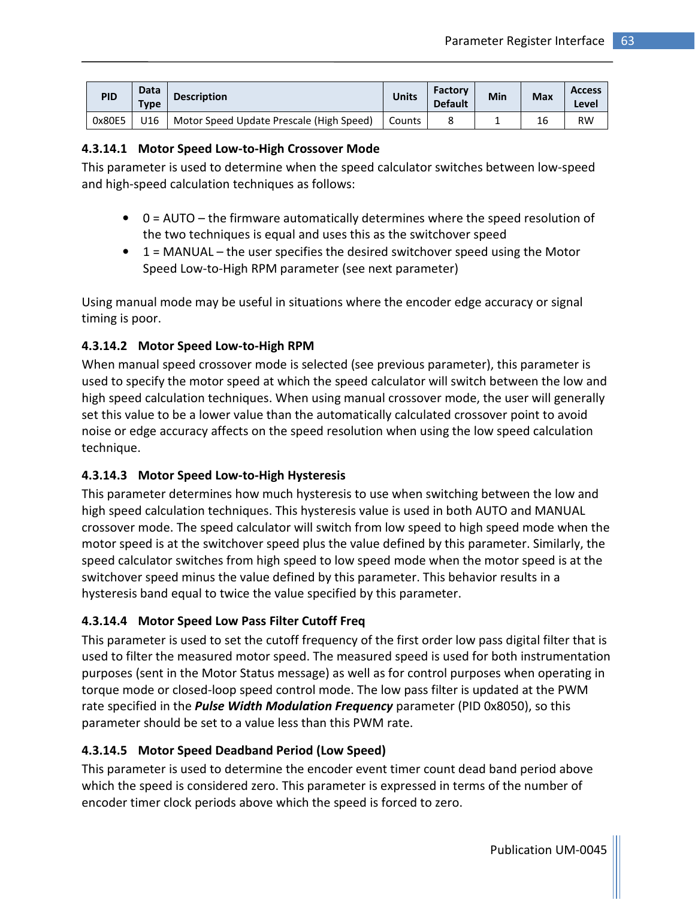| PID | Data Type | Description | Units | Factory Default | Min | Max | Access Level |
|---|---|---|---|---|---|---|---|
| 0x80E5 | U16 | Motor Speed Update Prescale (High Speed) | Counts | 8 | 1 | 16 | RW |

#### 4.3.14.1 Motor Speed Low-to-High Crossover Mode

This parameter is used to determine when the speed calculator switches between low-speed and high-speed calculation techniques as follows:

- 0 = AUTO – the firmware automatically determines where the speed resolution of the two techniques is equal and uses this as the switchover speed
- 1 = MANUAL – the user specifies the desired switchover speed using the Motor Speed Low-to-High RPM parameter (see next parameter)

Using manual mode may be useful in situations where the encoder edge accuracy or signal timing is poor.

#### 4.3.14.2 Motor Speed Low-to-High RPM

When manual speed crossover mode is selected (see previous parameter), this parameter is used to specify the motor speed at which the speed calculator will switch between the low and high speed calculation techniques. When using manual crossover mode, the user will generally set this value to be a lower value than the automatically calculated crossover point to avoid noise or edge accuracy affects on the speed resolution when using the low speed calculation technique.

#### 4.3.14.3 Motor Speed Low-to-High Hysteresis

This parameter determines how much hysteresis to use when switching between the low and high speed calculation techniques. This hysteresis value is used in both AUTO and MANUAL crossover mode. The speed calculator will switch from low speed to high speed mode when the motor speed is at the switchover speed plus the value defined by this parameter. Similarly, the speed calculator switches from high speed to low speed mode when the motor speed is at the switchover speed minus the value defined by this parameter. This behavior results in a hysteresis band equal to twice the value specified by this parameter.

#### 4.3.14.4 Motor Speed Low Pass Filter Cutoff Freq

This parameter is used to set the cutoff frequency of the first order low pass digital filter that is used to filter the measured motor speed. The measured speed is used for both instrumentation purposes (sent in the Motor Status message) as well as for control purposes when operating in torque mode or closed-loop speed control mode. The low pass filter is updated at the PWM rate specified in the ***Pulse Width Modulation Frequency*** parameter (PID 0x8050), so this parameter should be set to a value less than this PWM rate.

#### 4.3.14.5 Motor Speed Deadband Period (Low Speed)

This parameter is used to determine the encoder event timer count dead band period above which the speed is considered zero. This parameter is expressed in terms of the number of encoder timer clock periods above which the speed is forced to zero.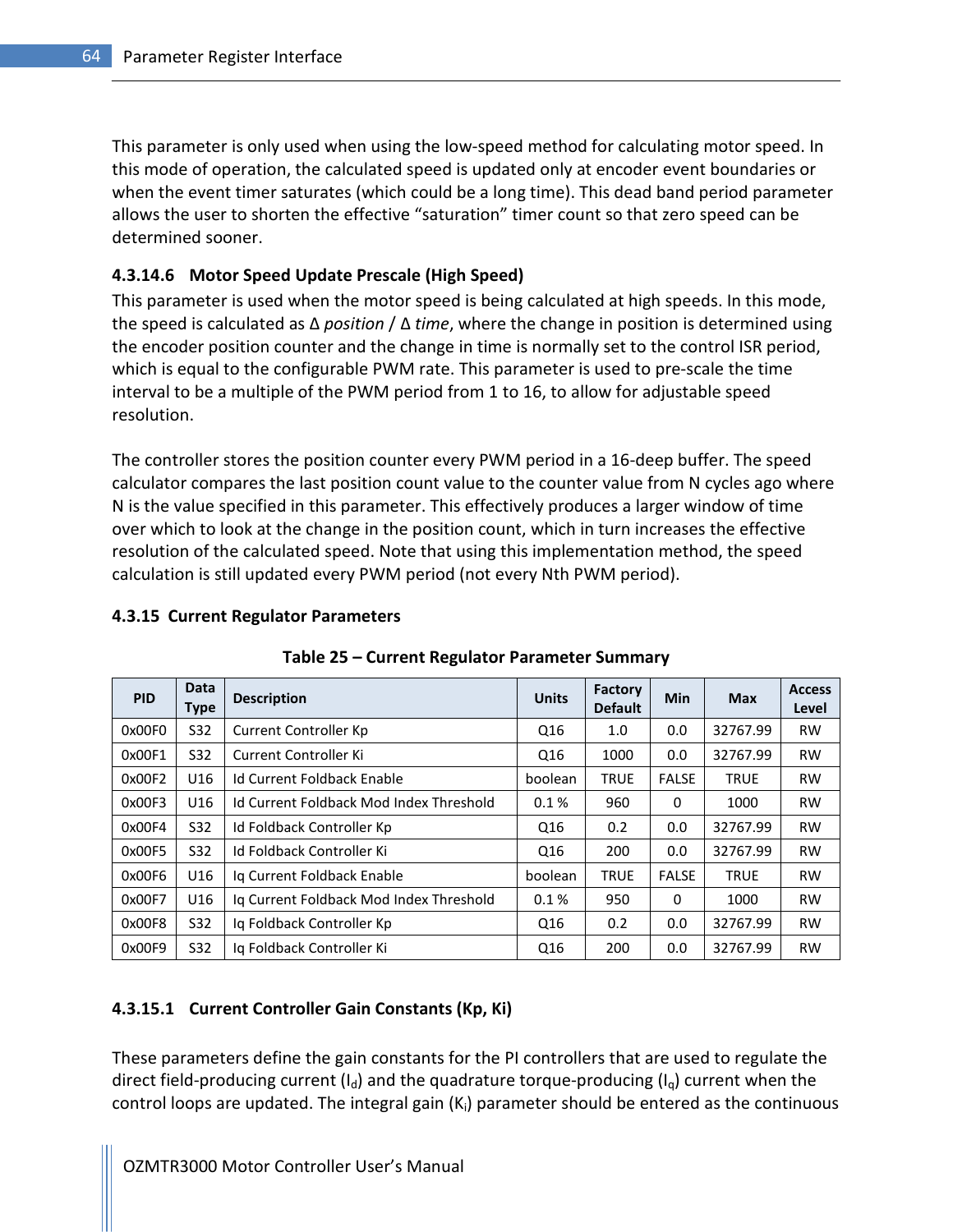This parameter is only used when using the low-speed method for calculating motor speed. In this mode of operation, the calculated speed is updated only at encoder event boundaries or when the event timer saturates (which could be a long time). This dead band period parameter allows the user to shorten the effective "saturation" timer count so that zero speed can be determined sooner.

#### 4.3.14.6 Motor Speed Update Prescale (High Speed)

This parameter is used when the motor speed is being calculated at high speeds. In this mode, the speed is calculated as Δ *position* / Δ *time*, where the change in position is determined using the encoder position counter and the change in time is normally set to the control ISR period, which is equal to the configurable PWM rate. This parameter is used to pre-scale the time interval to be a multiple of the PWM period from 1 to 16, to allow for adjustable speed resolution.

The controller stores the position counter every PWM period in a 16-deep buffer. The speed calculator compares the last position count value to the counter value from N cycles ago where N is the value specified in this parameter. This effectively produces a larger window of time over which to look at the change in the position count, which in turn increases the effective resolution of the calculated speed. Note that using this implementation method, the speed calculation is still updated every PWM period (not every Nth PWM period).

### 4.3.15 Current Regulator Parameters

**Table 25 – Current Regulator Parameter Summary**

| PID | Data Type | Description | Units | Factory Default | Min | Max | Access Level |
|---|---|---|---|---|---|---|---|
| 0x00F0 | S32 | Current Controller Kp | Q16 | 1.0 | 0.0 | 32767.99 | RW |
| 0x00F1 | S32 | Current Controller Ki | Q16 | 1000 | 0.0 | 32767.99 | RW |
| 0x00F2 | U16 | Id Current Foldback Enable | boolean | TRUE | FALSE | TRUE | RW |
| 0x00F3 | U16 | Id Current Foldback Mod Index Threshold | 0.1 % | 960 | 0 | 1000 | RW |
| 0x00F4 | S32 | Id Foldback Controller Kp | Q16 | 0.2 | 0.0 | 32767.99 | RW |
| 0x00F5 | S32 | Id Foldback Controller Ki | Q16 | 200 | 0.0 | 32767.99 | RW |
| 0x00F6 | U16 | Iq Current Foldback Enable | boolean | TRUE | FALSE | TRUE | RW |
| 0x00F7 | U16 | Iq Current Foldback Mod Index Threshold | 0.1 % | 950 | 0 | 1000 | RW |
| 0x00F8 | S32 | Iq Foldback Controller Kp | Q16 | 0.2 | 0.0 | 32767.99 | RW |
| 0x00F9 | S32 | Iq Foldback Controller Ki | Q16 | 200 | 0.0 | 32767.99 | RW |

#### 4.3.15.1 Current Controller Gain Constants (Kp, Ki)

These parameters define the gain constants for the PI controllers that are used to regulate the direct field-producing current ($I_d$) and the quadrature torque-producing ($I_q$) current when the control loops are updated. The integral gain ($K_i$) parameter should be entered as the continuous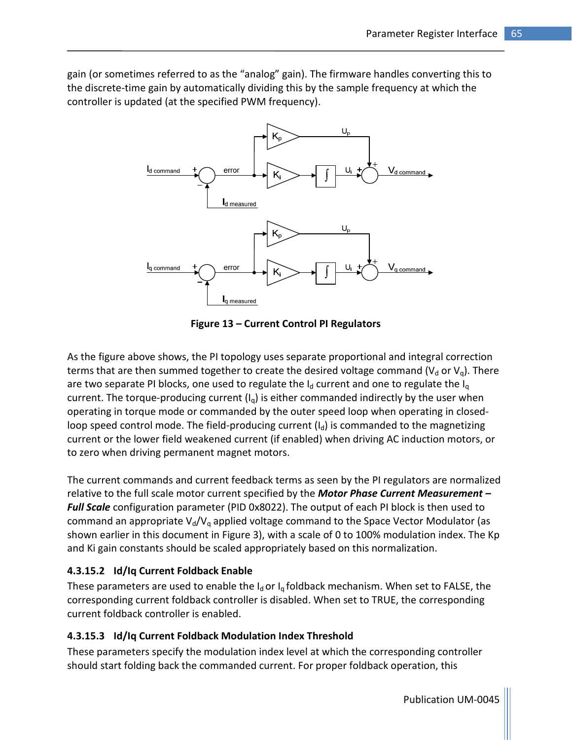gain (or sometimes referred to as the "analog" gain). The firmware handles converting this to the discrete-time gain by automatically dividing this by the sample frequency at which the controller is updated (at the specified PWM frequency).

**Figure 13 – Current Control PI Regulators**

As the figure above shows, the PI topology uses separate proportional and integral correction terms that are then summed together to create the desired voltage command ($V_d$ or $V_q$). There are two separate PI blocks, one used to regulate the $I_d$ current and one to regulate the $I_q$ current. The torque-producing current ($I_q$) is either commanded indirectly by the user when operating in torque mode or commanded by the outer speed loop when operating in closed-loop speed control mode. The field-producing current ($I_d$) is commanded to the magnetizing current or the lower field weakened current (if enabled) when driving AC induction motors, or to zero when driving permanent magnet motors.

The current commands and current feedback terms as seen by the PI regulators are normalized relative to the full scale motor current specified by the ***Motor Phase Current Measurement – Full Scale*** configuration parameter (PID 0x8022). The output of each PI block is then used to command an appropriate $V_d/V_q$ applied voltage command to the Space Vector Modulator (as shown earlier in this document in Figure 3), with a scale of 0 to 100% modulation index. The Kp and Ki gain constants should be scaled appropriately based on this normalization.

#### 4.3.15.2 Id/Iq Current Foldback Enable

These parameters are used to enable the $I_d$ or $I_q$ foldback mechanism. When set to FALSE, the corresponding current foldback controller is disabled. When set to TRUE, the corresponding current foldback controller is enabled.

#### 4.3.15.3 Id/Iq Current Foldback Modulation Index Threshold

These parameters specify the modulation index level at which the corresponding controller should start folding back the commanded current. For proper foldback operation, this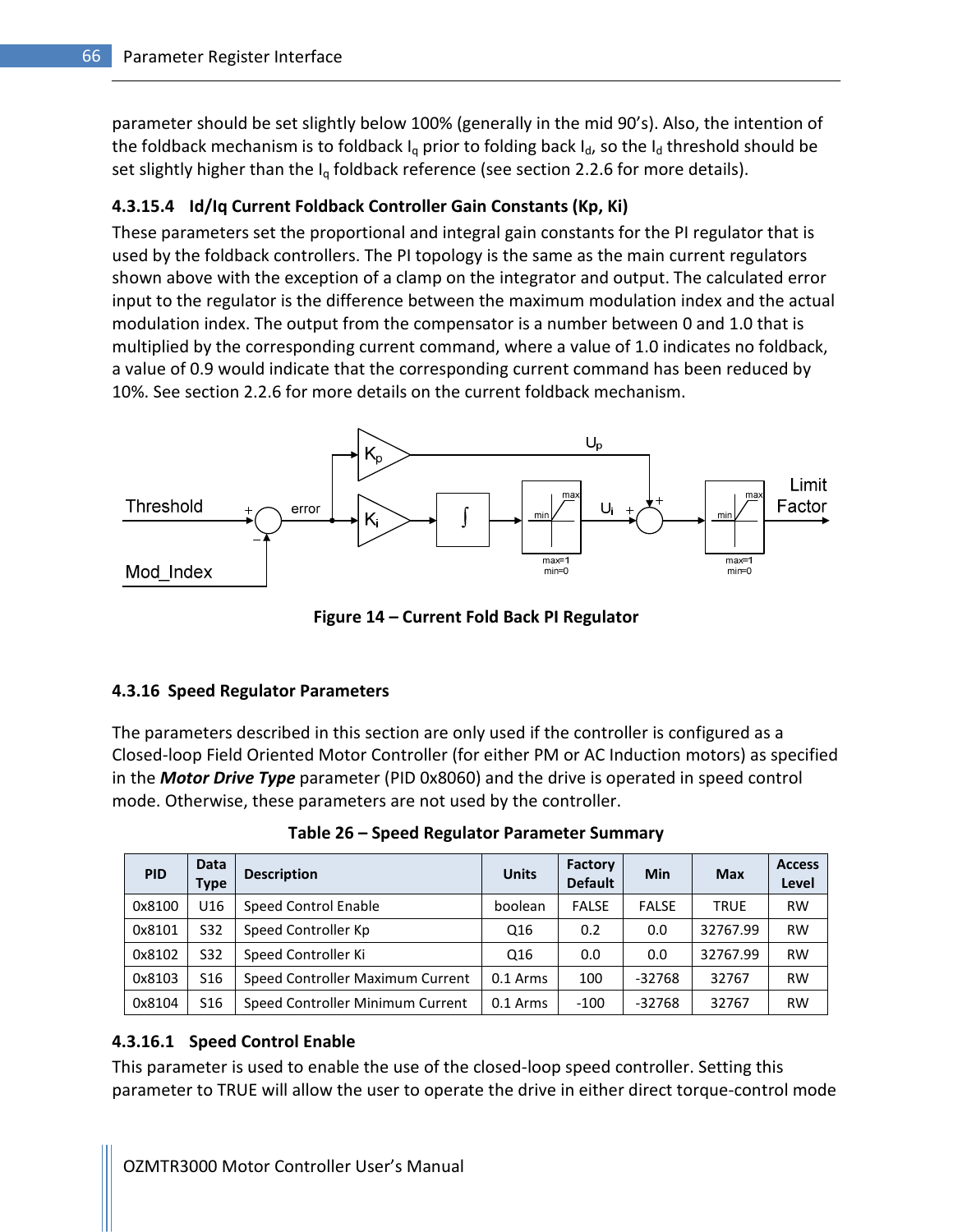parameter should be set slightly below 100% (generally in the mid 90's). Also, the intention of the foldback mechanism is to foldback $I_q$ prior to folding back $I_d$, so the $I_d$ threshold should be set slightly higher than the $I_q$ foldback reference (see section 2.2.6 for more details).

#### 4.3.15.4 Id/Iq Current Foldback Controller Gain Constants (Kp, Ki)

These parameters set the proportional and integral gain constants for the PI regulator that is used by the foldback controllers. The PI topology is the same as the main current regulators shown above with the exception of a clamp on the integrator and output. The calculated error input to the regulator is the difference between the maximum modulation index and the actual modulation index. The output from the compensator is a number between 0 and 1.0 that is multiplied by the corresponding current command, where a value of 1.0 indicates no foldback, a value of 0.9 would indicate that the corresponding current command has been reduced by 10%. See section 2.2.6 for more details on the current foldback mechanism.

**Figure 14 – Current Fold Back PI Regulator**

### 4.3.16 Speed Regulator Parameters

The parameters described in this section are only used if the controller is configured as a Closed-loop Field Oriented Motor Controller (for either PM or AC Induction motors) as specified in the ***Motor Drive Type*** parameter (PID 0x8060) and the drive is operated in speed control mode. Otherwise, these parameters are not used by the controller.

**Table 26 – Speed Regulator Parameter Summary**

| PID | Data Type | Description | Units | Factory Default | Min | Max | Access Level |
|---|---|---|---|---|---|---|---|
| 0x8100 | U16 | Speed Control Enable | boolean | FALSE | FALSE | TRUE | RW |
| 0x8101 | S32 | Speed Controller Kp | Q16 | 0.2 | 0.0 | 32767.99 | RW |
| 0x8102 | S32 | Speed Controller Ki | Q16 | 0.0 | 0.0 | 32767.99 | RW |
| 0x8103 | S16 | Speed Controller Maximum Current | 0.1 Arms | 100 | -32768 | 32767 | RW |
| 0x8104 | S16 | Speed Controller Minimum Current | 0.1 Arms | -100 | -32768 | 32767 | RW |

#### 4.3.16.1 Speed Control Enable

This parameter is used to enable the use of the closed-loop speed controller. Setting this parameter to TRUE will allow the user to operate the drive in either direct torque-control mode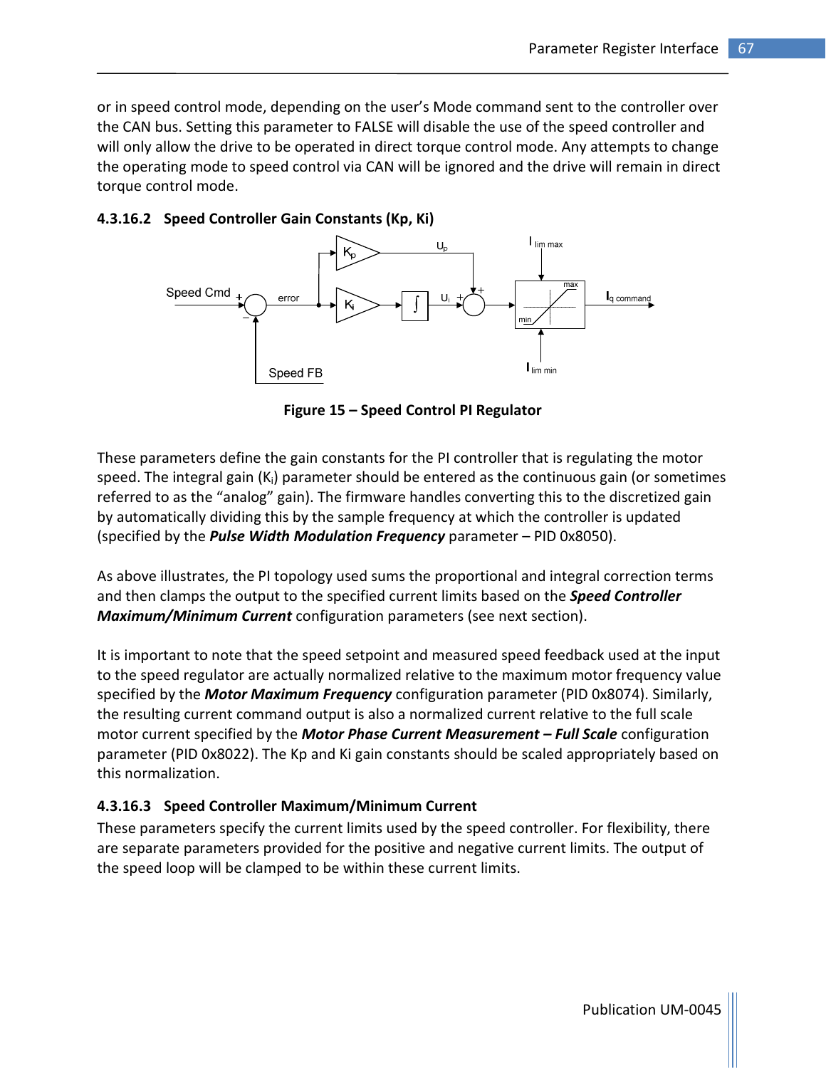or in speed control mode, depending on the user's Mode command sent to the controller over the CAN bus. Setting this parameter to FALSE will disable the use of the speed controller and will only allow the drive to be operated in direct torque control mode. Any attempts to change the operating mode to speed control via CAN will be ignored and the drive will remain in direct torque control mode.

#### 4.3.16.2 Speed Controller Gain Constants (Kp, Ki)

**Figure 15 – Speed Control PI Regulator**

These parameters define the gain constants for the PI controller that is regulating the motor speed. The integral gain ($K_i$) parameter should be entered as the continuous gain (or sometimes referred to as the "analog" gain). The firmware handles converting this to the discretized gain by automatically dividing this by the sample frequency at which the controller is updated (specified by the ***Pulse Width Modulation Frequency*** parameter – PID 0x8050).

As above illustrates, the PI topology used sums the proportional and integral correction terms and then clamps the output to the specified current limits based on the ***Speed Controller Maximum/Minimum Current*** configuration parameters (see next section).

It is important to note that the speed setpoint and measured speed feedback used at the input to the speed regulator are actually normalized relative to the maximum motor frequency value specified by the ***Motor Maximum Frequency*** configuration parameter (PID 0x8074). Similarly, the resulting current command output is also a normalized current relative to the full scale motor current specified by the ***Motor Phase Current Measurement – Full Scale*** configuration parameter (PID 0x8022). The Kp and Ki gain constants should be scaled appropriately based on this normalization.

#### 4.3.16.3 Speed Controller Maximum/Minimum Current

These parameters specify the current limits used by the speed controller. For flexibility, there are separate parameters provided for the positive and negative current limits. The output of the speed loop will be clamped to be within these current limits.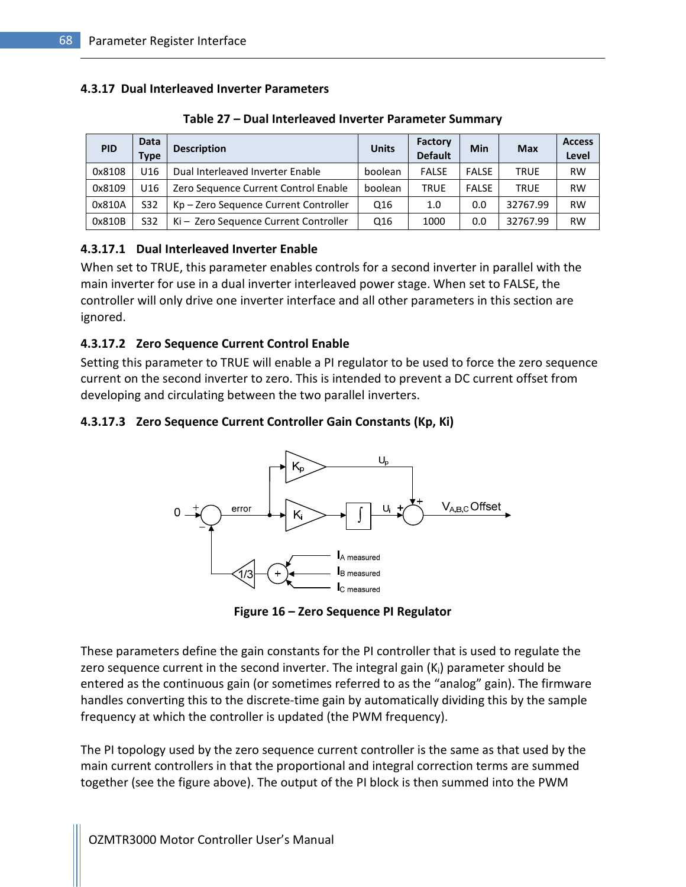### 4.3.17 Dual Interleaved Inverter Parameters

**Table 27 – Dual Interleaved Inverter Parameter Summary**

| PID | Data Type | Description | Units | Factory Default | Min | Max | Access Level |
|---|---|---|---|---|---|---|---|
| 0x8108 | U16 | Dual Interleaved Inverter Enable | boolean | FALSE | FALSE | TRUE | RW |
| 0x8109 | U16 | Zero Sequence Current Control Enable | boolean | TRUE | FALSE | TRUE | RW |
| 0x810A | S32 | Kp – Zero Sequence Current Controller | Q16 | 1.0 | 0.0 | 32767.99 | RW |
| 0x810B | S32 | Ki – Zero Sequence Current Controller | Q16 | 1000 | 0.0 | 32767.99 | RW |

#### 4.3.17.1 Dual Interleaved Inverter Enable

When set to TRUE, this parameter enables controls for a second inverter in parallel with the main inverter for use in a dual inverter interleaved power stage. When set to FALSE, the controller will only drive one inverter interface and all other parameters in this section are ignored.

#### 4.3.17.2 Zero Sequence Current Control Enable

Setting this parameter to TRUE will enable a PI regulator to be used to force the zero sequence current on the second inverter to zero. This is intended to prevent a DC current offset from developing and circulating between the two parallel inverters.

#### 4.3.17.3 Zero Sequence Current Controller Gain Constants (Kp, Ki)

**Figure 16 – Zero Sequence PI Regulator**

These parameters define the gain constants for the PI controller that is used to regulate the zero sequence current in the second inverter. The integral gain ($K_i$) parameter should be entered as the continuous gain (or sometimes referred to as the "analog" gain). The firmware handles converting this to the discrete-time gain by automatically dividing this by the sample frequency at which the controller is updated (the PWM frequency).

The PI topology used by the zero sequence current controller is the same as that used by the main current controllers in that the proportional and integral correction terms are summed together (see the figure above). The output of the PI block is then summed into the PWM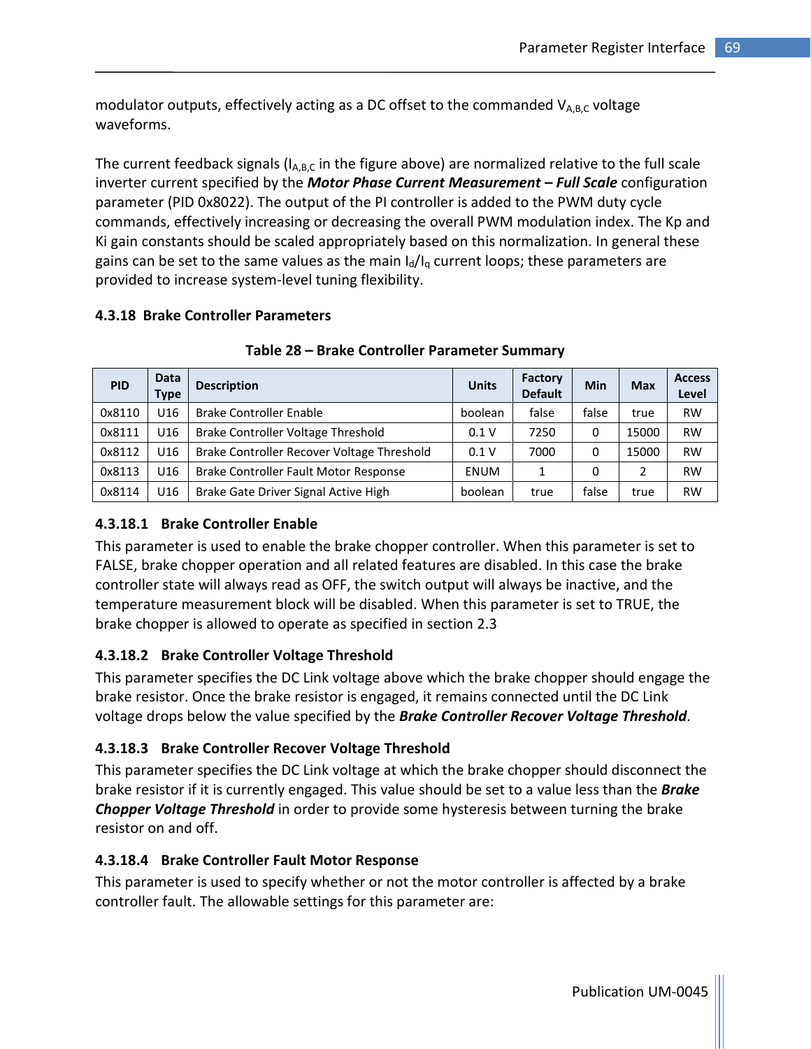modulator outputs, effectively acting as a DC offset to the commanded $V_{A,B,C}$ voltage waveforms.

The current feedback signals ($I_{A,B,C}$ in the figure above) are normalized relative to the full scale inverter current specified by the ***Motor Phase Current Measurement – Full Scale*** configuration parameter (PID 0x8022). The output of the PI controller is added to the PWM duty cycle commands, effectively increasing or decreasing the overall PWM modulation index. The Kp and Ki gain constants should be scaled appropriately based on this normalization. In general these gains can be set to the same values as the main $I_d/I_q$ current loops; these parameters are provided to increase system-level tuning flexibility.

### 4.3.18 Brake Controller Parameters

**Table 28 – Brake Controller Parameter Summary**

| PID | Data Type | Description | Units | Factory Default | Min | Max | Access Level |
|---|---|---|---|---|---|---|---|
| 0x8110 | U16 | Brake Controller Enable | boolean | false | false | true | RW |
| 0x8111 | U16 | Brake Controller Voltage Threshold | 0.1 V | 7250 | 0 | 15000 | RW |
| 0x8112 | U16 | Brake Controller Recover Voltage Threshold | 0.1 V | 7000 | 0 | 15000 | RW |
| 0x8113 | U16 | Brake Controller Fault Motor Response | ENUM | 1 | 0 | 2 | RW |
| 0x8114 | U16 | Brake Gate Driver Signal Active High | boolean | true | false | true | RW |

#### 4.3.18.1 Brake Controller Enable

This parameter is used to enable the brake chopper controller. When this parameter is set to FALSE, brake chopper operation and all related features are disabled. In this case the brake controller state will always read as OFF, the switch output will always be inactive, and the temperature measurement block will be disabled. When this parameter is set to TRUE, the brake chopper is allowed to operate as specified in section 2.3

#### 4.3.18.2 Brake Controller Voltage Threshold

This parameter specifies the DC Link voltage above which the brake chopper should engage the brake resistor. Once the brake resistor is engaged, it remains connected until the DC Link voltage drops below the value specified by the ***Brake Controller Recover Voltage Threshold***.

#### 4.3.18.3 Brake Controller Recover Voltage Threshold

This parameter specifies the DC Link voltage at which the brake chopper should disconnect the brake resistor if it is currently engaged. This value should be set to a value less than the ***Brake Chopper Voltage Threshold*** in order to provide some hysteresis between turning the brake resistor on and off.

#### 4.3.18.4 Brake Controller Fault Motor Response

This parameter is used to specify whether or not the motor controller is affected by a brake controller fault. The allowable settings for this parameter are: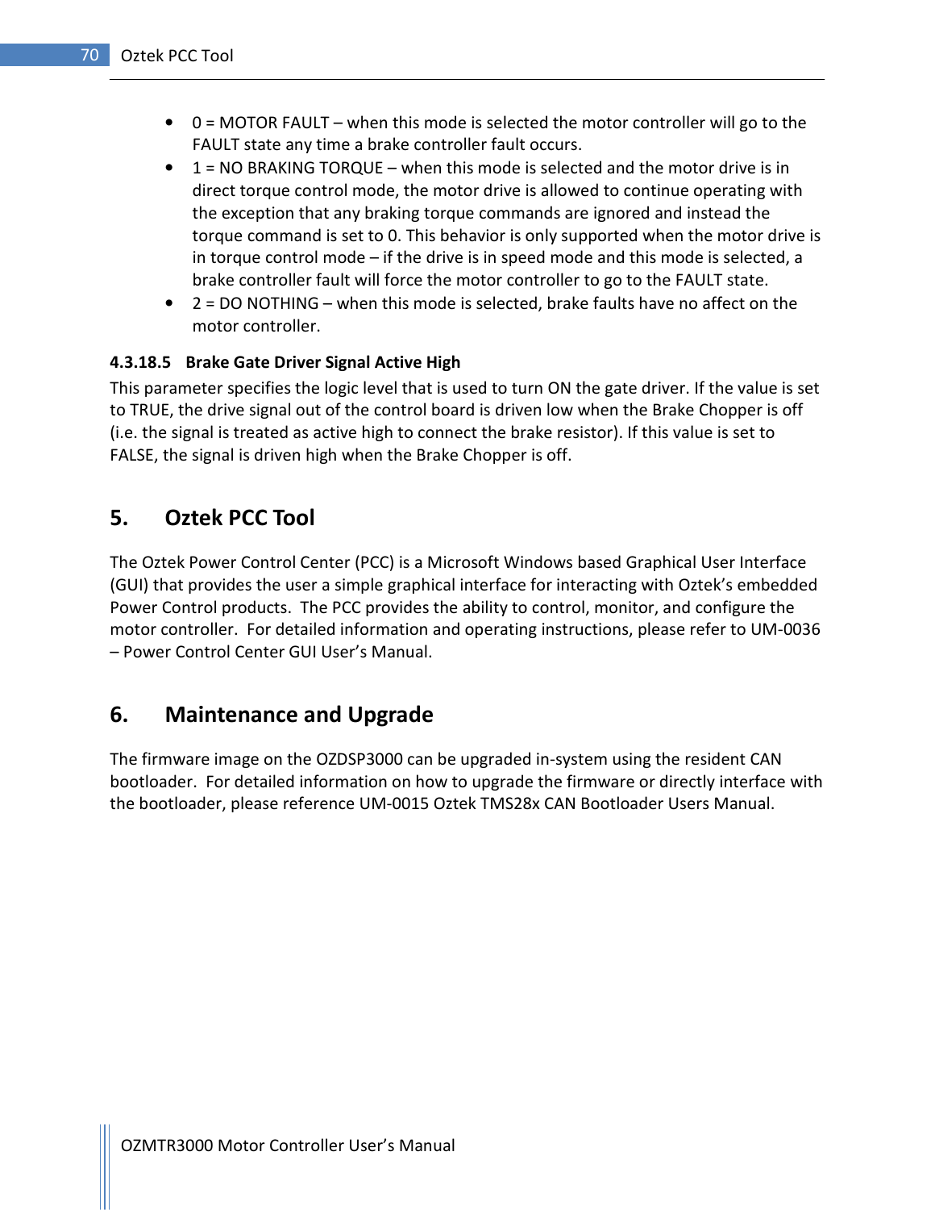- 0 = MOTOR FAULT – when this mode is selected the motor controller will go to the FAULT state any time a brake controller fault occurs.
- 1 = NO BRAKING TORQUE – when this mode is selected and the motor drive is in direct torque control mode, the motor drive is allowed to continue operating with the exception that any braking torque commands are ignored and instead the torque command is set to 0. This behavior is only supported when the motor drive is in torque control mode – if the drive is in speed mode and this mode is selected, a brake controller fault will force the motor controller to go to the FAULT state.
- 2 = DO NOTHING – when this mode is selected, brake faults have no affect on the motor controller.

#### 4.3.18.5 Brake Gate Driver Signal Active High

This parameter specifies the logic level that is used to turn ON the gate driver. If the value is set to TRUE, the drive signal out of the control board is driven low when the Brake Chopper is off (i.e. the signal is treated as active high to connect the brake resistor). If this value is set to FALSE, the signal is driven high when the Brake Chopper is off.

# 5. Oztek PCC Tool

The Oztek Power Control Center (PCC) is a Microsoft Windows based Graphical User Interface (GUI) that provides the user a simple graphical interface for interacting with Oztek's embedded Power Control products. The PCC provides the ability to control, monitor, and configure the motor controller. For detailed information and operating instructions, please refer to UM-0036 – Power Control Center GUI User's Manual.

# 6. Maintenance and Upgrade

The firmware image on the OZDSP3000 can be upgraded in-system using the resident CAN bootloader. For detailed information on how to upgrade the firmware or directly interface with the bootloader, please reference UM-0015 Oztek TMS28x CAN Bootloader Users Manual.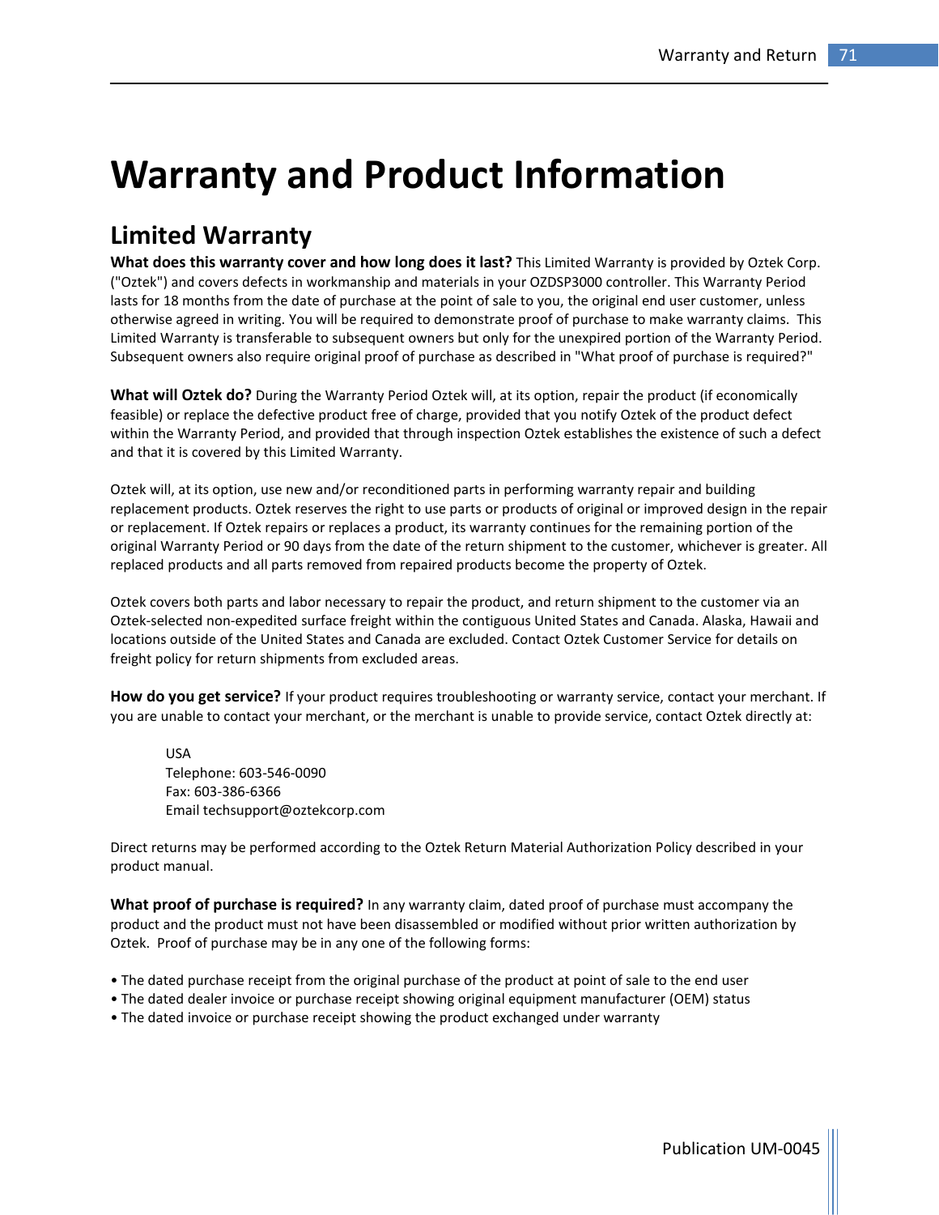# Warranty and Product Information

## Limited Warranty

**What does this warranty cover and how long does it last?** This Limited Warranty is provided by Oztek Corp. ("Oztek") and covers defects in workmanship and materials in your OZDSP3000 controller. This Warranty Period lasts for 18 months from the date of purchase at the point of sale to you, the original end user customer, unless otherwise agreed in writing. You will be required to demonstrate proof of purchase to make warranty claims. This Limited Warranty is transferable to subsequent owners but only for the unexpired portion of the Warranty Period. Subsequent owners also require original proof of purchase as described in "What proof of purchase is required?"

**What will Oztek do?** During the Warranty Period Oztek will, at its option, repair the product (if economically feasible) or replace the defective product free of charge, provided that you notify Oztek of the product defect within the Warranty Period, and provided that through inspection Oztek establishes the existence of such a defect and that it is covered by this Limited Warranty.

Oztek will, at its option, use new and/or reconditioned parts in performing warranty repair and building replacement products. Oztek reserves the right to use parts or products of original or improved design in the repair or replacement. If Oztek repairs or replaces a product, its warranty continues for the remaining portion of the original Warranty Period or 90 days from the date of the return shipment to the customer, whichever is greater. All replaced products and all parts removed from repaired products become the property of Oztek.

Oztek covers both parts and labor necessary to repair the product, and return shipment to the customer via an Oztek-selected non-expedited surface freight within the contiguous United States and Canada. Alaska, Hawaii and locations outside of the United States and Canada are excluded. Contact Oztek Customer Service for details on freight policy for return shipments from excluded areas.

**How do you get service?** If your product requires troubleshooting or warranty service, contact your merchant. If you are unable to contact your merchant, or the merchant is unable to provide service, contact Oztek directly at:

> USA
> Telephone: 603-546-0090
> Fax: 603-386-6366
> Email techsupport@oztekcorp.com

Direct returns may be performed according to the Oztek Return Material Authorization Policy described in your product manual.

**What proof of purchase is required?** In any warranty claim, dated proof of purchase must accompany the product and the product must not have been disassembled or modified without prior written authorization by Oztek. Proof of purchase may be in any one of the following forms:

- The dated purchase receipt from the original purchase of the product at point of sale to the end user
- The dated dealer invoice or purchase receipt showing original equipment manufacturer (OEM) status
- The dated invoice or purchase receipt showing the product exchanged under warranty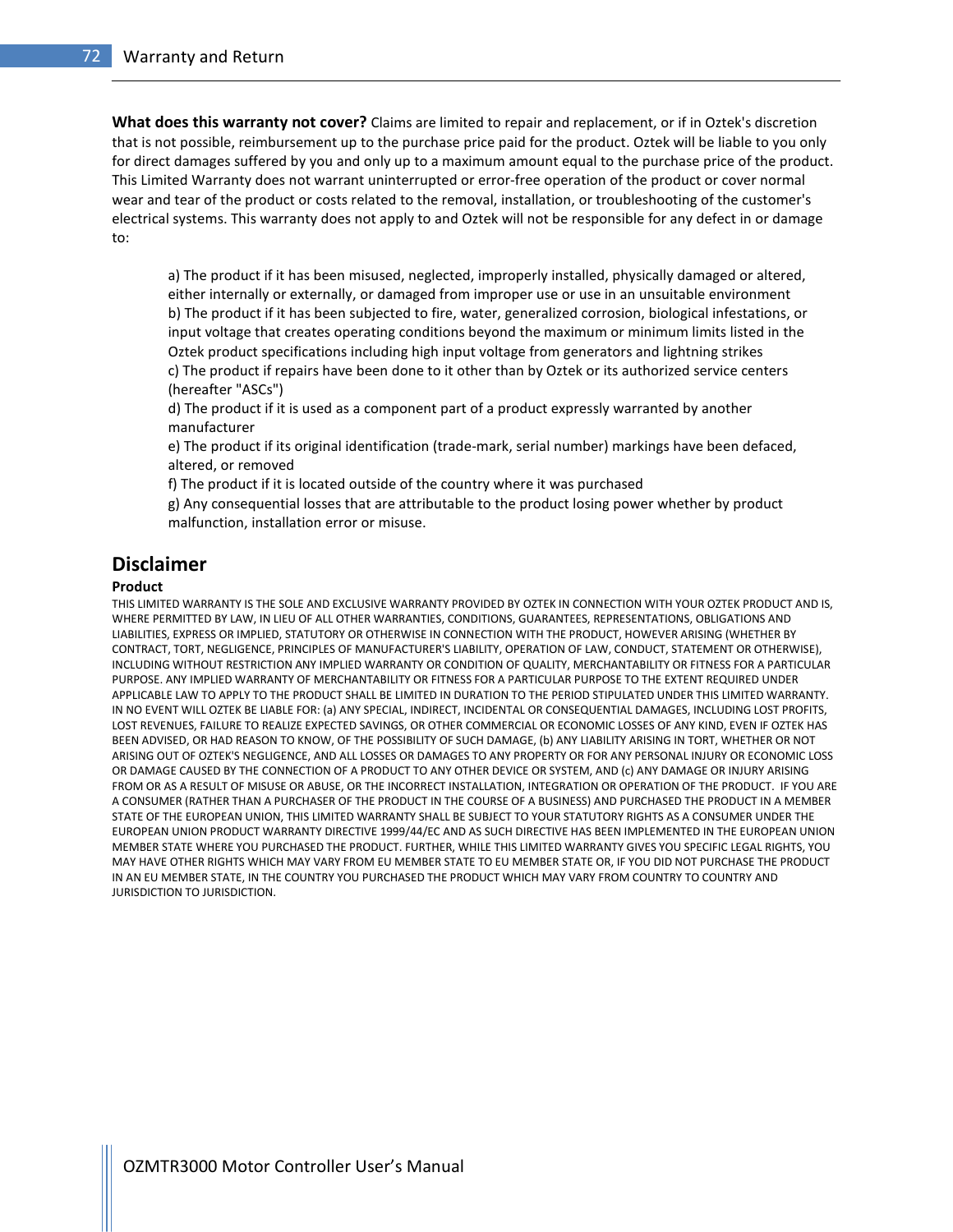**What does this warranty not cover?** Claims are limited to repair and replacement, or if in Oztek's discretion that is not possible, reimbursement up to the purchase price paid for the product. Oztek will be liable to you only for direct damages suffered by you and only up to a maximum amount equal to the purchase price of the product. This Limited Warranty does not warrant uninterrupted or error-free operation of the product or cover normal wear and tear of the product or costs related to the removal, installation, or troubleshooting of the customer's electrical systems. This warranty does not apply to and Oztek will not be responsible for any defect in or damage to:

a) The product if it has been misused, neglected, improperly installed, physically damaged or altered, either internally or externally, or damaged from improper use or use in an unsuitable environment
b) The product if it has been subjected to fire, water, generalized corrosion, biological infestations, or input voltage that creates operating conditions beyond the maximum or minimum limits listed in the Oztek product specifications including high input voltage from generators and lightning strikes
c) The product if repairs have been done to it other than by Oztek or its authorized service centers (hereafter "ASCs")
d) The product if it is used as a component part of a product expressly warranted by another manufacturer
e) The product if its original identification (trade-mark, serial number) markings have been defaced, altered, or removed
f) The product if it is located outside of the country where it was purchased
g) Any consequential losses that are attributable to the product losing power whether by product malfunction, installation error or misuse.

## Disclaimer

**Product**

THIS LIMITED WARRANTY IS THE SOLE AND EXCLUSIVE WARRANTY PROVIDED BY OZTEK IN CONNECTION WITH YOUR OZTEK PRODUCT AND IS, WHERE PERMITTED BY LAW, IN LIEU OF ALL OTHER WARRANTIES, CONDITIONS, GUARANTEES, REPRESENTATIONS, OBLIGATIONS AND LIABILITIES, EXPRESS OR IMPLIED, STATUTORY OR OTHERWISE IN CONNECTION WITH THE PRODUCT, HOWEVER ARISING (WHETHER BY CONTRACT, TORT, NEGLIGENCE, PRINCIPLES OF MANUFACTURER'S LIABILITY, OPERATION OF LAW, CONDUCT, STATEMENT OR OTHERWISE), INCLUDING WITHOUT RESTRICTION ANY IMPLIED WARRANTY OR CONDITION OF QUALITY, MERCHANTABILITY OR FITNESS FOR A PARTICULAR PURPOSE. ANY IMPLIED WARRANTY OF MERCHANTABILITY OR FITNESS FOR A PARTICULAR PURPOSE TO THE EXTENT REQUIRED UNDER APPLICABLE LAW TO APPLY TO THE PRODUCT SHALL BE LIMITED IN DURATION TO THE PERIOD STIPULATED UNDER THIS LIMITED WARRANTY. IN NO EVENT WILL OZTEK BE LIABLE FOR: (a) ANY SPECIAL, INDIRECT, INCIDENTAL OR CONSEQUENTIAL DAMAGES, INCLUDING LOST PROFITS, LOST REVENUES, FAILURE TO REALIZE EXPECTED SAVINGS, OR OTHER COMMERCIAL OR ECONOMIC LOSSES OF ANY KIND, EVEN IF OZTEK HAS BEEN ADVISED, OR HAD REASON TO KNOW, OF THE POSSIBILITY OF SUCH DAMAGE, (b) ANY LIABILITY ARISING IN TORT, WHETHER OR NOT ARISING OUT OF OZTEK'S NEGLIGENCE, AND ALL LOSSES OR DAMAGES TO ANY PROPERTY OR FOR ANY PERSONAL INJURY OR ECONOMIC LOSS OR DAMAGE CAUSED BY THE CONNECTION OF A PRODUCT TO ANY OTHER DEVICE OR SYSTEM, AND (c) ANY DAMAGE OR INJURY ARISING FROM OR AS A RESULT OF MISUSE OR ABUSE, OR THE INCORRECT INSTALLATION, INTEGRATION OR OPERATION OF THE PRODUCT. IF YOU ARE A CONSUMER (RATHER THAN A PURCHASER OF THE PRODUCT IN THE COURSE OF A BUSINESS) AND PURCHASED THE PRODUCT IN A MEMBER STATE OF THE EUROPEAN UNION, THIS LIMITED WARRANTY SHALL BE SUBJECT TO YOUR STATUTORY RIGHTS AS A CONSUMER UNDER THE EUROPEAN UNION PRODUCT WARRANTY DIRECTIVE 1999/44/EC AND AS SUCH DIRECTIVE HAS BEEN IMPLEMENTED IN THE EUROPEAN UNION MEMBER STATE WHERE YOU PURCHASED THE PRODUCT. FURTHER, WHILE THIS LIMITED WARRANTY GIVES YOU SPECIFIC LEGAL RIGHTS, YOU MAY HAVE OTHER RIGHTS WHICH MAY VARY FROM EU MEMBER STATE TO EU MEMBER STATE OR, IF YOU DID NOT PURCHASE THE PRODUCT IN AN EU MEMBER STATE, IN THE COUNTRY YOU PURCHASED THE PRODUCT WHICH MAY VARY FROM COUNTRY TO COUNTRY AND JURISDICTION TO JURISDICTION.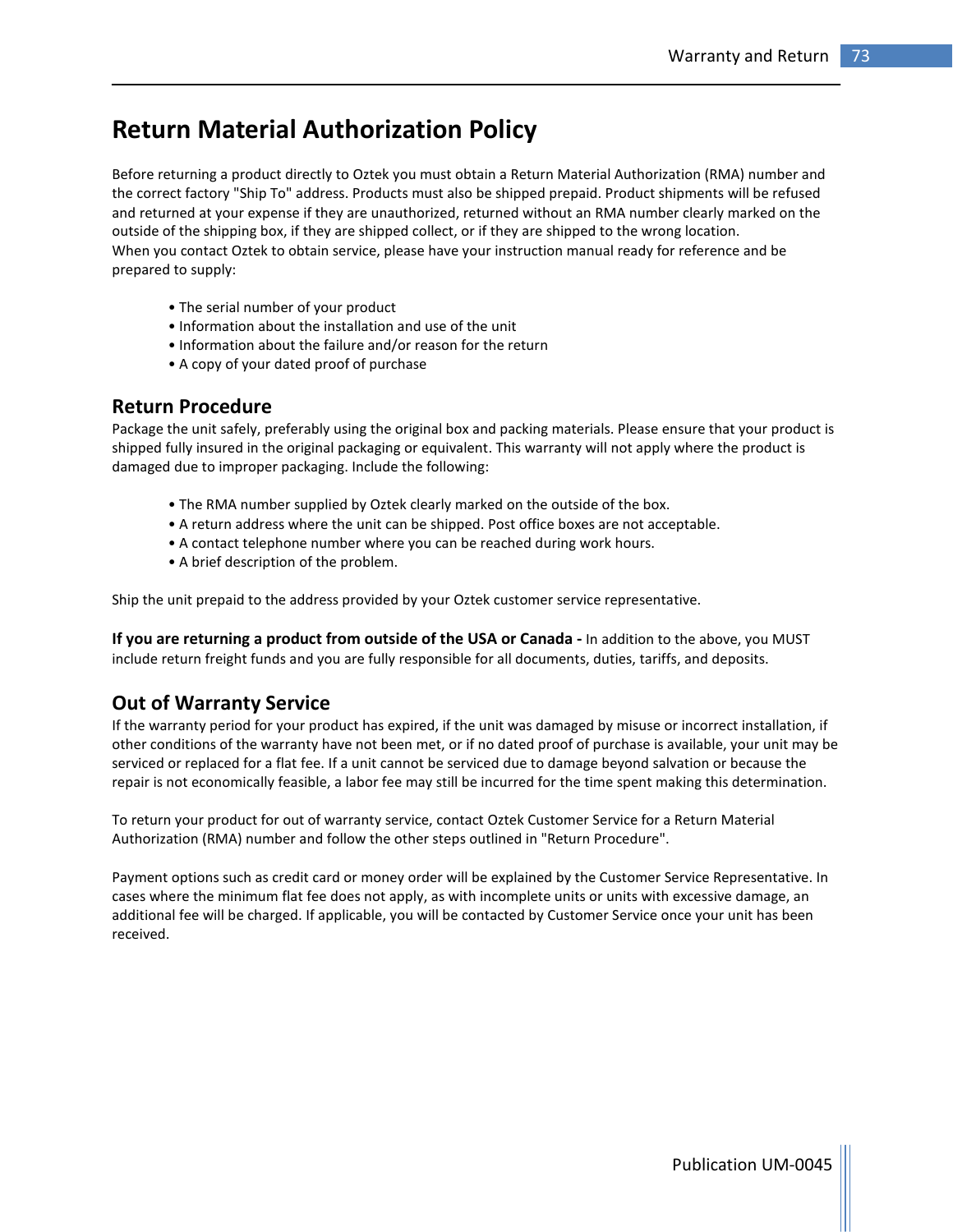# Return Material Authorization Policy

Before returning a product directly to Oztek you must obtain a Return Material Authorization (RMA) number and the correct factory "Ship To" address. Products must also be shipped prepaid. Product shipments will be refused and returned at your expense if they are unauthorized, returned without an RMA number clearly marked on the outside of the shipping box, if they are shipped collect, or if they are shipped to the wrong location.
When you contact Oztek to obtain service, please have your instruction manual ready for reference and be prepared to supply:

- The serial number of your product
- Information about the installation and use of the unit
- Information about the failure and/or reason for the return
- A copy of your dated proof of purchase

## Return Procedure

Package the unit safely, preferably using the original box and packing materials. Please ensure that your product is shipped fully insured in the original packaging or equivalent. This warranty will not apply where the product is damaged due to improper packaging. Include the following:

- The RMA number supplied by Oztek clearly marked on the outside of the box.
- A return address where the unit can be shipped. Post office boxes are not acceptable.
- A contact telephone number where you can be reached during work hours.
- A brief description of the problem.

Ship the unit prepaid to the address provided by your Oztek customer service representative.

**If you are returning a product from outside of the USA or Canada -** In addition to the above, you MUST include return freight funds and you are fully responsible for all documents, duties, tariffs, and deposits.

## Out of Warranty Service

If the warranty period for your product has expired, if the unit was damaged by misuse or incorrect installation, if other conditions of the warranty have not been met, or if no dated proof of purchase is available, your unit may be serviced or replaced for a flat fee. If a unit cannot be serviced due to damage beyond salvation or because the repair is not economically feasible, a labor fee may still be incurred for the time spent making this determination.

To return your product for out of warranty service, contact Oztek Customer Service for a Return Material Authorization (RMA) number and follow the other steps outlined in "Return Procedure".

Payment options such as credit card or money order will be explained by the Customer Service Representative. In cases where the minimum flat fee does not apply, as with incomplete units or units with excessive damage, an additional fee will be charged. If applicable, you will be contacted by Customer Service once your unit has been received.